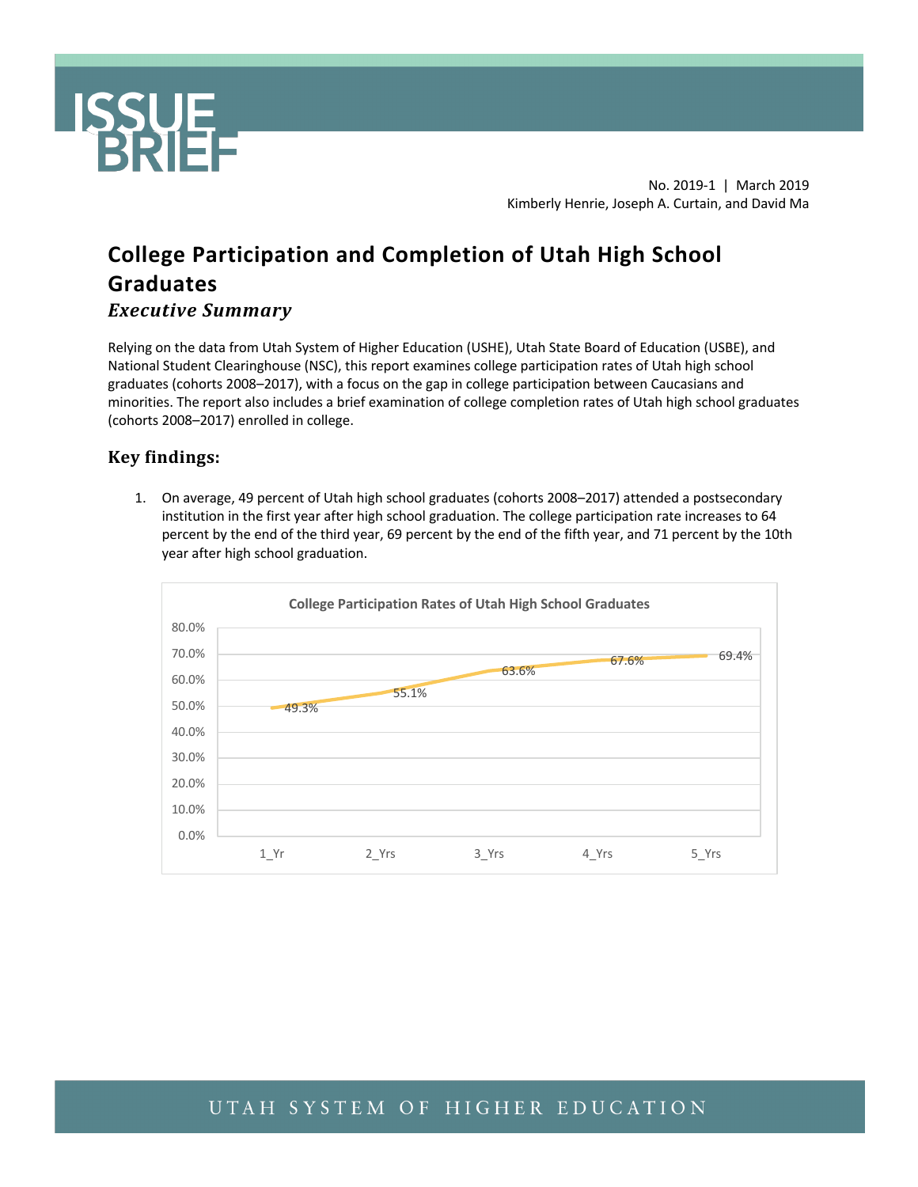# ISSUE BRIEF

No. 2019-1 | March 2019
Kimberly Henrie, Joseph A. Curtain, and David Ma

## College Participation and Completion of Utah High School Graduates

### *Executive Summary*

Relying on the data from Utah System of Higher Education (USHE), Utah State Board of Education (USBE), and National Student Clearinghouse (NSC), this report examines college participation rates of Utah high school graduates (cohorts 2008–2017), with a focus on the gap in college participation between Caucasians and minorities. The report also includes a brief examination of college completion rates of Utah high school graduates (cohorts 2008–2017) enrolled in college.

### Key findings:

1. On average, 49 percent of Utah high school graduates (cohorts 2008–2017) attended a postsecondary institution in the first year after high school graduation. The college participation rate increases to 64 percent by the end of the third year, 69 percent by the end of the fifth year, and 71 percent by the 10th year after high school graduation.

**College Participation Rates of Utah High School Graduates**

| | 1_Yr | 2_Yrs | 3_Yrs | 4_Yrs | 5_Yrs |
|---|---|---|---|---|---|
| Participation rate | 49.3% | 55.1% | 63.6% | 67.6% | 69.4% |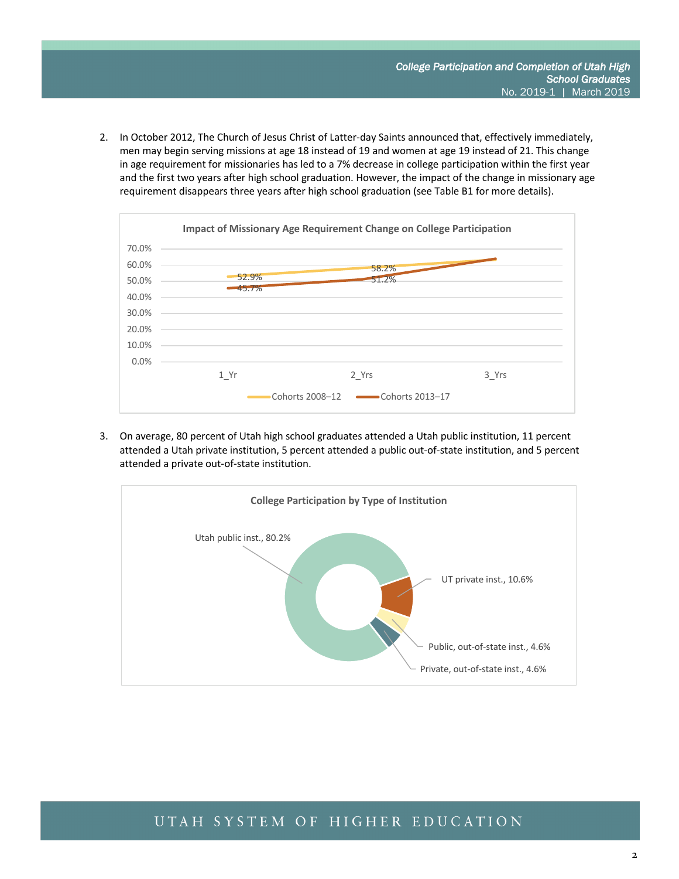2. In October 2012, The Church of Jesus Christ of Latter-day Saints announced that, effectively immediately, men may begin serving missions at age 18 instead of 19 and women at age 19 instead of 21. This change in age requirement for missionaries has led to a 7% decrease in college participation within the first year and the first two years after high school graduation. However, the impact of the change in missionary age requirement disappears three years after high school graduation (see Table B1 for more details).

**Impact of Missionary Age Requirement Change on College Participation**

| | 1_Yr | 2_Yrs | 3_Yrs |
|---|---|---|---|
| Cohorts 2008–12 | 52.9% | 58.2% | |
| Cohorts 2013–17 | 45.7% | 51.2% | |

3. On average, 80 percent of Utah high school graduates attended a Utah public institution, 11 percent attended a Utah private institution, 5 percent attended a public out-of-state institution, and 5 percent attended a private out-of-state institution.

**College Participation by Type of Institution**

- Utah public inst., 80.2%
- UT private inst., 10.6%
- Public, out-of-state inst., 4.6%
- Private, out-of-state inst., 4.6%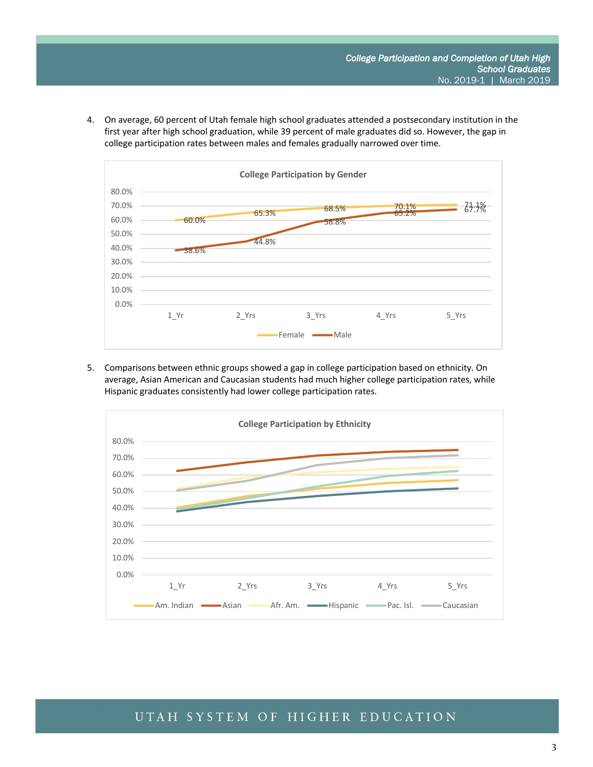4. On average, 60 percent of Utah female high school graduates attended a postsecondary institution in the first year after high school graduation, while 39 percent of male graduates did so. However, the gap in college participation rates between males and females gradually narrowed over time.

**College Participation by Gender**

| | 1_Yr | 2_Yrs | 3_Yrs | 4_Yrs | 5_Yrs |
|---|---|---|---|---|---|
| Female | 60.0% | 65.3% | 68.5% | 70.1% | 71.1% |
| Male | 38.6% | 44.8% | 58.8% | 65.2% | 67.7% |

5. Comparisons between ethnic groups showed a gap in college participation based on ethnicity. On average, Asian American and Caucasian students had much higher college participation rates, while Hispanic graduates consistently had lower college participation rates.

**College Participation by Ethnicity**

Series: Am. Indian, Asian, Afr. Am., Hispanic, Pac. Isl., Caucasian (1_Yr through 5_Yrs)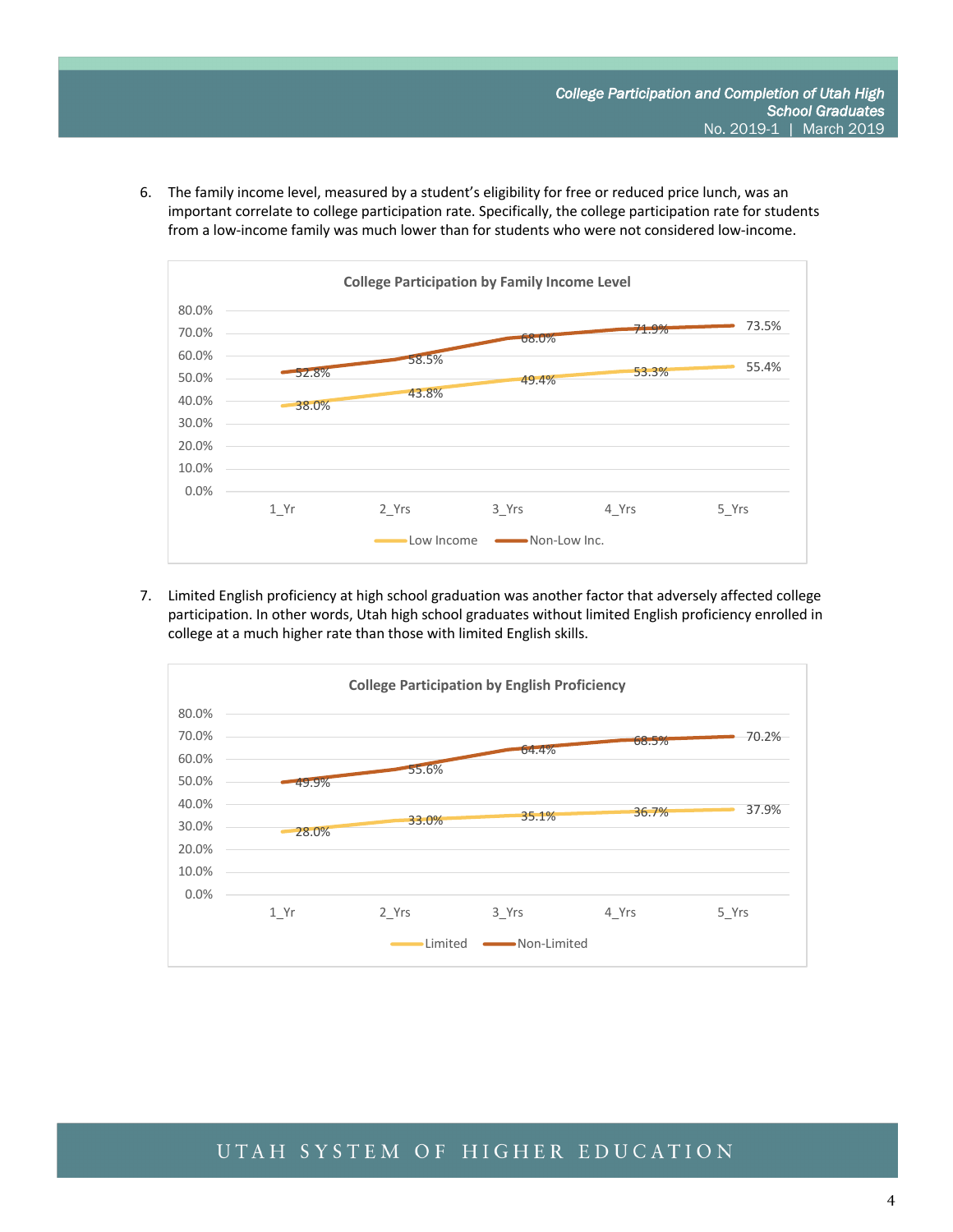6. The family income level, measured by a student's eligibility for free or reduced price lunch, was an important correlate to college participation rate. Specifically, the college participation rate for students from a low-income family was much lower than for students who were not considered low-income.

**College Participation by Family Income Level**

| | 1_Yr | 2_Yrs | 3_Yrs | 4_Yrs | 5_Yrs |
|---|---|---|---|---|---|
| Low Income | 38.0% | 43.8% | 49.4% | 53.3% | 55.4% |
| Non-Low Inc. | 52.8% | 58.5% | 68.0% | 71.9% | 73.5% |

7. Limited English proficiency at high school graduation was another factor that adversely affected college participation. In other words, Utah high school graduates without limited English proficiency enrolled in college at a much higher rate than those with limited English skills.

**College Participation by English Proficiency**

| | 1_Yr | 2_Yrs | 3_Yrs | 4_Yrs | 5_Yrs |
|---|---|---|---|---|---|
| Limited | 28.0% | 33.0% | 35.1% | 36.7% | 37.9% |
| Non-Limited | 49.9% | 55.6% | 64.4% | 68.5% | 70.2% |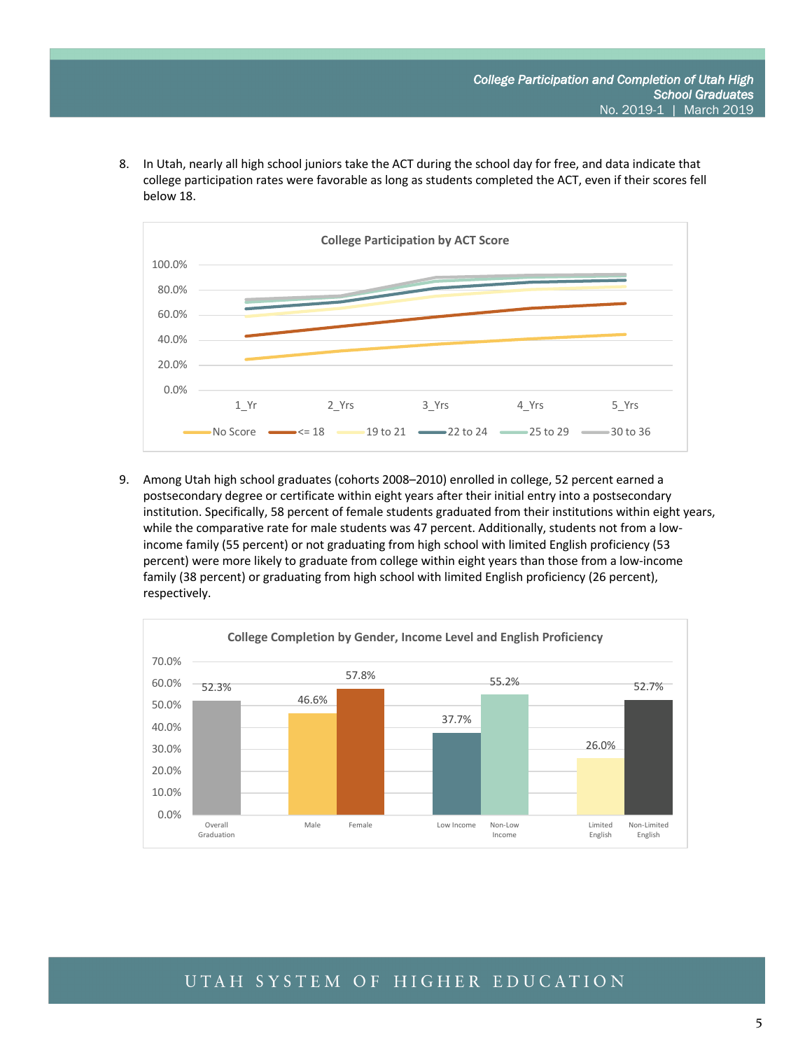8. In Utah, nearly all high school juniors take the ACT during the school day for free, and data indicate that college participation rates were favorable as long as students completed the ACT, even if their scores fell below 18.

**College Participation by ACT Score**

9. Among Utah high school graduates (cohorts 2008–2010) enrolled in college, 52 percent earned a postsecondary degree or certificate within eight years after their initial entry into a postsecondary institution. Specifically, 58 percent of female students graduated from their institutions within eight years, while the comparative rate for male students was 47 percent. Additionally, students not from a low-income family (55 percent) or not graduating from high school with limited English proficiency (53 percent) were more likely to graduate from college within eight years than those from a low-income family (38 percent) or graduating from high school with limited English proficiency (26 percent), respectively.

**College Completion by Gender, Income Level and English Proficiency**

| Overall Graduation | Male | Female | Low Income | Non-Low Income | Limited English | Non-Limited English |
|---|---|---|---|---|---|---|
| 52.3% | 46.6% | 57.8% | 37.7% | 55.2% | 26.0% | 52.7% |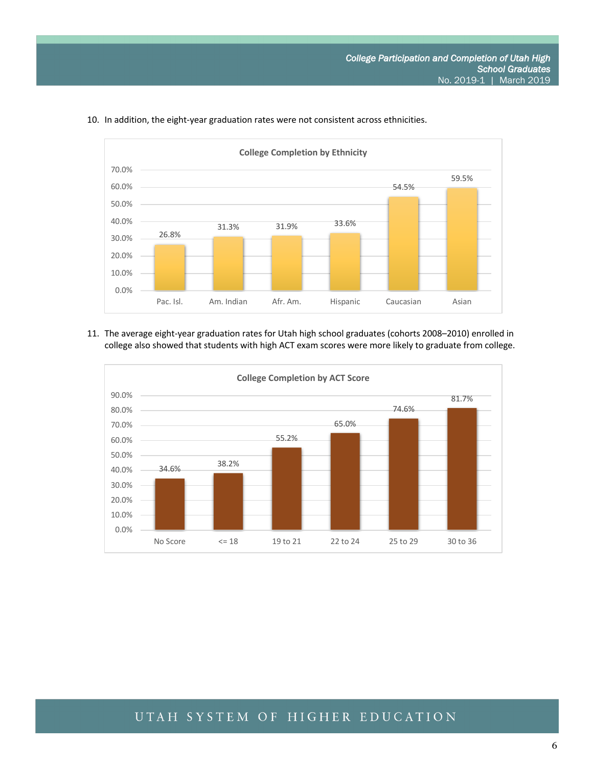10. In addition, the eight-year graduation rates were not consistent across ethnicities.

**College Completion by Ethnicity**

| Ethnicity | College Completion |
|---|---|
| Pac. Isl. | 26.8% |
| Am. Indian | 31.3% |
| Afr. Am. | 31.9% |
| Hispanic | 33.6% |
| Caucasian | 54.5% |
| Asian | 59.5% |

11. The average eight-year graduation rates for Utah high school graduates (cohorts 2008–2010) enrolled in college also showed that students with high ACT exam scores were more likely to graduate from college.

**College Completion by ACT Score**

| ACT Score | College Completion |
|---|---|
| No Score | 34.6% |
| <= 18 | 38.2% |
| 19 to 21 | 55.2% |
| 22 to 24 | 65.0% |
| 25 to 29 | 74.6% |
| 30 to 36 | 81.7% |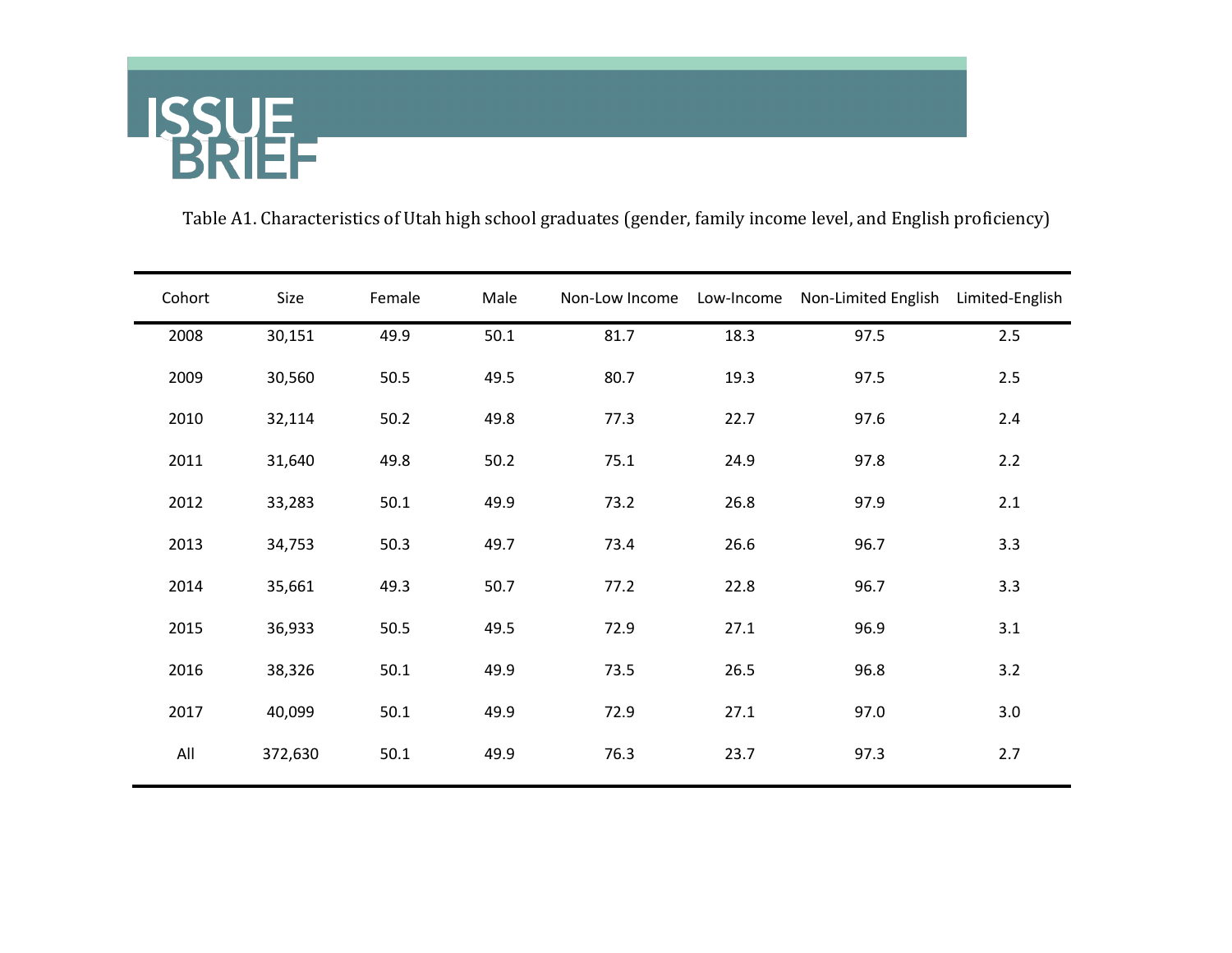Table A1. Characteristics of Utah high school graduates (gender, family income level, and English proficiency)

| Cohort | Size | Female | Male | Non-Low Income | Low-Income | Non-Limited English | Limited-English |
|---|---|---|---|---|---|---|---|
| 2008 | 30,151 | 49.9 | 50.1 | 81.7 | 18.3 | 97.5 | 2.5 |
| 2009 | 30,560 | 50.5 | 49.5 | 80.7 | 19.3 | 97.5 | 2.5 |
| 2010 | 32,114 | 50.2 | 49.8 | 77.3 | 22.7 | 97.6 | 2.4 |
| 2011 | 31,640 | 49.8 | 50.2 | 75.1 | 24.9 | 97.8 | 2.2 |
| 2012 | 33,283 | 50.1 | 49.9 | 73.2 | 26.8 | 97.9 | 2.1 |
| 2013 | 34,753 | 50.3 | 49.7 | 73.4 | 26.6 | 96.7 | 3.3 |
| 2014 | 35,661 | 49.3 | 50.7 | 77.2 | 22.8 | 96.7 | 3.3 |
| 2015 | 36,933 | 50.5 | 49.5 | 72.9 | 27.1 | 96.9 | 3.1 |
| 2016 | 38,326 | 50.1 | 49.9 | 73.5 | 26.5 | 96.8 | 3.2 |
| 2017 | 40,099 | 50.1 | 49.9 | 72.9 | 27.1 | 97.0 | 3.0 |
| All | 372,630 | 50.1 | 49.9 | 76.3 | 23.7 | 97.3 | 2.7 |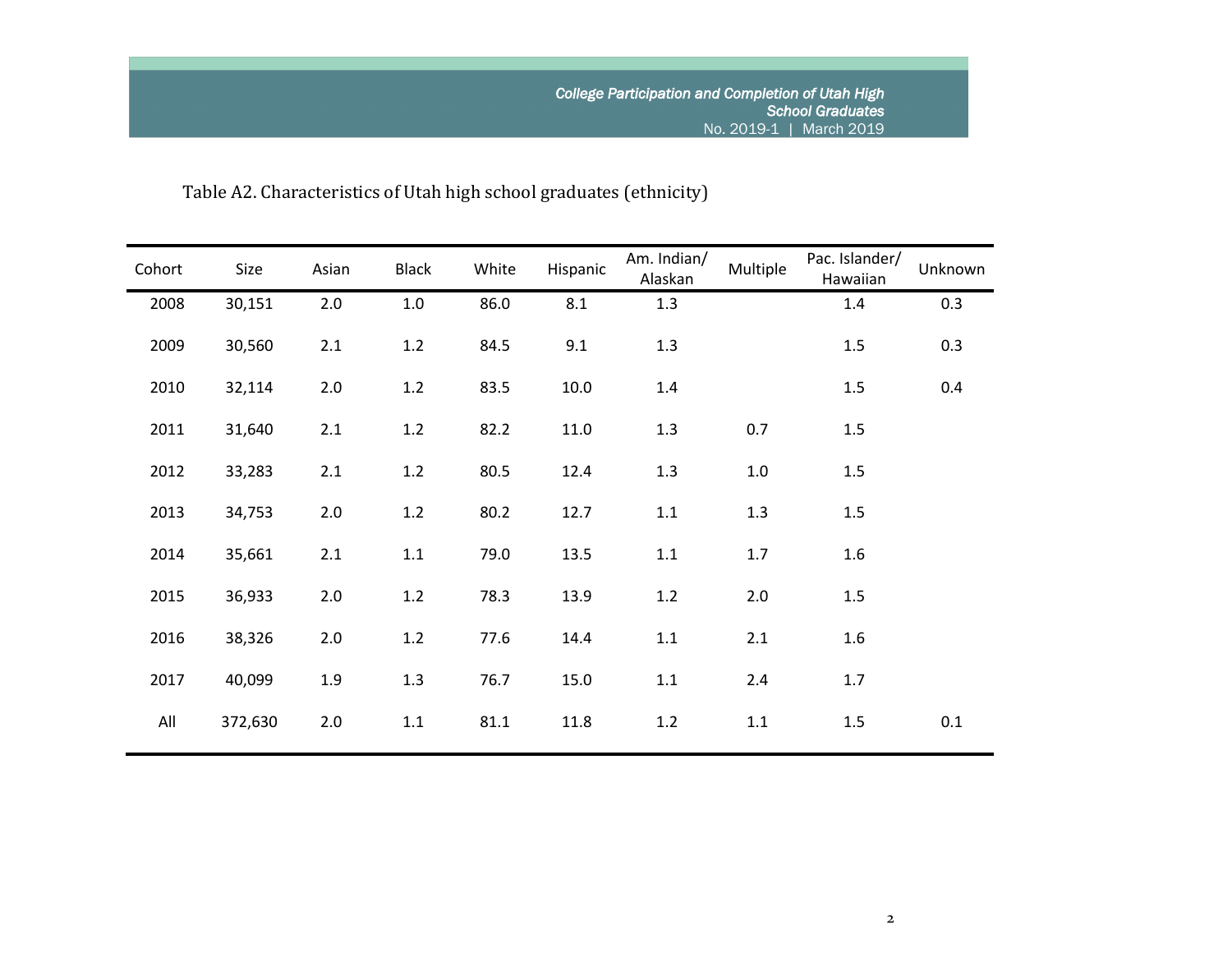Table A2. Characteristics of Utah high school graduates (ethnicity)

| Cohort | Size | Asian | Black | White | Hispanic | Am. Indian/ Alaskan | Multiple | Pac. Islander/ Hawaiian | Unknown |
|---|---|---|---|---|---|---|---|---|---|
| 2008 | 30,151 | 2.0 | 1.0 | 86.0 | 8.1 | 1.3 | | 1.4 | 0.3 |
| 2009 | 30,560 | 2.1 | 1.2 | 84.5 | 9.1 | 1.3 | | 1.5 | 0.3 |
| 2010 | 32,114 | 2.0 | 1.2 | 83.5 | 10.0 | 1.4 | | 1.5 | 0.4 |
| 2011 | 31,640 | 2.1 | 1.2 | 82.2 | 11.0 | 1.3 | 0.7 | 1.5 | |
| 2012 | 33,283 | 2.1 | 1.2 | 80.5 | 12.4 | 1.3 | 1.0 | 1.5 | |
| 2013 | 34,753 | 2.0 | 1.2 | 80.2 | 12.7 | 1.1 | 1.3 | 1.5 | |
| 2014 | 35,661 | 2.1 | 1.1 | 79.0 | 13.5 | 1.1 | 1.7 | 1.6 | |
| 2015 | 36,933 | 2.0 | 1.2 | 78.3 | 13.9 | 1.2 | 2.0 | 1.5 | |
| 2016 | 38,326 | 2.0 | 1.2 | 77.6 | 14.4 | 1.1 | 2.1 | 1.6 | |
| 2017 | 40,099 | 1.9 | 1.3 | 76.7 | 15.0 | 1.1 | 2.4 | 1.7 | |
| All | 372,630 | 2.0 | 1.1 | 81.1 | 11.8 | 1.2 | 1.1 | 1.5 | 0.1 |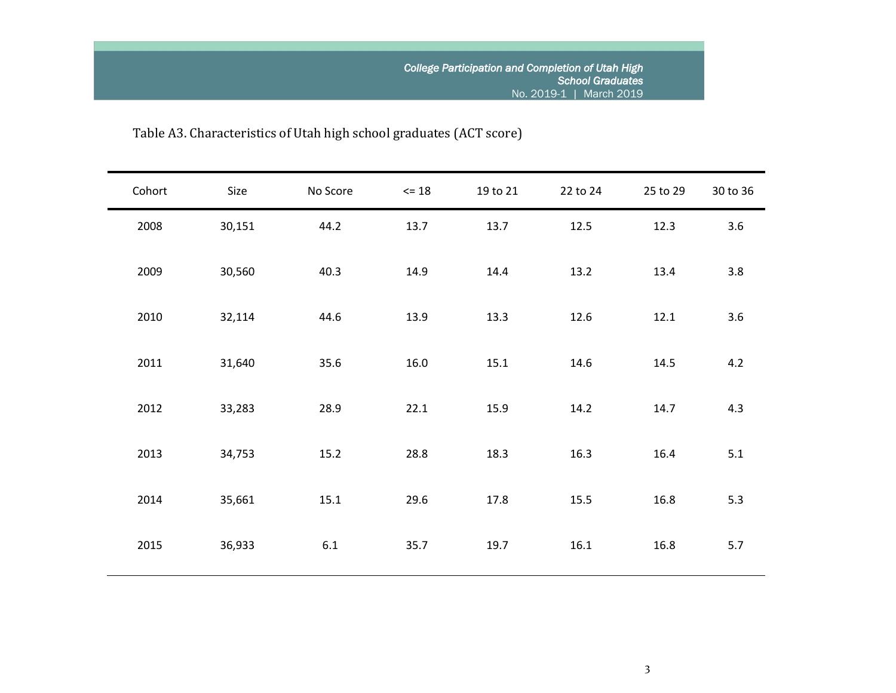Table A3. Characteristics of Utah high school graduates (ACT score)

| Cohort | Size | No Score | <= 18 | 19 to 21 | 22 to 24 | 25 to 29 | 30 to 36 |
|---|---|---|---|---|---|---|---|
| 2008 | 30,151 | 44.2 | 13.7 | 13.7 | 12.5 | 12.3 | 3.6 |
| 2009 | 30,560 | 40.3 | 14.9 | 14.4 | 13.2 | 13.4 | 3.8 |
| 2010 | 32,114 | 44.6 | 13.9 | 13.3 | 12.6 | 12.1 | 3.6 |
| 2011 | 31,640 | 35.6 | 16.0 | 15.1 | 14.6 | 14.5 | 4.2 |
| 2012 | 33,283 | 28.9 | 22.1 | 15.9 | 14.2 | 14.7 | 4.3 |
| 2013 | 34,753 | 15.2 | 28.8 | 18.3 | 16.3 | 16.4 | 5.1 |
| 2014 | 35,661 | 15.1 | 29.6 | 17.8 | 15.5 | 16.8 | 5.3 |
| 2015 | 36,933 | 6.1 | 35.7 | 19.7 | 16.1 | 16.8 | 5.7 |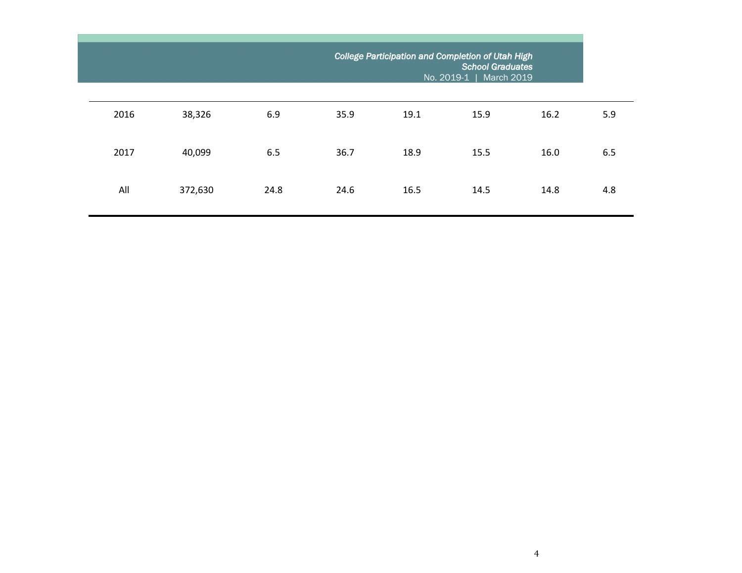| | | | | | | | |
|---|---|---|---|---|---|---|---|
| 2016 | 38,326 | 6.9 | 35.9 | 19.1 | 15.9 | 16.2 | 5.9 |
| 2017 | 40,099 | 6.5 | 36.7 | 18.9 | 15.5 | 16.0 | 6.5 |
| All | 372,630 | 24.8 | 24.6 | 16.5 | 14.5 | 14.8 | 4.8 |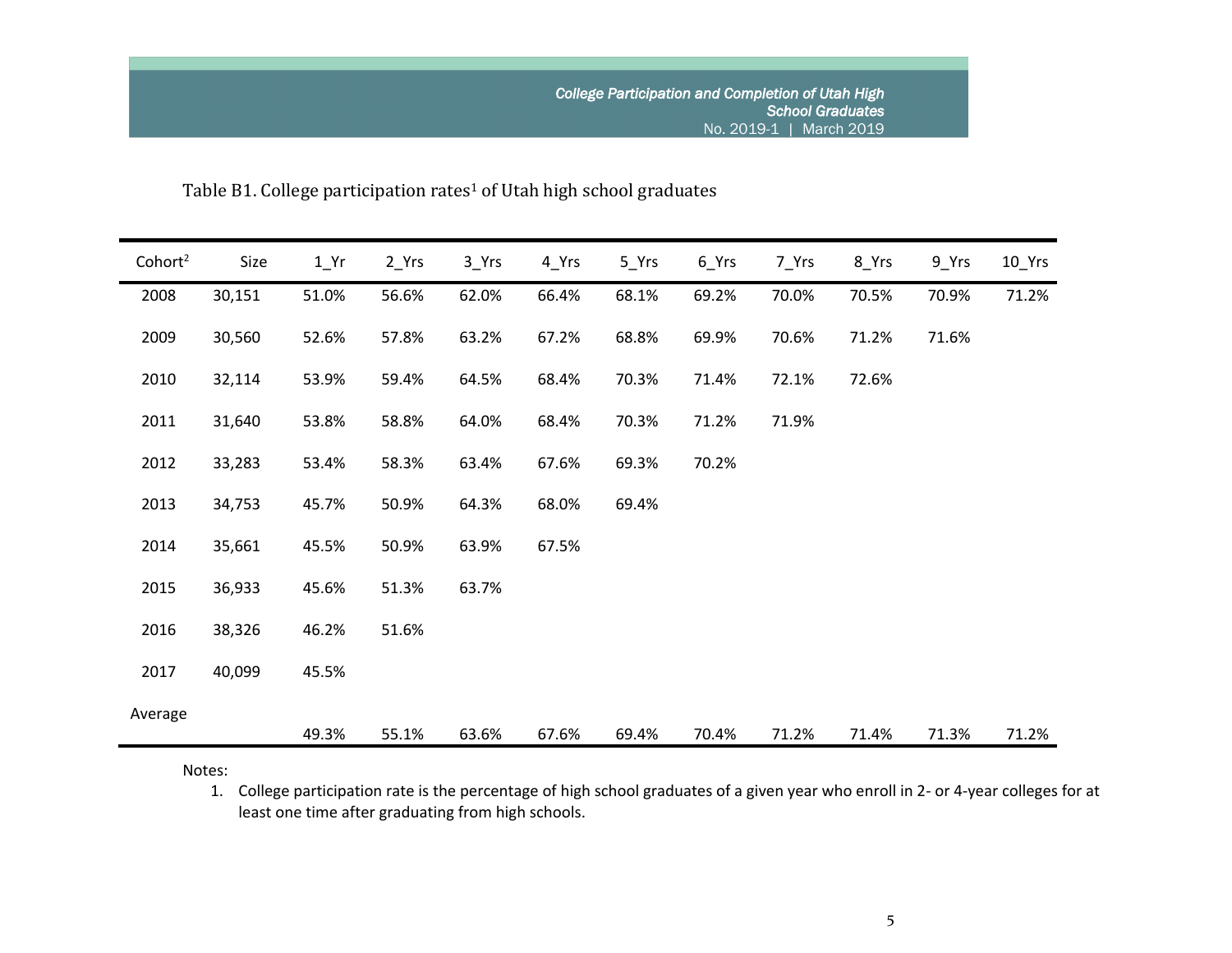Table B1. College participation rates[1] of Utah high school graduates

| Cohort[2] | Size | 1_Yr | 2_Yrs | 3_Yrs | 4_Yrs | 5_Yrs | 6_Yrs | 7_Yrs | 8_Yrs | 9_Yrs | 10_Yrs |
|---|---|---|---|---|---|---|---|---|---|---|---|
| 2008 | 30,151 | 51.0% | 56.6% | 62.0% | 66.4% | 68.1% | 69.2% | 70.0% | 70.5% | 70.9% | 71.2% |
| 2009 | 30,560 | 52.6% | 57.8% | 63.2% | 67.2% | 68.8% | 69.9% | 70.6% | 71.2% | 71.6% | |
| 2010 | 32,114 | 53.9% | 59.4% | 64.5% | 68.4% | 70.3% | 71.4% | 72.1% | 72.6% | | |
| 2011 | 31,640 | 53.8% | 58.8% | 64.0% | 68.4% | 70.3% | 71.2% | 71.9% | | | |
| 2012 | 33,283 | 53.4% | 58.3% | 63.4% | 67.6% | 69.3% | 70.2% | | | | |
| 2013 | 34,753 | 45.7% | 50.9% | 64.3% | 68.0% | 69.4% | | | | | |
| 2014 | 35,661 | 45.5% | 50.9% | 63.9% | 67.5% | | | | | | |
| 2015 | 36,933 | 45.6% | 51.3% | 63.7% | | | | | | | |
| 2016 | 38,326 | 46.2% | 51.6% | | | | | | | | |
| 2017 | 40,099 | 45.5% | | | | | | | | | |
| Average | | 49.3% | 55.1% | 63.6% | 67.6% | 69.4% | 70.4% | 71.2% | 71.4% | 71.3% | 71.2% |

Notes:

1. College participation rate is the percentage of high school graduates of a given year who enroll in 2- or 4-year colleges for at least one time after graduating from high schools.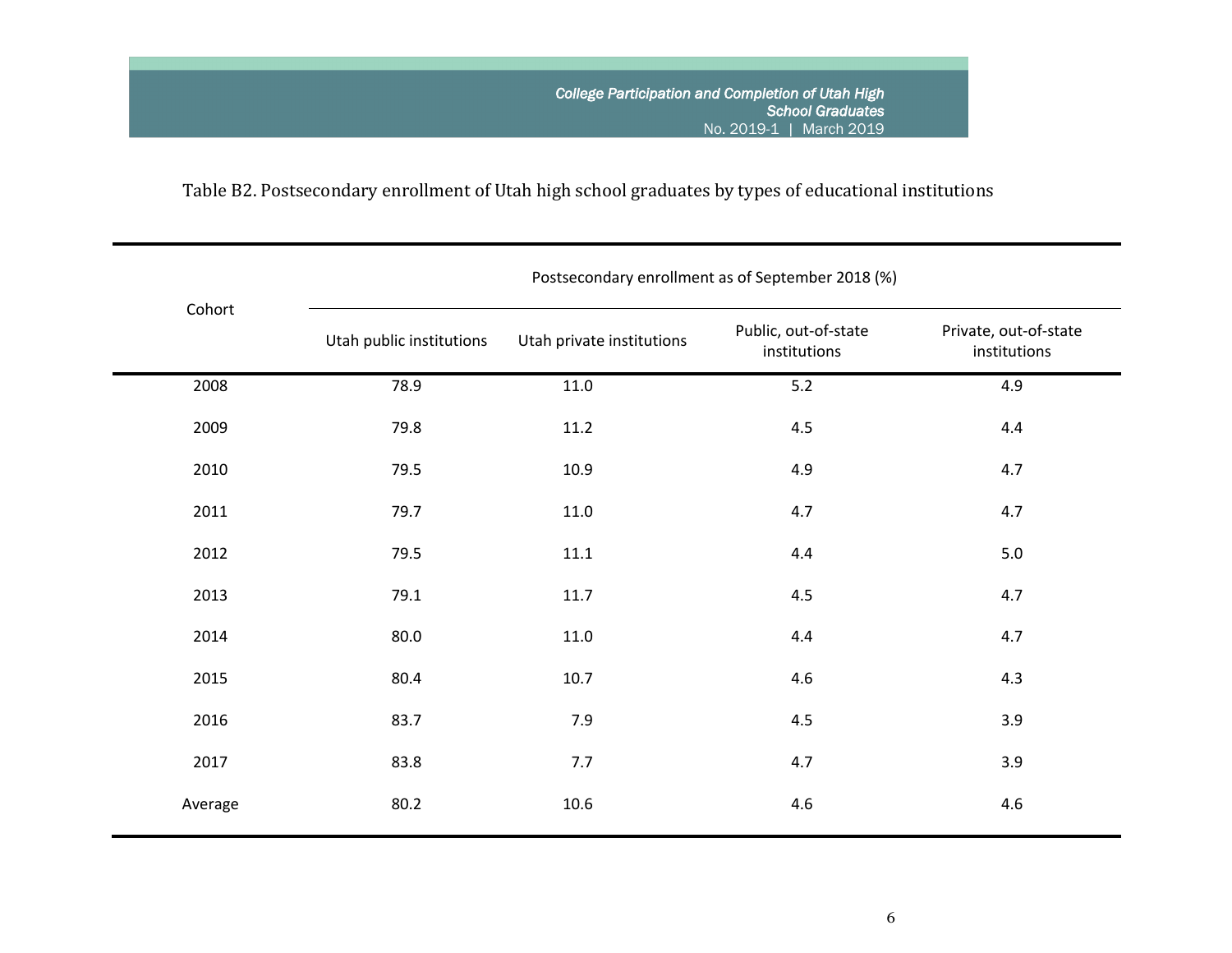Table B2. Postsecondary enrollment of Utah high school graduates by types of educational institutions

| Cohort | Postsecondary enrollment as of September 2018 (%) | | | |
|---|---|---|---|---|
| | Utah public institutions | Utah private institutions | Public, out-of-state institutions | Private, out-of-state institutions |
| 2008 | 78.9 | 11.0 | 5.2 | 4.9 |
| 2009 | 79.8 | 11.2 | 4.5 | 4.4 |
| 2010 | 79.5 | 10.9 | 4.9 | 4.7 |
| 2011 | 79.7 | 11.0 | 4.7 | 4.7 |
| 2012 | 79.5 | 11.1 | 4.4 | 5.0 |
| 2013 | 79.1 | 11.7 | 4.5 | 4.7 |
| 2014 | 80.0 | 11.0 | 4.4 | 4.7 |
| 2015 | 80.4 | 10.7 | 4.6 | 4.3 |
| 2016 | 83.7 | 7.9 | 4.5 | 3.9 |
| 2017 | 83.8 | 7.7 | 4.7 | 3.9 |
| Average | 80.2 | 10.6 | 4.6 | 4.6 |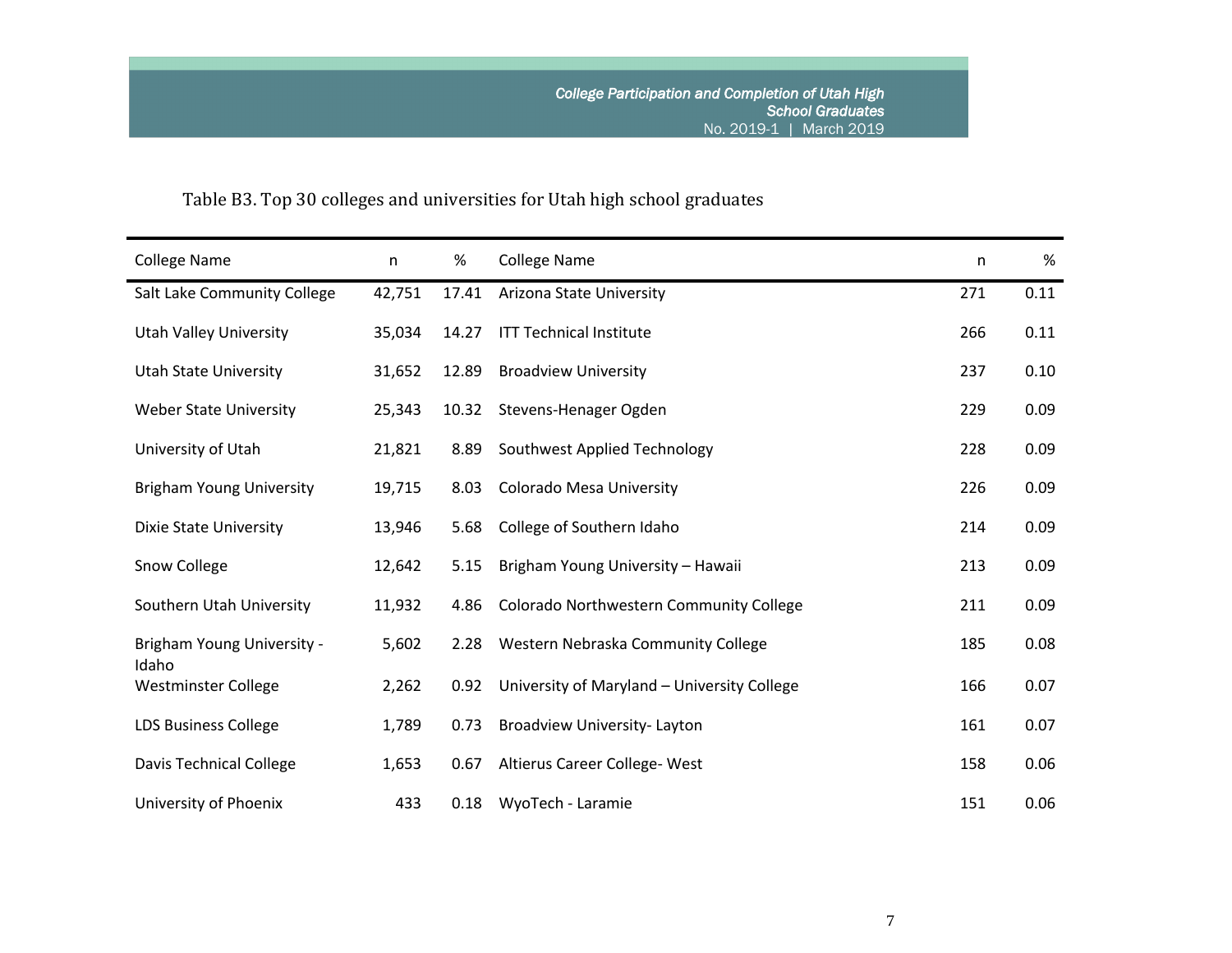Table B3. Top 30 colleges and universities for Utah high school graduates

| College Name | n | % | College Name | n | % |
|---|---|---|---|---|---|
| Salt Lake Community College | 42,751 | 17.41 | Arizona State University | 271 | 0.11 |
| Utah Valley University | 35,034 | 14.27 | ITT Technical Institute | 266 | 0.11 |
| Utah State University | 31,652 | 12.89 | Broadview University | 237 | 0.10 |
| Weber State University | 25,343 | 10.32 | Stevens-Henager Ogden | 229 | 0.09 |
| University of Utah | 21,821 | 8.89 | Southwest Applied Technology | 228 | 0.09 |
| Brigham Young University | 19,715 | 8.03 | Colorado Mesa University | 226 | 0.09 |
| Dixie State University | 13,946 | 5.68 | College of Southern Idaho | 214 | 0.09 |
| Snow College | 12,642 | 5.15 | Brigham Young University – Hawaii | 213 | 0.09 |
| Southern Utah University | 11,932 | 4.86 | Colorado Northwestern Community College | 211 | 0.09 |
| Brigham Young University - Idaho | 5,602 | 2.28 | Western Nebraska Community College | 185 | 0.08 |
| Westminster College | 2,262 | 0.92 | University of Maryland – University College | 166 | 0.07 |
| LDS Business College | 1,789 | 0.73 | Broadview University- Layton | 161 | 0.07 |
| Davis Technical College | 1,653 | 0.67 | Altierus Career College- West | 158 | 0.06 |
| University of Phoenix | 433 | 0.18 | WyoTech - Laramie | 151 | 0.06 |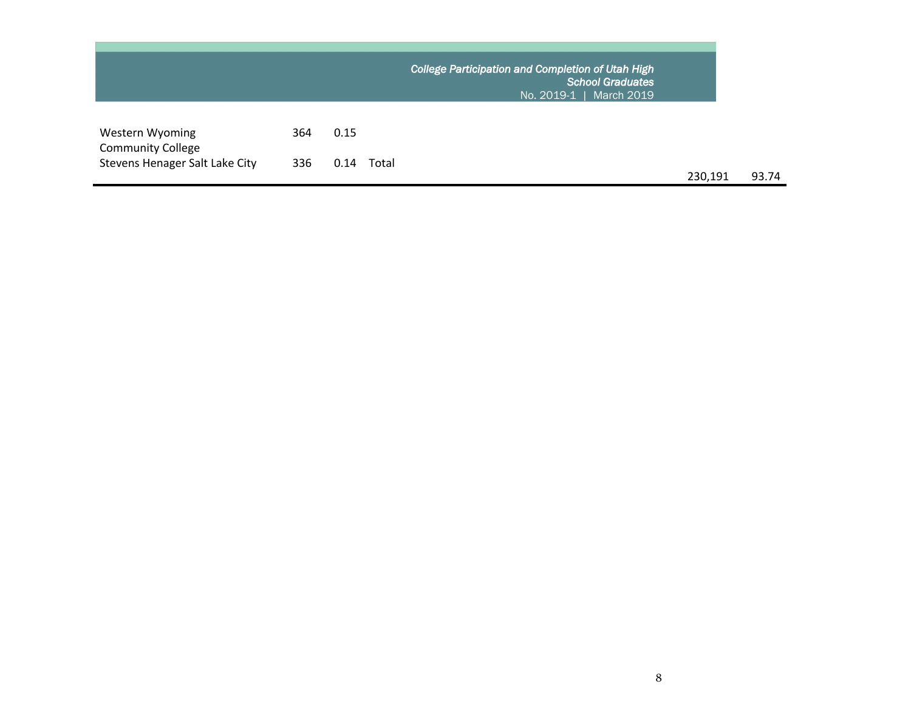| | | |
|---|---|---|
| Western Wyoming Community College | 364 | 0.15 |
| Stevens Henager Salt Lake City | 336 | 0.14 |
| Total | 230,191 | 93.74 |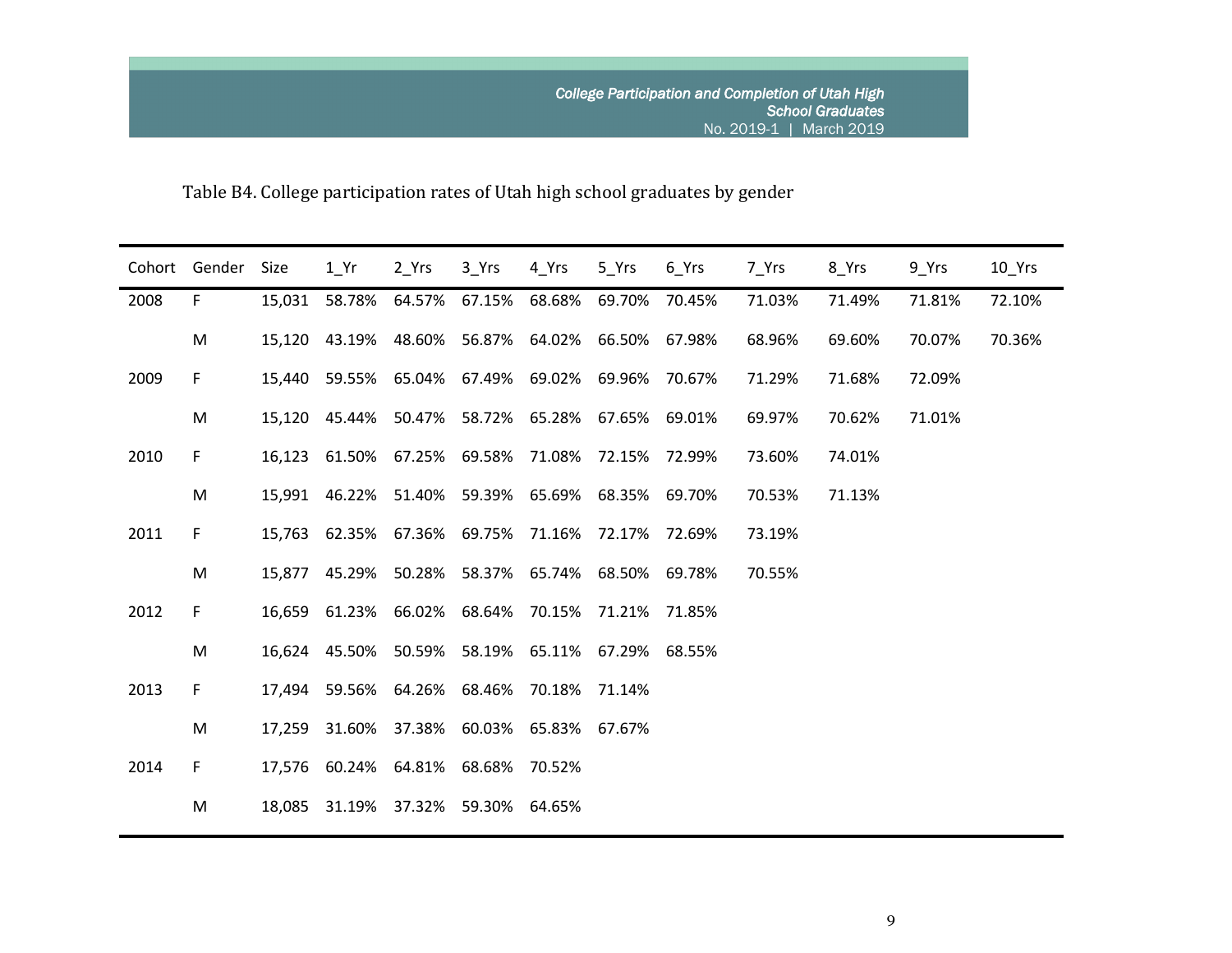Table B4. College participation rates of Utah high school graduates by gender

| Cohort | Gender | Size | 1_Yr | 2_Yrs | 3_Yrs | 4_Yrs | 5_Yrs | 6_Yrs | 7_Yrs | 8_Yrs | 9_Yrs | 10_Yrs |
|---|---|---|---|---|---|---|---|---|---|---|---|---|
| 2008 | F | 15,031 | 58.78% | 64.57% | 67.15% | 68.68% | 69.70% | 70.45% | 71.03% | 71.49% | 71.81% | 72.10% |
| | M | 15,120 | 43.19% | 48.60% | 56.87% | 64.02% | 66.50% | 67.98% | 68.96% | 69.60% | 70.07% | 70.36% |
| 2009 | F | 15,440 | 59.55% | 65.04% | 67.49% | 69.02% | 69.96% | 70.67% | 71.29% | 71.68% | 72.09% | |
| | M | 15,120 | 45.44% | 50.47% | 58.72% | 65.28% | 67.65% | 69.01% | 69.97% | 70.62% | 71.01% | |
| 2010 | F | 16,123 | 61.50% | 67.25% | 69.58% | 71.08% | 72.15% | 72.99% | 73.60% | 74.01% | | |
| | M | 15,991 | 46.22% | 51.40% | 59.39% | 65.69% | 68.35% | 69.70% | 70.53% | 71.13% | | |
| 2011 | F | 15,763 | 62.35% | 67.36% | 69.75% | 71.16% | 72.17% | 72.69% | 73.19% | | | |
| | M | 15,877 | 45.29% | 50.28% | 58.37% | 65.74% | 68.50% | 69.78% | 70.55% | | | |
| 2012 | F | 16,659 | 61.23% | 66.02% | 68.64% | 70.15% | 71.21% | 71.85% | | | | |
| | M | 16,624 | 45.50% | 50.59% | 58.19% | 65.11% | 67.29% | 68.55% | | | | |
| 2013 | F | 17,494 | 59.56% | 64.26% | 68.46% | 70.18% | 71.14% | | | | | |
| | M | 17,259 | 31.60% | 37.38% | 60.03% | 65.83% | 67.67% | | | | | |
| 2014 | F | 17,576 | 60.24% | 64.81% | 68.68% | 70.52% | | | | | | |
| | M | 18,085 | 31.19% | 37.32% | 59.30% | 64.65% | | | | | | |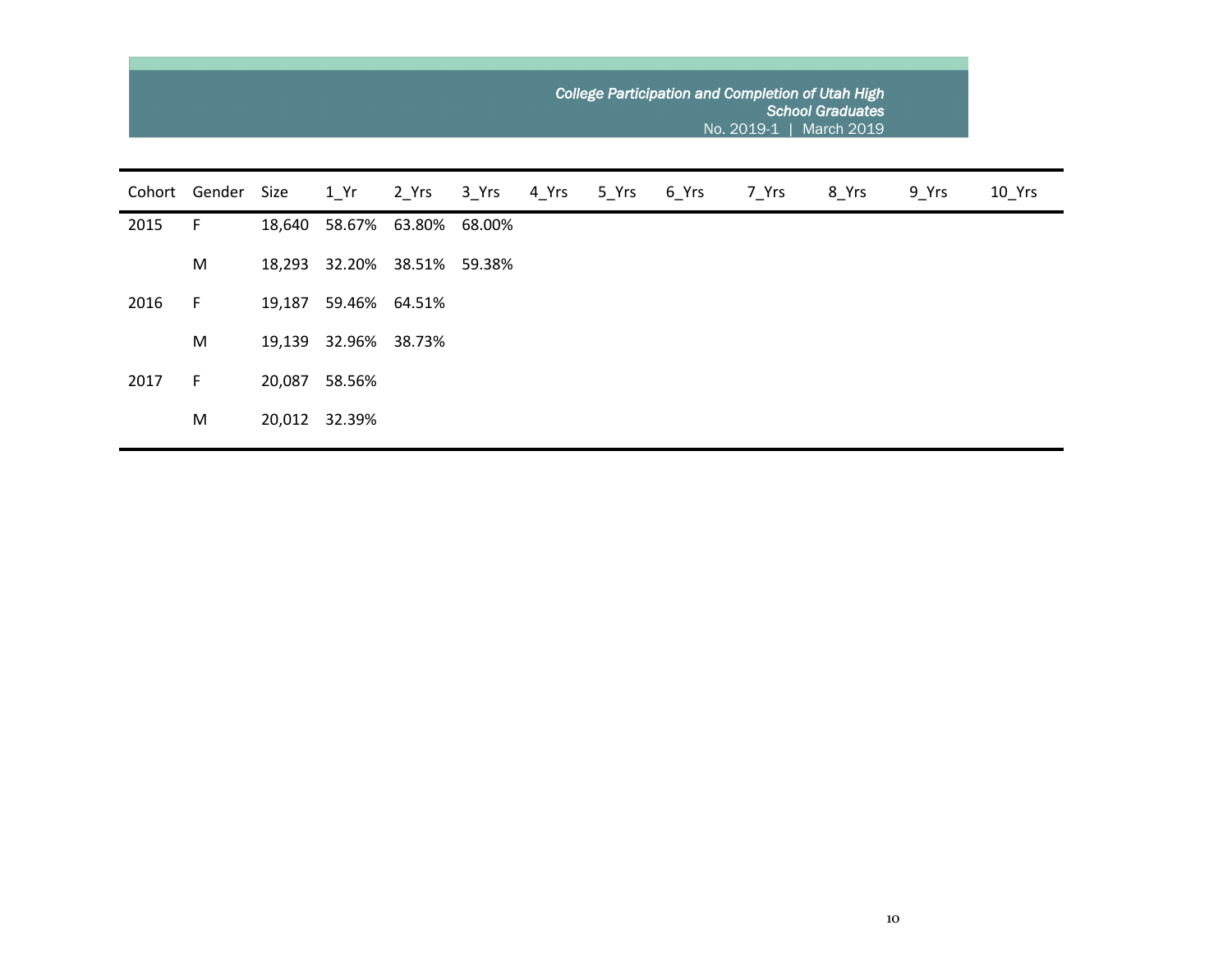| Cohort | Gender | Size | 1_Yr | 2_Yrs | 3_Yrs | 4_Yrs | 5_Yrs | 6_Yrs | 7_Yrs | 8_Yrs | 9_Yrs | 10_Yrs |
|---|---|---|---|---|---|---|---|---|---|---|---|---|
| 2015 | F | 18,640 | 58.67% | 63.80% | 68.00% | | | | | | | |
| | M | 18,293 | 32.20% | 38.51% | 59.38% | | | | | | | |
| 2016 | F | 19,187 | 59.46% | 64.51% | | | | | | | | |
| | M | 19,139 | 32.96% | 38.73% | | | | | | | | |
| 2017 | F | 20,087 | 58.56% | | | | | | | | | |
| | M | 20,012 | 32.39% | | | | | | | | | |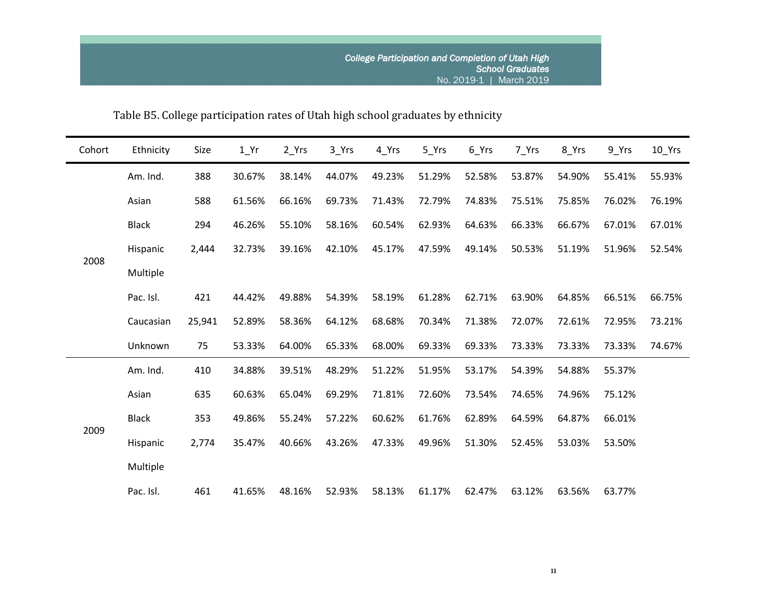Table B5. College participation rates of Utah high school graduates by ethnicity

| Cohort | Ethnicity | Size | 1_Yr | 2_Yrs | 3_Yrs | 4_Yrs | 5_Yrs | 6_Yrs | 7_Yrs | 8_Yrs | 9_Yrs | 10_Yrs |
|---|---|---|---|---|---|---|---|---|---|---|---|---|
| 2008 | Am. Ind. | 388 | 30.67% | 38.14% | 44.07% | 49.23% | 51.29% | 52.58% | 53.87% | 54.90% | 55.41% | 55.93% |
| | Asian | 588 | 61.56% | 66.16% | 69.73% | 71.43% | 72.79% | 74.83% | 75.51% | 75.85% | 76.02% | 76.19% |
| | Black | 294 | 46.26% | 55.10% | 58.16% | 60.54% | 62.93% | 64.63% | 66.33% | 66.67% | 67.01% | 67.01% |
| | Hispanic | 2,444 | 32.73% | 39.16% | 42.10% | 45.17% | 47.59% | 49.14% | 50.53% | 51.19% | 51.96% | 52.54% |
| | Multiple | | | | | | | | | | | |
| | Pac. Isl. | 421 | 44.42% | 49.88% | 54.39% | 58.19% | 61.28% | 62.71% | 63.90% | 64.85% | 66.51% | 66.75% |
| | Caucasian | 25,941 | 52.89% | 58.36% | 64.12% | 68.68% | 70.34% | 71.38% | 72.07% | 72.61% | 72.95% | 73.21% |
| | Unknown | 75 | 53.33% | 64.00% | 65.33% | 68.00% | 69.33% | 69.33% | 73.33% | 73.33% | 73.33% | 74.67% |
| 2009 | Am. Ind. | 410 | 34.88% | 39.51% | 48.29% | 51.22% | 51.95% | 53.17% | 54.39% | 54.88% | 55.37% | |
| | Asian | 635 | 60.63% | 65.04% | 69.29% | 71.81% | 72.60% | 73.54% | 74.65% | 74.96% | 75.12% | |
| | Black | 353 | 49.86% | 55.24% | 57.22% | 60.62% | 61.76% | 62.89% | 64.59% | 64.87% | 66.01% | |
| | Hispanic | 2,774 | 35.47% | 40.66% | 43.26% | 47.33% | 49.96% | 51.30% | 52.45% | 53.03% | 53.50% | |
| | Multiple | | | | | | | | | | | |
| | Pac. Isl. | 461 | 41.65% | 48.16% | 52.93% | 58.13% | 61.17% | 62.47% | 63.12% | 63.56% | 63.77% | |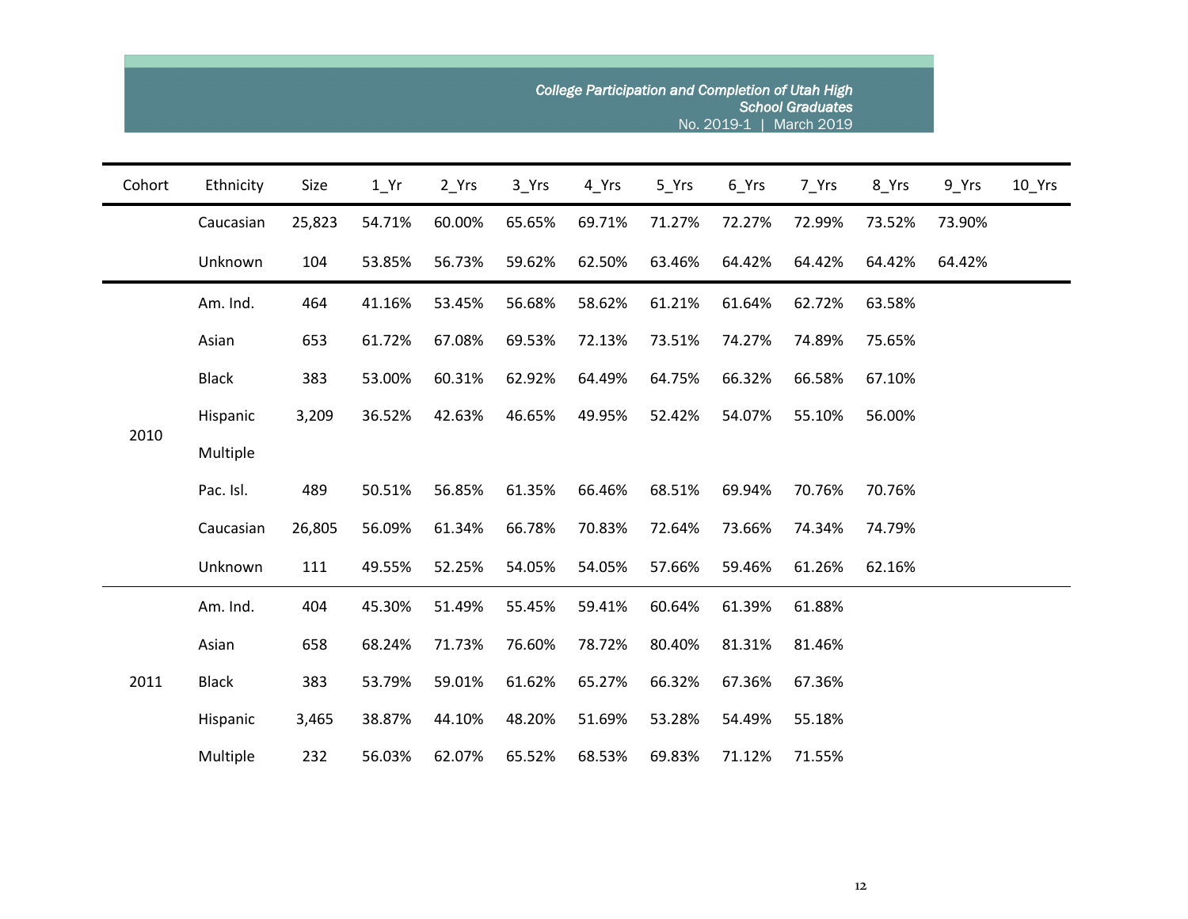| Cohort | Ethnicity | Size | 1_Yr | 2_Yrs | 3_Yrs | 4_Yrs | 5_Yrs | 6_Yrs | 7_Yrs | 8_Yrs | 9_Yrs | 10_Yrs |
|---|---|---|---|---|---|---|---|---|---|---|---|---|
| | Caucasian | 25,823 | 54.71% | 60.00% | 65.65% | 69.71% | 71.27% | 72.27% | 72.99% | 73.52% | 73.90% | |
| | Unknown | 104 | 53.85% | 56.73% | 59.62% | 62.50% | 63.46% | 64.42% | 64.42% | 64.42% | 64.42% | |
| 2010 | Am. Ind. | 464 | 41.16% | 53.45% | 56.68% | 58.62% | 61.21% | 61.64% | 62.72% | 63.58% | | |
| | Asian | 653 | 61.72% | 67.08% | 69.53% | 72.13% | 73.51% | 74.27% | 74.89% | 75.65% | | |
| | Black | 383 | 53.00% | 60.31% | 62.92% | 64.49% | 64.75% | 66.32% | 66.58% | 67.10% | | |
| | Hispanic | 3,209 | 36.52% | 42.63% | 46.65% | 49.95% | 52.42% | 54.07% | 55.10% | 56.00% | | |
| | Multiple | | | | | | | | | | | |
| | Pac. Isl. | 489 | 50.51% | 56.85% | 61.35% | 66.46% | 68.51% | 69.94% | 70.76% | 70.76% | | |
| | Caucasian | 26,805 | 56.09% | 61.34% | 66.78% | 70.83% | 72.64% | 73.66% | 74.34% | 74.79% | | |
| | Unknown | 111 | 49.55% | 52.25% | 54.05% | 54.05% | 57.66% | 59.46% | 61.26% | 62.16% | | |
| 2011 | Am. Ind. | 404 | 45.30% | 51.49% | 55.45% | 59.41% | 60.64% | 61.39% | 61.88% | | | |
| | Asian | 658 | 68.24% | 71.73% | 76.60% | 78.72% | 80.40% | 81.31% | 81.46% | | | |
| | Black | 383 | 53.79% | 59.01% | 61.62% | 65.27% | 66.32% | 67.36% | 67.36% | | | |
| | Hispanic | 3,465 | 38.87% | 44.10% | 48.20% | 51.69% | 53.28% | 54.49% | 55.18% | | | |
| | Multiple | 232 | 56.03% | 62.07% | 65.52% | 68.53% | 69.83% | 71.12% | 71.55% | | | |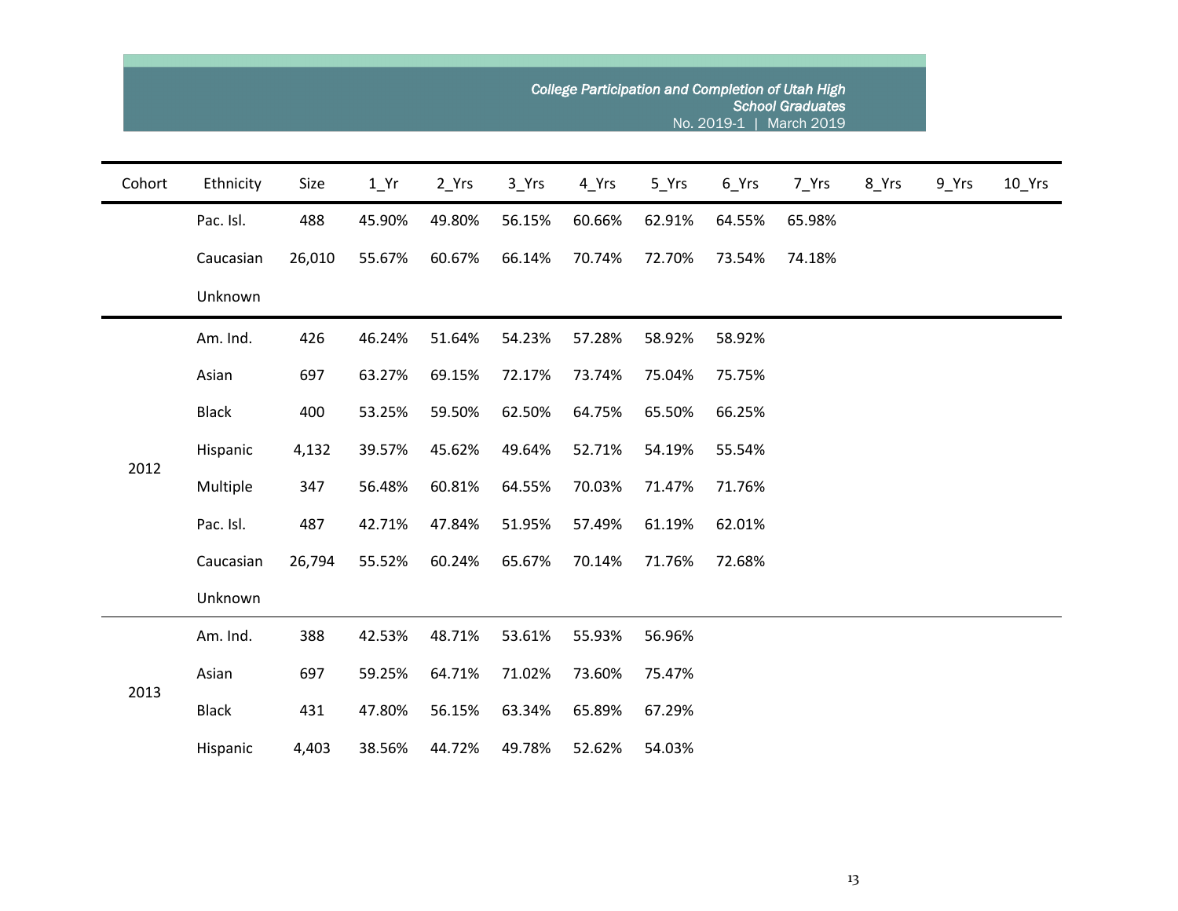| Cohort | Ethnicity | Size | 1_Yr | 2_Yrs | 3_Yrs | 4_Yrs | 5_Yrs | 6_Yrs | 7_Yrs | 8_Yrs | 9_Yrs | 10_Yrs |
|---|---|---|---|---|---|---|---|---|---|---|---|---|
| | Pac. Isl. | 488 | 45.90% | 49.80% | 56.15% | 60.66% | 62.91% | 64.55% | 65.98% | | | |
| | Caucasian | 26,010 | 55.67% | 60.67% | 66.14% | 70.74% | 72.70% | 73.54% | 74.18% | | | |
| | Unknown | | | | | | | | | | | |
| 2012 | Am. Ind. | 426 | 46.24% | 51.64% | 54.23% | 57.28% | 58.92% | 58.92% | | | | |
| | Asian | 697 | 63.27% | 69.15% | 72.17% | 73.74% | 75.04% | 75.75% | | | | |
| | Black | 400 | 53.25% | 59.50% | 62.50% | 64.75% | 65.50% | 66.25% | | | | |
| | Hispanic | 4,132 | 39.57% | 45.62% | 49.64% | 52.71% | 54.19% | 55.54% | | | | |
| | Multiple | 347 | 56.48% | 60.81% | 64.55% | 70.03% | 71.47% | 71.76% | | | | |
| | Pac. Isl. | 487 | 42.71% | 47.84% | 51.95% | 57.49% | 61.19% | 62.01% | | | | |
| | Caucasian | 26,794 | 55.52% | 60.24% | 65.67% | 70.14% | 71.76% | 72.68% | | | | |
| | Unknown | | | | | | | | | | | |
| 2013 | Am. Ind. | 388 | 42.53% | 48.71% | 53.61% | 55.93% | 56.96% | | | | | |
| | Asian | 697 | 59.25% | 64.71% | 71.02% | 73.60% | 75.47% | | | | | |
| | Black | 431 | 47.80% | 56.15% | 63.34% | 65.89% | 67.29% | | | | | |
| | Hispanic | 4,403 | 38.56% | 44.72% | 49.78% | 52.62% | 54.03% | | | | | |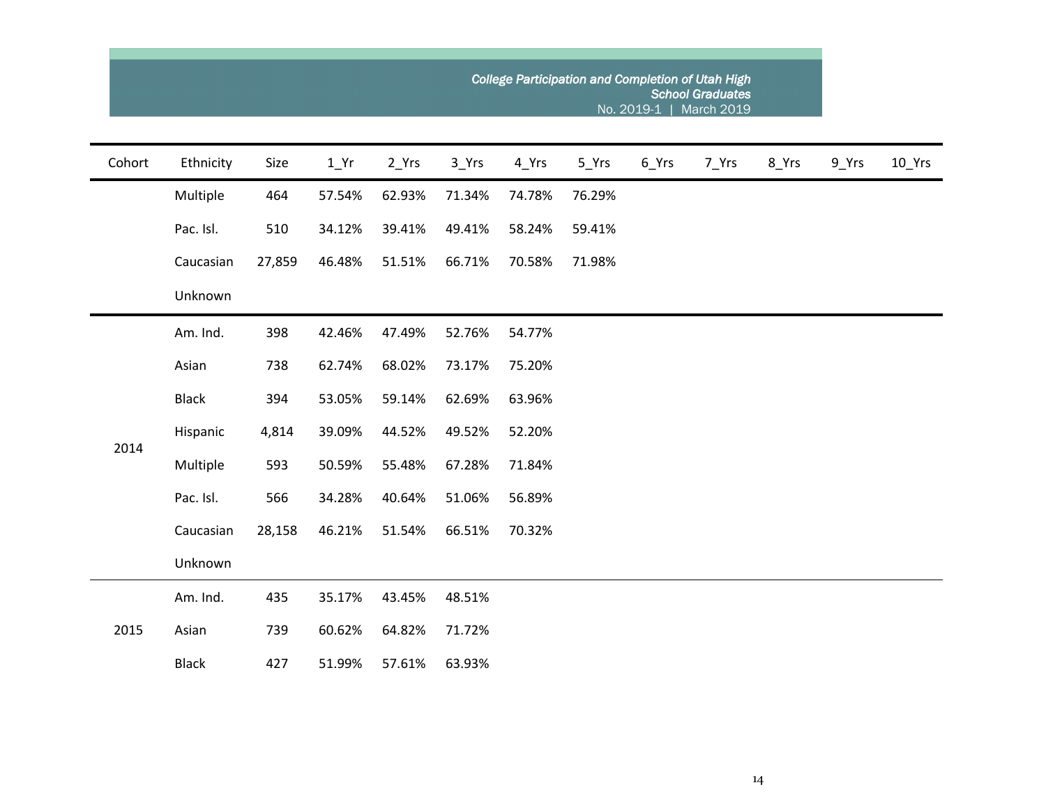| Cohort | Ethnicity | Size | 1_Yr | 2_Yrs | 3_Yrs | 4_Yrs | 5_Yrs | 6_Yrs | 7_Yrs | 8_Yrs | 9_Yrs | 10_Yrs |
|---|---|---|---|---|---|---|---|---|---|---|---|---|
| | Multiple | 464 | 57.54% | 62.93% | 71.34% | 74.78% | 76.29% | | | | | |
| | Pac. Isl. | 510 | 34.12% | 39.41% | 49.41% | 58.24% | 59.41% | | | | | |
| | Caucasian | 27,859 | 46.48% | 51.51% | 66.71% | 70.58% | 71.98% | | | | | |
| | Unknown | | | | | | | | | | | |
| 2014 | Am. Ind. | 398 | 42.46% | 47.49% | 52.76% | 54.77% | | | | | | |
| | Asian | 738 | 62.74% | 68.02% | 73.17% | 75.20% | | | | | | |
| | Black | 394 | 53.05% | 59.14% | 62.69% | 63.96% | | | | | | |
| | Hispanic | 4,814 | 39.09% | 44.52% | 49.52% | 52.20% | | | | | | |
| | Multiple | 593 | 50.59% | 55.48% | 67.28% | 71.84% | | | | | | |
| | Pac. Isl. | 566 | 34.28% | 40.64% | 51.06% | 56.89% | | | | | | |
| | Caucasian | 28,158 | 46.21% | 51.54% | 66.51% | 70.32% | | | | | | |
| | Unknown | | | | | | | | | | | |
| 2015 | Am. Ind. | 435 | 35.17% | 43.45% | 48.51% | | | | | | | |
| | Asian | 739 | 60.62% | 64.82% | 71.72% | | | | | | | |
| | Black | 427 | 51.99% | 57.61% | 63.93% | | | | | | | |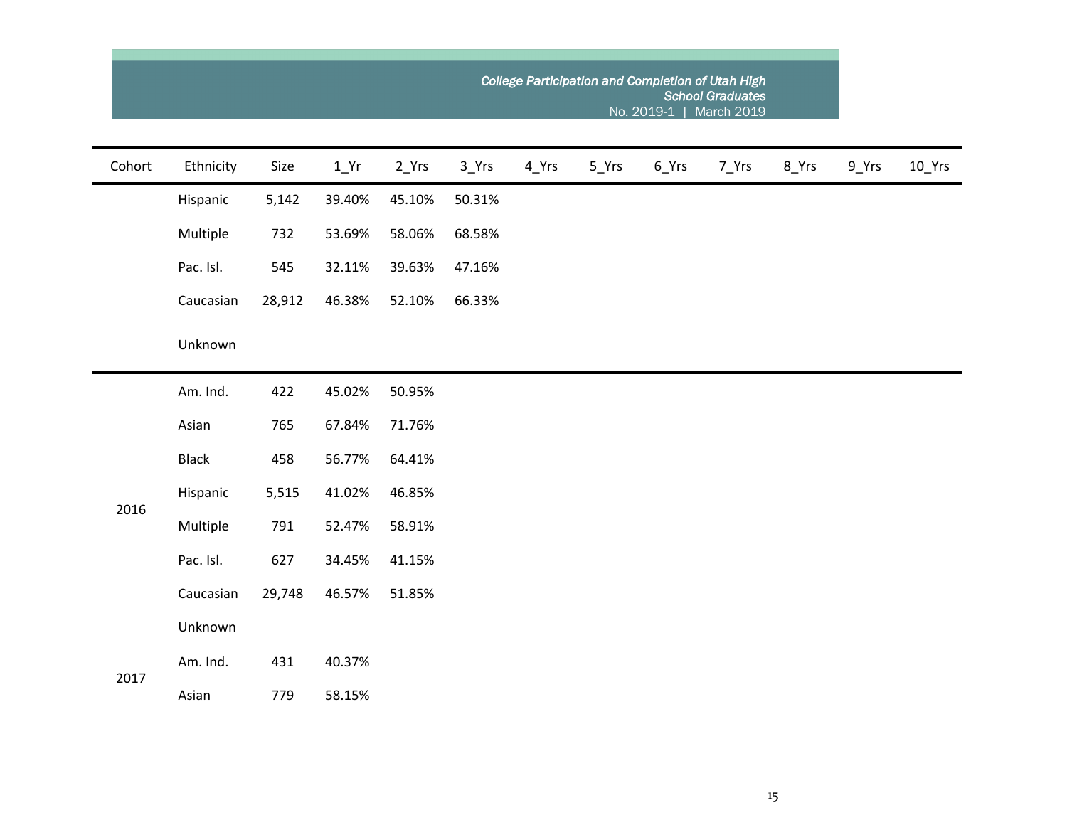| Cohort | Ethnicity | Size | 1_Yr | 2_Yrs | 3_Yrs | 4_Yrs | 5_Yrs | 6_Yrs | 7_Yrs | 8_Yrs | 9_Yrs | 10_Yrs |
|---|---|---|---|---|---|---|---|---|---|---|---|---|
| | Hispanic | 5,142 | 39.40% | 45.10% | 50.31% | | | | | | | |
| | Multiple | 732 | 53.69% | 58.06% | 68.58% | | | | | | | |
| | Pac. Isl. | 545 | 32.11% | 39.63% | 47.16% | | | | | | | |
| | Caucasian | 28,912 | 46.38% | 52.10% | 66.33% | | | | | | | |
| | Unknown | | | | | | | | | | | |
| 2016 | Am. Ind. | 422 | 45.02% | 50.95% | | | | | | | | |
| | Asian | 765 | 67.84% | 71.76% | | | | | | | | |
| | Black | 458 | 56.77% | 64.41% | | | | | | | | |
| | Hispanic | 5,515 | 41.02% | 46.85% | | | | | | | | |
| | Multiple | 791 | 52.47% | 58.91% | | | | | | | | |
| | Pac. Isl. | 627 | 34.45% | 41.15% | | | | | | | | |
| | Caucasian | 29,748 | 46.57% | 51.85% | | | | | | | | |
| | Unknown | | | | | | | | | | | |
| 2017 | Am. Ind. | 431 | 40.37% | | | | | | | | | |
| | Asian | 779 | 58.15% | | | | | | | | | |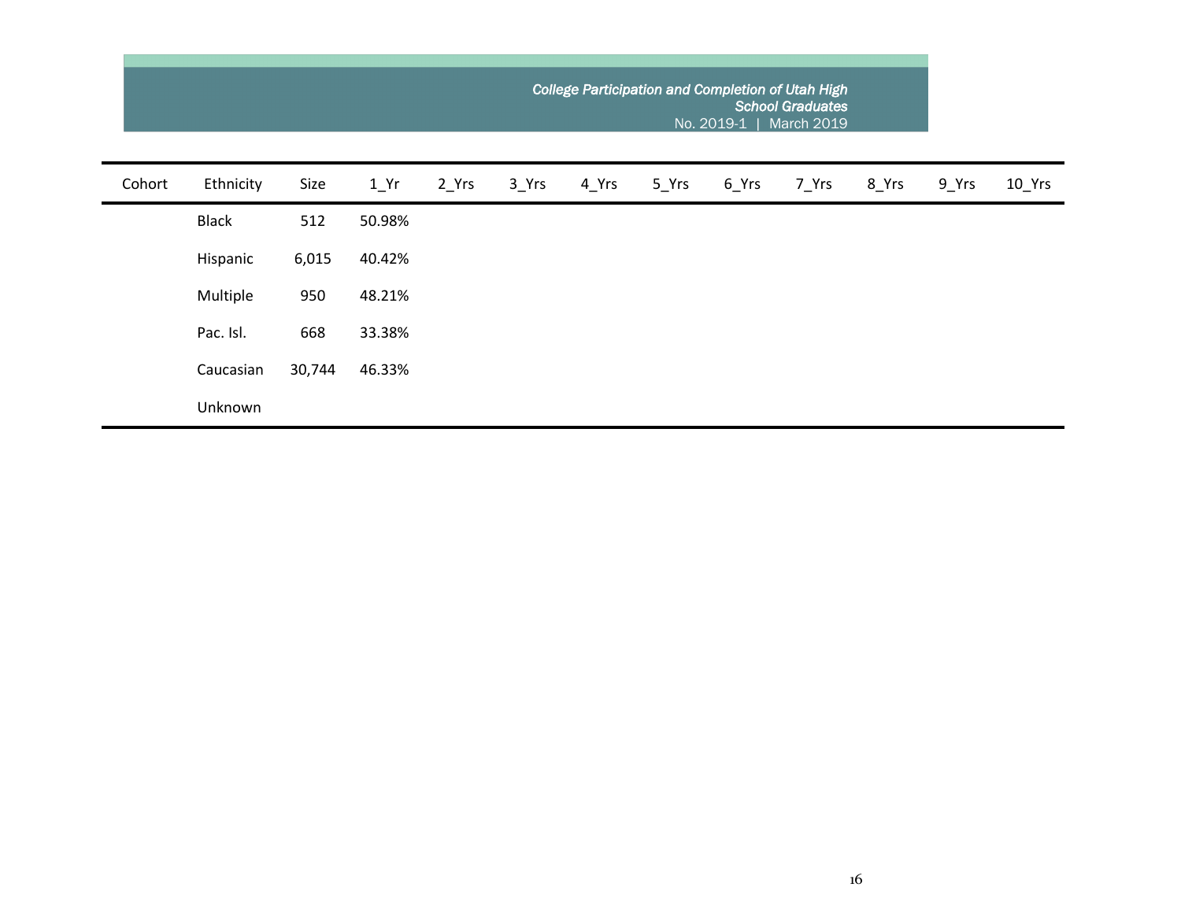| Cohort | Ethnicity | Size | 1_Yr | 2_Yrs | 3_Yrs | 4_Yrs | 5_Yrs | 6_Yrs | 7_Yrs | 8_Yrs | 9_Yrs | 10_Yrs |
|---|---|---|---|---|---|---|---|---|---|---|---|---|
| | Black | 512 | 50.98% | | | | | | | | | |
| | Hispanic | 6,015 | 40.42% | | | | | | | | | |
| | Multiple | 950 | 48.21% | | | | | | | | | |
| | Pac. Isl. | 668 | 33.38% | | | | | | | | | |
| | Caucasian | 30,744 | 46.33% | | | | | | | | | |
| | Unknown | | | | | | | | | | | |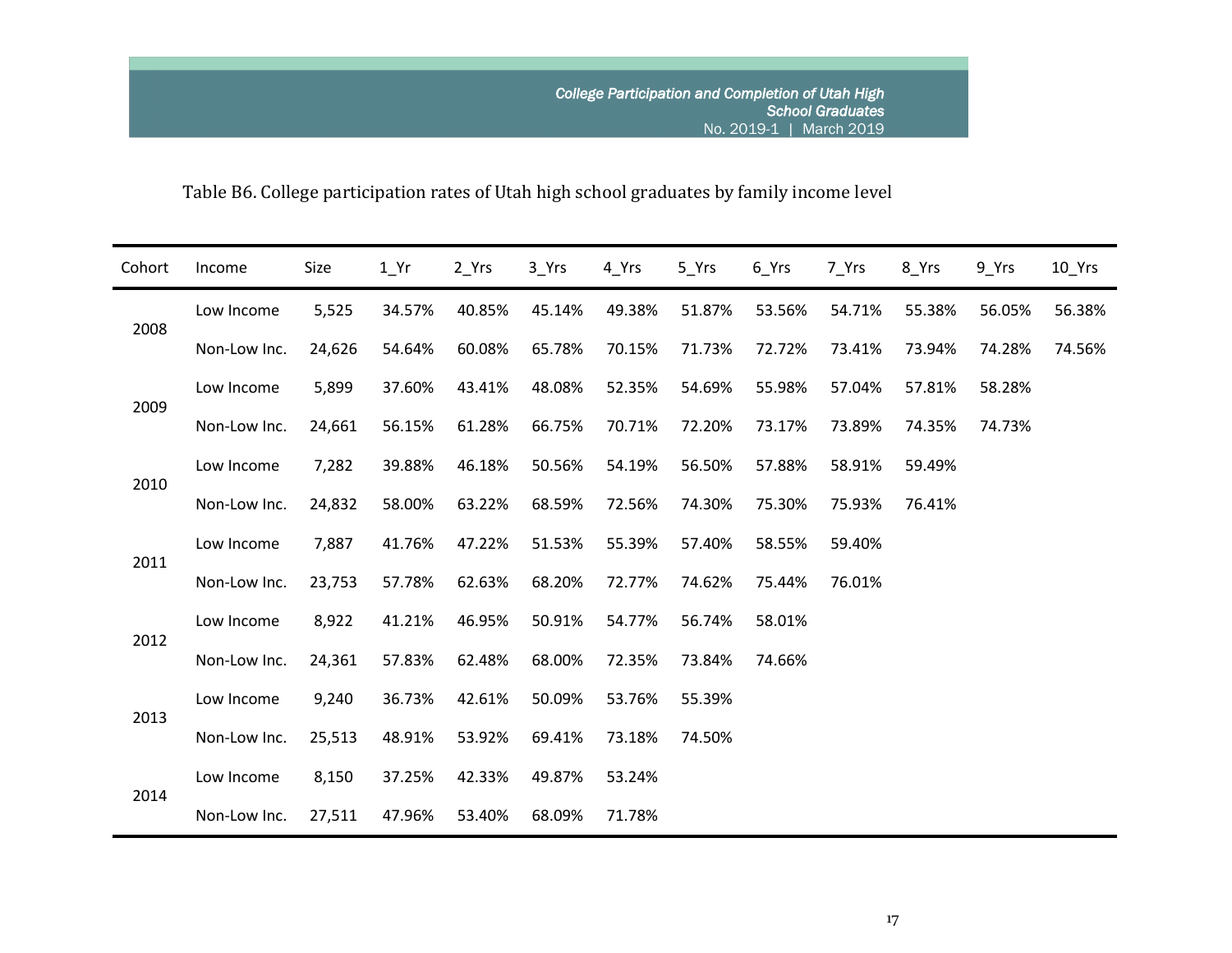Table B6. College participation rates of Utah high school graduates by family income level

| Cohort | Income | Size | 1_Yr | 2_Yrs | 3_Yrs | 4_Yrs | 5_Yrs | 6_Yrs | 7_Yrs | 8_Yrs | 9_Yrs | 10_Yrs |
|---|---|---|---|---|---|---|---|---|---|---|---|---|
| 2008 | Low Income | 5,525 | 34.57% | 40.85% | 45.14% | 49.38% | 51.87% | 53.56% | 54.71% | 55.38% | 56.05% | 56.38% |
| | Non-Low Inc. | 24,626 | 54.64% | 60.08% | 65.78% | 70.15% | 71.73% | 72.72% | 73.41% | 73.94% | 74.28% | 74.56% |
| 2009 | Low Income | 5,899 | 37.60% | 43.41% | 48.08% | 52.35% | 54.69% | 55.98% | 57.04% | 57.81% | 58.28% | |
| | Non-Low Inc. | 24,661 | 56.15% | 61.28% | 66.75% | 70.71% | 72.20% | 73.17% | 73.89% | 74.35% | 74.73% | |
| 2010 | Low Income | 7,282 | 39.88% | 46.18% | 50.56% | 54.19% | 56.50% | 57.88% | 58.91% | 59.49% | | |
| | Non-Low Inc. | 24,832 | 58.00% | 63.22% | 68.59% | 72.56% | 74.30% | 75.30% | 75.93% | 76.41% | | |
| 2011 | Low Income | 7,887 | 41.76% | 47.22% | 51.53% | 55.39% | 57.40% | 58.55% | 59.40% | | | |
| | Non-Low Inc. | 23,753 | 57.78% | 62.63% | 68.20% | 72.77% | 74.62% | 75.44% | 76.01% | | | |
| 2012 | Low Income | 8,922 | 41.21% | 46.95% | 50.91% | 54.77% | 56.74% | 58.01% | | | | |
| | Non-Low Inc. | 24,361 | 57.83% | 62.48% | 68.00% | 72.35% | 73.84% | 74.66% | | | | |
| 2013 | Low Income | 9,240 | 36.73% | 42.61% | 50.09% | 53.76% | 55.39% | | | | | |
| | Non-Low Inc. | 25,513 | 48.91% | 53.92% | 69.41% | 73.18% | 74.50% | | | | | |
| 2014 | Low Income | 8,150 | 37.25% | 42.33% | 49.87% | 53.24% | | | | | | |
| | Non-Low Inc. | 27,511 | 47.96% | 53.40% | 68.09% | 71.78% | | | | | | |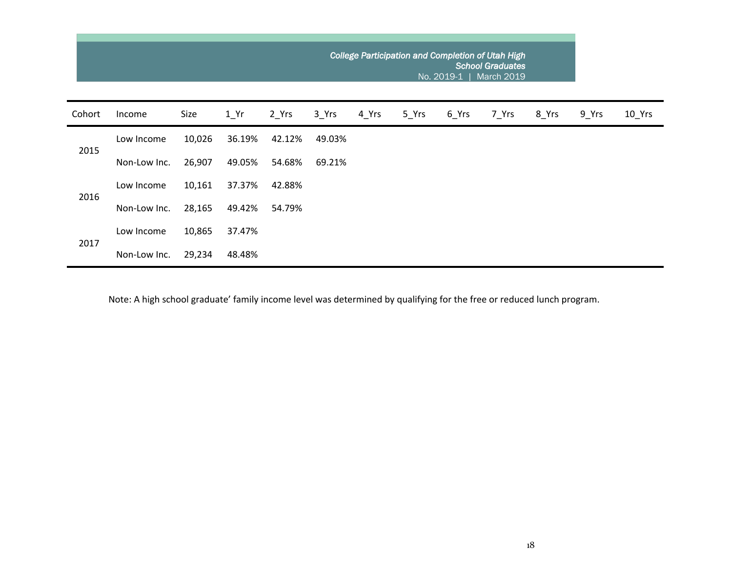| Cohort | Income | Size | 1_Yr | 2_Yrs | 3_Yrs | 4_Yrs | 5_Yrs | 6_Yrs | 7_Yrs | 8_Yrs | 9_Yrs | 10_Yrs |
|---|---|---|---|---|---|---|---|---|---|---|---|---|
| 2015 | Low Income | 10,026 | 36.19% | 42.12% | 49.03% | | | | | | | |
| | Non-Low Inc. | 26,907 | 49.05% | 54.68% | 69.21% | | | | | | | |
| 2016 | Low Income | 10,161 | 37.37% | 42.88% | | | | | | | | |
| | Non-Low Inc. | 28,165 | 49.42% | 54.79% | | | | | | | | |
| 2017 | Low Income | 10,865 | 37.47% | | | | | | | | | |
| | Non-Low Inc. | 29,234 | 48.48% | | | | | | | | | |

Note: A high school graduate' family income level was determined by qualifying for the free or reduced lunch program.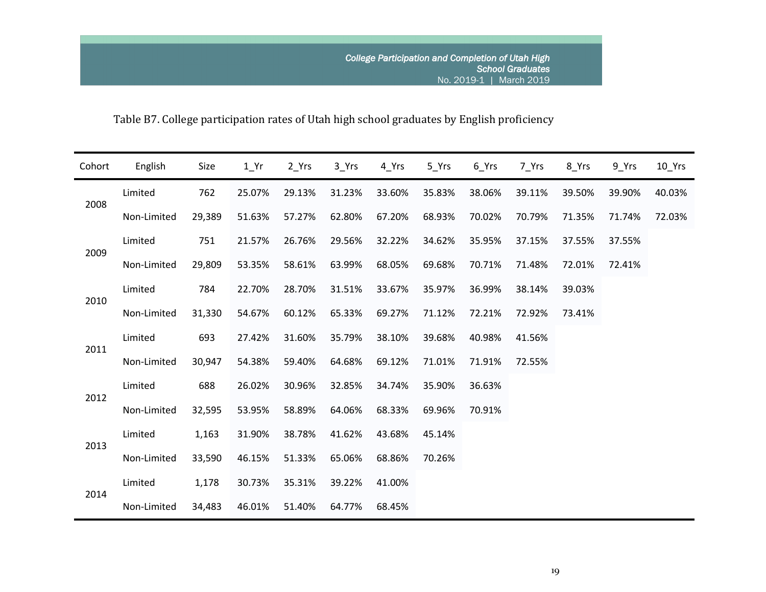Table B7. College participation rates of Utah high school graduates by English proficiency

| Cohort | English | Size | 1_Yr | 2_Yrs | 3_Yrs | 4_Yrs | 5_Yrs | 6_Yrs | 7_Yrs | 8_Yrs | 9_Yrs | 10_Yrs |
|---|---|---|---|---|---|---|---|---|---|---|---|---|
| 2008 | Limited | 762 | 25.07% | 29.13% | 31.23% | 33.60% | 35.83% | 38.06% | 39.11% | 39.50% | 39.90% | 40.03% |
| | Non-Limited | 29,389 | 51.63% | 57.27% | 62.80% | 67.20% | 68.93% | 70.02% | 70.79% | 71.35% | 71.74% | 72.03% |
| 2009 | Limited | 751 | 21.57% | 26.76% | 29.56% | 32.22% | 34.62% | 35.95% | 37.15% | 37.55% | 37.55% | |
| | Non-Limited | 29,809 | 53.35% | 58.61% | 63.99% | 68.05% | 69.68% | 70.71% | 71.48% | 72.01% | 72.41% | |
| 2010 | Limited | 784 | 22.70% | 28.70% | 31.51% | 33.67% | 35.97% | 36.99% | 38.14% | 39.03% | | |
| | Non-Limited | 31,330 | 54.67% | 60.12% | 65.33% | 69.27% | 71.12% | 72.21% | 72.92% | 73.41% | | |
| 2011 | Limited | 693 | 27.42% | 31.60% | 35.79% | 38.10% | 39.68% | 40.98% | 41.56% | | | |
| | Non-Limited | 30,947 | 54.38% | 59.40% | 64.68% | 69.12% | 71.01% | 71.91% | 72.55% | | | |
| 2012 | Limited | 688 | 26.02% | 30.96% | 32.85% | 34.74% | 35.90% | 36.63% | | | | |
| | Non-Limited | 32,595 | 53.95% | 58.89% | 64.06% | 68.33% | 69.96% | 70.91% | | | | |
| 2013 | Limited | 1,163 | 31.90% | 38.78% | 41.62% | 43.68% | 45.14% | | | | | |
| | Non-Limited | 33,590 | 46.15% | 51.33% | 65.06% | 68.86% | 70.26% | | | | | |
| 2014 | Limited | 1,178 | 30.73% | 35.31% | 39.22% | 41.00% | | | | | | |
| | Non-Limited | 34,483 | 46.01% | 51.40% | 64.77% | 68.45% | | | | | | |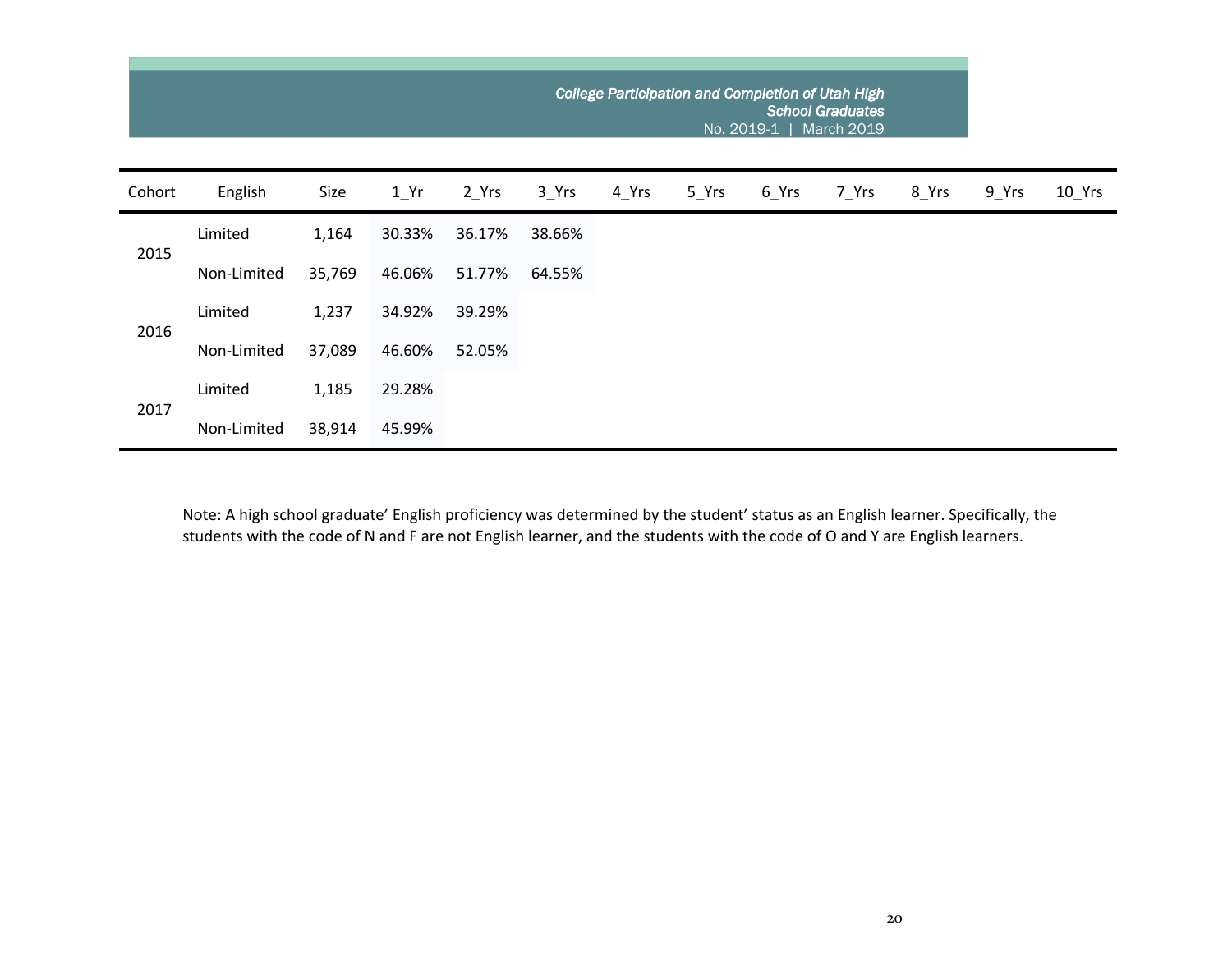| Cohort | English | Size | 1_Yr | 2_Yrs | 3_Yrs | 4_Yrs | 5_Yrs | 6_Yrs | 7_Yrs | 8_Yrs | 9_Yrs | 10_Yrs |
|---|---|---|---|---|---|---|---|---|---|---|---|---|
| 2015 | Limited | 1,164 | 30.33% | 36.17% | 38.66% | | | | | | | |
| | Non-Limited | 35,769 | 46.06% | 51.77% | 64.55% | | | | | | | |
| 2016 | Limited | 1,237 | 34.92% | 39.29% | | | | | | | | |
| | Non-Limited | 37,089 | 46.60% | 52.05% | | | | | | | | |
| 2017 | Limited | 1,185 | 29.28% | | | | | | | | | |
| | Non-Limited | 38,914 | 45.99% | | | | | | | | | |

Note: A high school graduate' English proficiency was determined by the student' status as an English learner. Specifically, the students with the code of N and F are not English learner, and the students with the code of O and Y are English learners.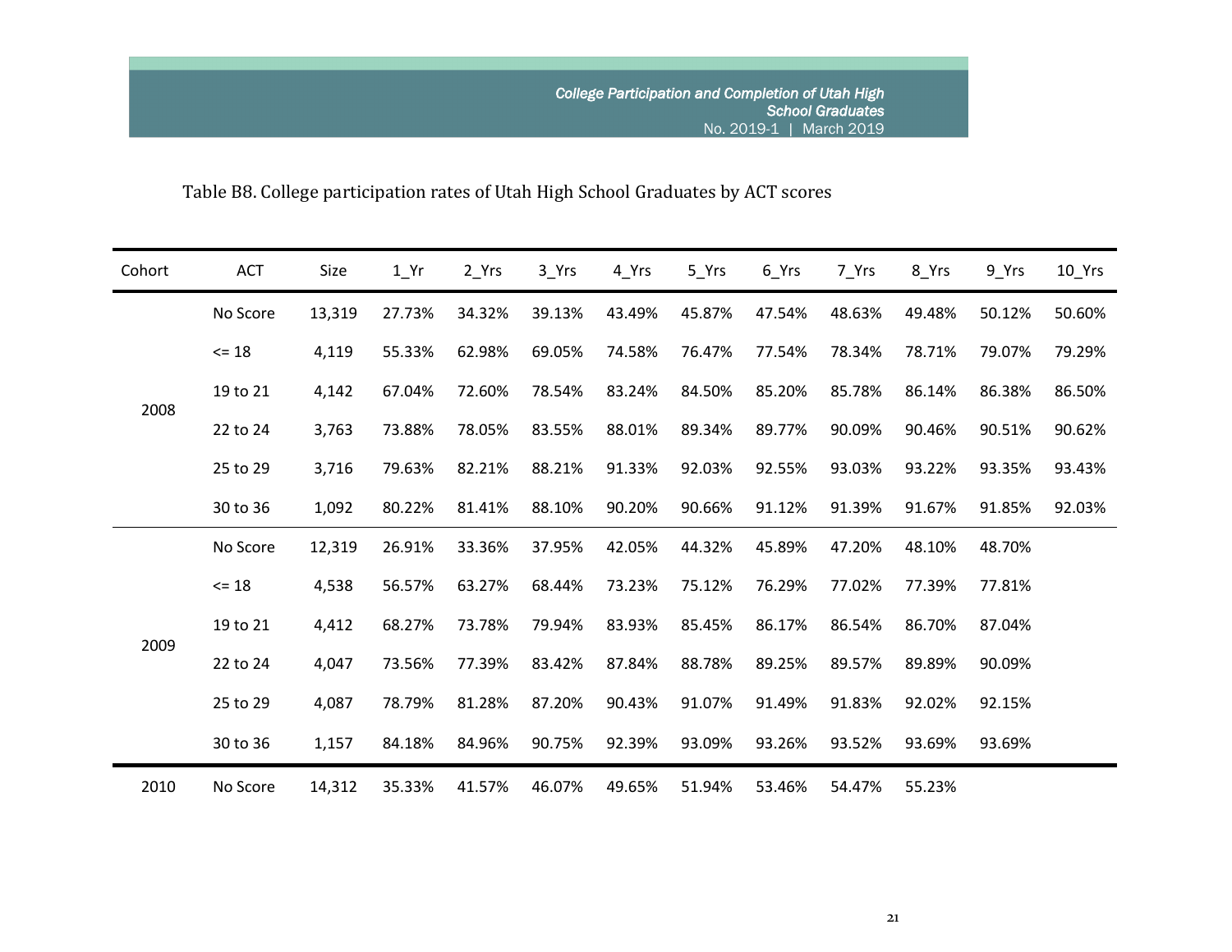Table B8. College participation rates of Utah High School Graduates by ACT scores

| Cohort | ACT | Size | 1_Yr | 2_Yrs | 3_Yrs | 4_Yrs | 5_Yrs | 6_Yrs | 7_Yrs | 8_Yrs | 9_Yrs | 10_Yrs |
|---|---|---|---|---|---|---|---|---|---|---|---|---|
| 2008 | No Score | 13,319 | 27.73% | 34.32% | 39.13% | 43.49% | 45.87% | 47.54% | 48.63% | 49.48% | 50.12% | 50.60% |
| | <= 18 | 4,119 | 55.33% | 62.98% | 69.05% | 74.58% | 76.47% | 77.54% | 78.34% | 78.71% | 79.07% | 79.29% |
| | 19 to 21 | 4,142 | 67.04% | 72.60% | 78.54% | 83.24% | 84.50% | 85.20% | 85.78% | 86.14% | 86.38% | 86.50% |
| | 22 to 24 | 3,763 | 73.88% | 78.05% | 83.55% | 88.01% | 89.34% | 89.77% | 90.09% | 90.46% | 90.51% | 90.62% |
| | 25 to 29 | 3,716 | 79.63% | 82.21% | 88.21% | 91.33% | 92.03% | 92.55% | 93.03% | 93.22% | 93.35% | 93.43% |
| | 30 to 36 | 1,092 | 80.22% | 81.41% | 88.10% | 90.20% | 90.66% | 91.12% | 91.39% | 91.67% | 91.85% | 92.03% |
| 2009 | No Score | 12,319 | 26.91% | 33.36% | 37.95% | 42.05% | 44.32% | 45.89% | 47.20% | 48.10% | 48.70% | |
| | <= 18 | 4,538 | 56.57% | 63.27% | 68.44% | 73.23% | 75.12% | 76.29% | 77.02% | 77.39% | 77.81% | |
| | 19 to 21 | 4,412 | 68.27% | 73.78% | 79.94% | 83.93% | 85.45% | 86.17% | 86.54% | 86.70% | 87.04% | |
| | 22 to 24 | 4,047 | 73.56% | 77.39% | 83.42% | 87.84% | 88.78% | 89.25% | 89.57% | 89.89% | 90.09% | |
| | 25 to 29 | 4,087 | 78.79% | 81.28% | 87.20% | 90.43% | 91.07% | 91.49% | 91.83% | 92.02% | 92.15% | |
| | 30 to 36 | 1,157 | 84.18% | 84.96% | 90.75% | 92.39% | 93.09% | 93.26% | 93.52% | 93.69% | 93.69% | |
| 2010 | No Score | 14,312 | 35.33% | 41.57% | 46.07% | 49.65% | 51.94% | 53.46% | 54.47% | 55.23% | | |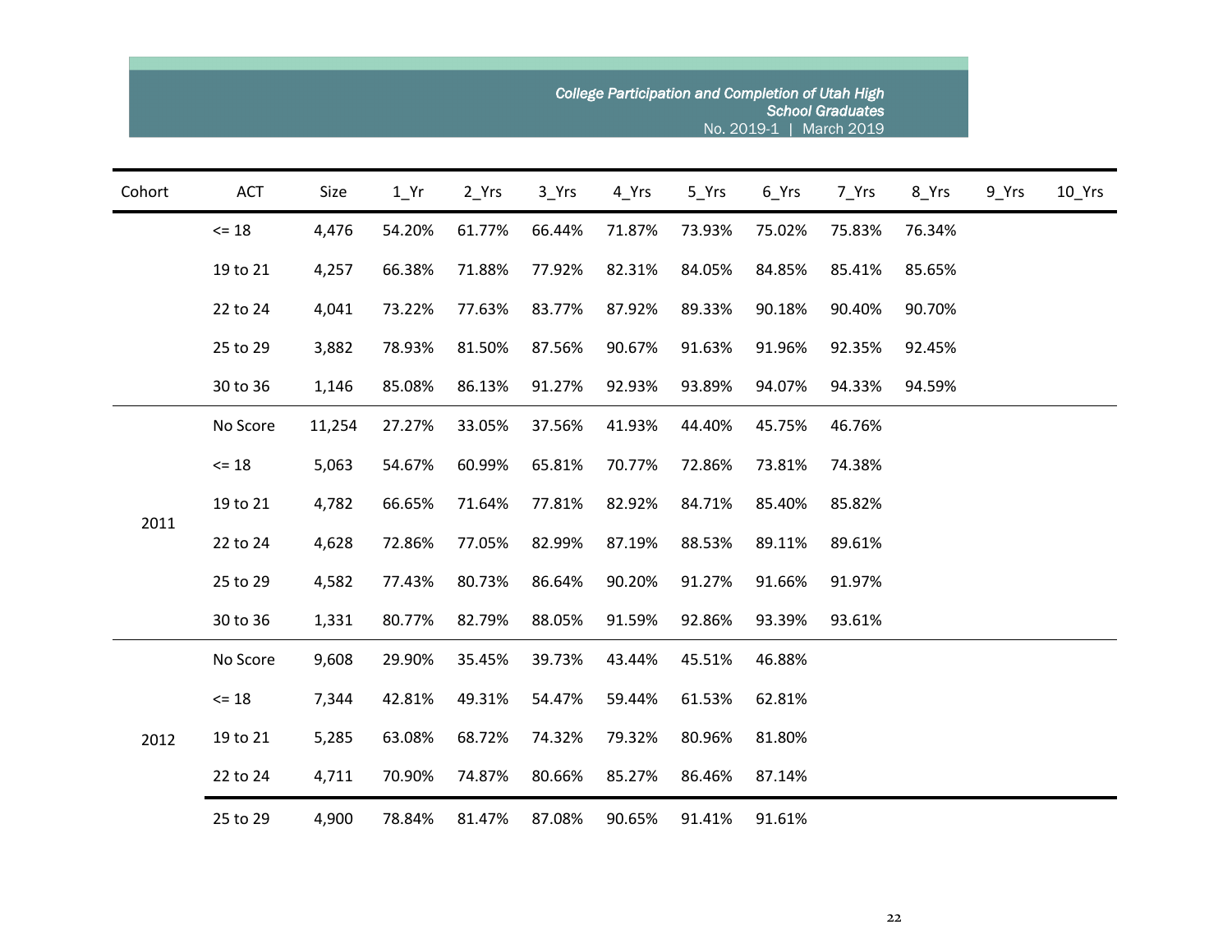| Cohort | ACT | Size | 1_Yr | 2_Yrs | 3_Yrs | 4_Yrs | 5_Yrs | 6_Yrs | 7_Yrs | 8_Yrs | 9_Yrs | 10_Yrs |
|---|---|---|---|---|---|---|---|---|---|---|---|---|
| | <= 18 | 4,476 | 54.20% | 61.77% | 66.44% | 71.87% | 73.93% | 75.02% | 75.83% | 76.34% | | |
| | 19 to 21 | 4,257 | 66.38% | 71.88% | 77.92% | 82.31% | 84.05% | 84.85% | 85.41% | 85.65% | | |
| | 22 to 24 | 4,041 | 73.22% | 77.63% | 83.77% | 87.92% | 89.33% | 90.18% | 90.40% | 90.70% | | |
| | 25 to 29 | 3,882 | 78.93% | 81.50% | 87.56% | 90.67% | 91.63% | 91.96% | 92.35% | 92.45% | | |
| | 30 to 36 | 1,146 | 85.08% | 86.13% | 91.27% | 92.93% | 93.89% | 94.07% | 94.33% | 94.59% | | |
| 2011 | No Score | 11,254 | 27.27% | 33.05% | 37.56% | 41.93% | 44.40% | 45.75% | 46.76% | | | |
| 2011 | <= 18 | 5,063 | 54.67% | 60.99% | 65.81% | 70.77% | 72.86% | 73.81% | 74.38% | | | |
| 2011 | 19 to 21 | 4,782 | 66.65% | 71.64% | 77.81% | 82.92% | 84.71% | 85.40% | 85.82% | | | |
| 2011 | 22 to 24 | 4,628 | 72.86% | 77.05% | 82.99% | 87.19% | 88.53% | 89.11% | 89.61% | | | |
| 2011 | 25 to 29 | 4,582 | 77.43% | 80.73% | 86.64% | 90.20% | 91.27% | 91.66% | 91.97% | | | |
| 2011 | 30 to 36 | 1,331 | 80.77% | 82.79% | 88.05% | 91.59% | 92.86% | 93.39% | 93.61% | | | |
| 2012 | No Score | 9,608 | 29.90% | 35.45% | 39.73% | 43.44% | 45.51% | 46.88% | | | | |
| 2012 | <= 18 | 7,344 | 42.81% | 49.31% | 54.47% | 59.44% | 61.53% | 62.81% | | | | |
| 2012 | 19 to 21 | 5,285 | 63.08% | 68.72% | 74.32% | 79.32% | 80.96% | 81.80% | | | | |
| 2012 | 22 to 24 | 4,711 | 70.90% | 74.87% | 80.66% | 85.27% | 86.46% | 87.14% | | | | |
| | 25 to 29 | 4,900 | 78.84% | 81.47% | 87.08% | 90.65% | 91.41% | 91.61% | | | | |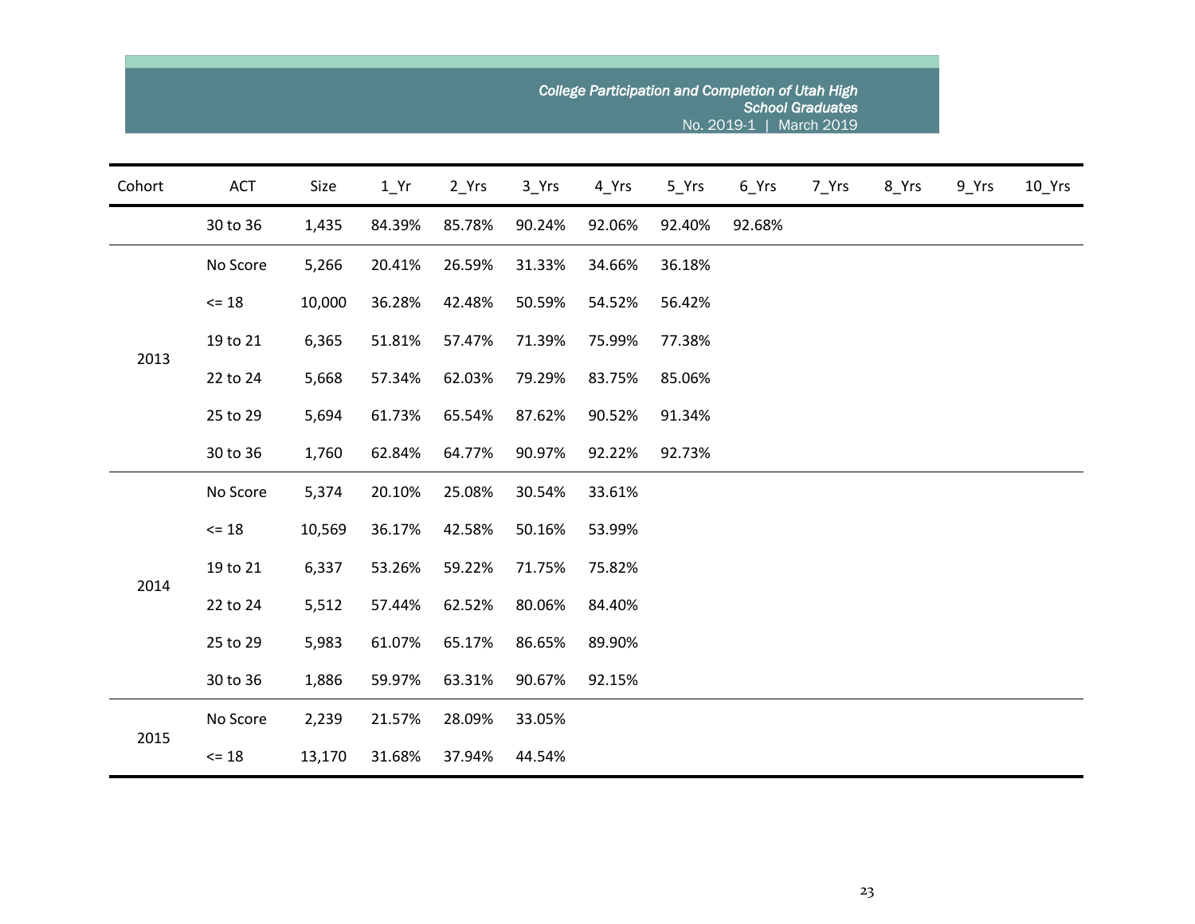| Cohort | ACT | Size | 1_Yr | 2_Yrs | 3_Yrs | 4_Yrs | 5_Yrs | 6_Yrs | 7_Yrs | 8_Yrs | 9_Yrs | 10_Yrs |
|---|---|---|---|---|---|---|---|---|---|---|---|---|
| | 30 to 36 | 1,435 | 84.39% | 85.78% | 90.24% | 92.06% | 92.40% | 92.68% | | | | |
| 2013 | No Score | 5,266 | 20.41% | 26.59% | 31.33% | 34.66% | 36.18% | | | | | |
| | <= 18 | 10,000 | 36.28% | 42.48% | 50.59% | 54.52% | 56.42% | | | | | |
| | 19 to 21 | 6,365 | 51.81% | 57.47% | 71.39% | 75.99% | 77.38% | | | | | |
| | 22 to 24 | 5,668 | 57.34% | 62.03% | 79.29% | 83.75% | 85.06% | | | | | |
| | 25 to 29 | 5,694 | 61.73% | 65.54% | 87.62% | 90.52% | 91.34% | | | | | |
| | 30 to 36 | 1,760 | 62.84% | 64.77% | 90.97% | 92.22% | 92.73% | | | | | |
| 2014 | No Score | 5,374 | 20.10% | 25.08% | 30.54% | 33.61% | | | | | | |
| | <= 18 | 10,569 | 36.17% | 42.58% | 50.16% | 53.99% | | | | | | |
| | 19 to 21 | 6,337 | 53.26% | 59.22% | 71.75% | 75.82% | | | | | | |
| | 22 to 24 | 5,512 | 57.44% | 62.52% | 80.06% | 84.40% | | | | | | |
| | 25 to 29 | 5,983 | 61.07% | 65.17% | 86.65% | 89.90% | | | | | | |
| | 30 to 36 | 1,886 | 59.97% | 63.31% | 90.67% | 92.15% | | | | | | |
| 2015 | No Score | 2,239 | 21.57% | 28.09% | 33.05% | | | | | | | |
| | <= 18 | 13,170 | 31.68% | 37.94% | 44.54% | | | | | | | |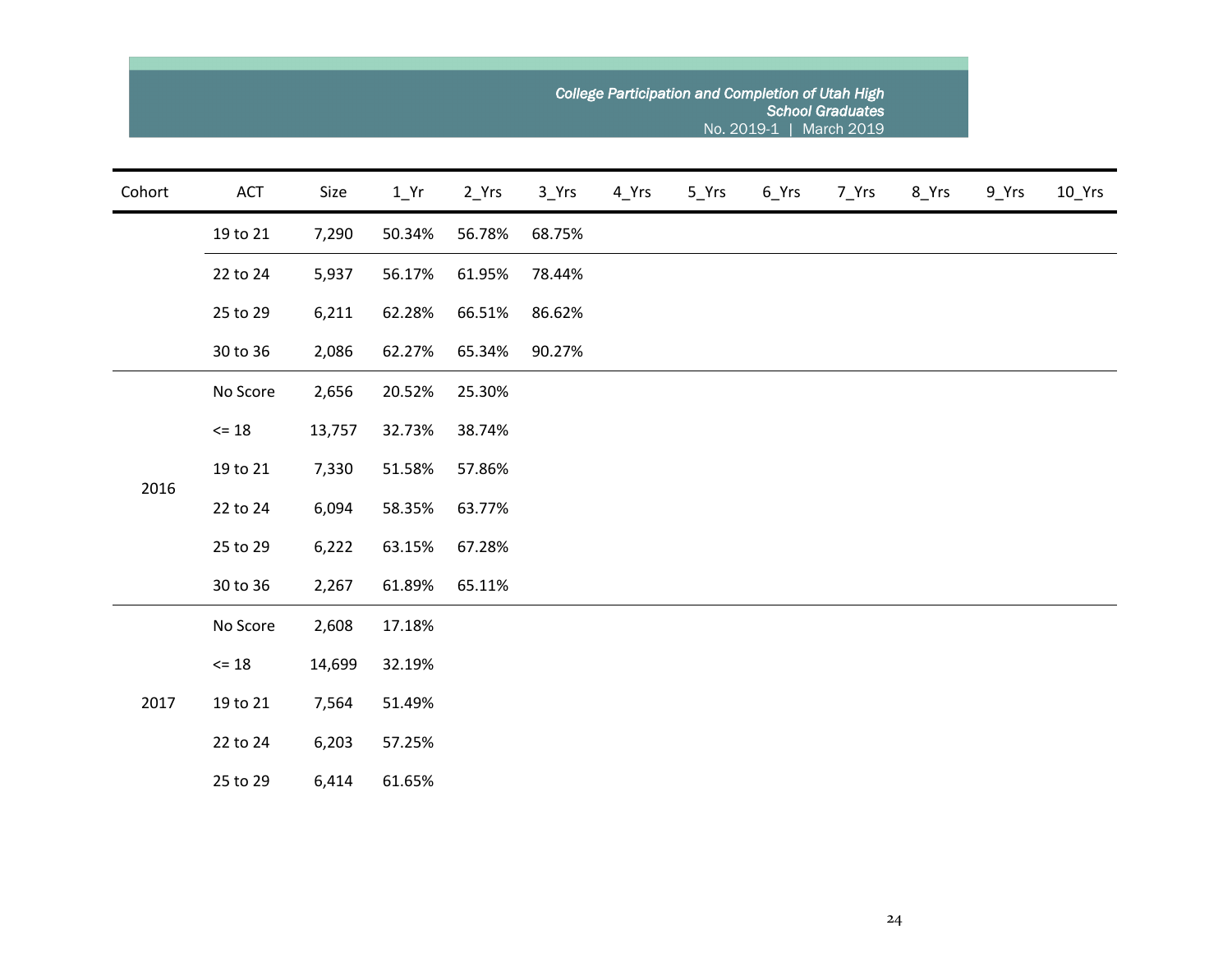| Cohort | ACT | Size | 1_Yr | 2_Yrs | 3_Yrs | 4_Yrs | 5_Yrs | 6_Yrs | 7_Yrs | 8_Yrs | 9_Yrs | 10_Yrs |
|---|---|---|---|---|---|---|---|---|---|---|---|---|
| | 19 to 21 | 7,290 | 50.34% | 56.78% | 68.75% | | | | | | | |
| | 22 to 24 | 5,937 | 56.17% | 61.95% | 78.44% | | | | | | | |
| | 25 to 29 | 6,211 | 62.28% | 66.51% | 86.62% | | | | | | | |
| | 30 to 36 | 2,086 | 62.27% | 65.34% | 90.27% | | | | | | | |
| 2016 | No Score | 2,656 | 20.52% | 25.30% | | | | | | | | |
| | <= 18 | 13,757 | 32.73% | 38.74% | | | | | | | | |
| | 19 to 21 | 7,330 | 51.58% | 57.86% | | | | | | | | |
| | 22 to 24 | 6,094 | 58.35% | 63.77% | | | | | | | | |
| | 25 to 29 | 6,222 | 63.15% | 67.28% | | | | | | | | |
| | 30 to 36 | 2,267 | 61.89% | 65.11% | | | | | | | | |
| 2017 | No Score | 2,608 | 17.18% | | | | | | | | | |
| | <= 18 | 14,699 | 32.19% | | | | | | | | | |
| | 19 to 21 | 7,564 | 51.49% | | | | | | | | | |
| | 22 to 24 | 6,203 | 57.25% | | | | | | | | | |
| | 25 to 29 | 6,414 | 61.65% | | | | | | | | | |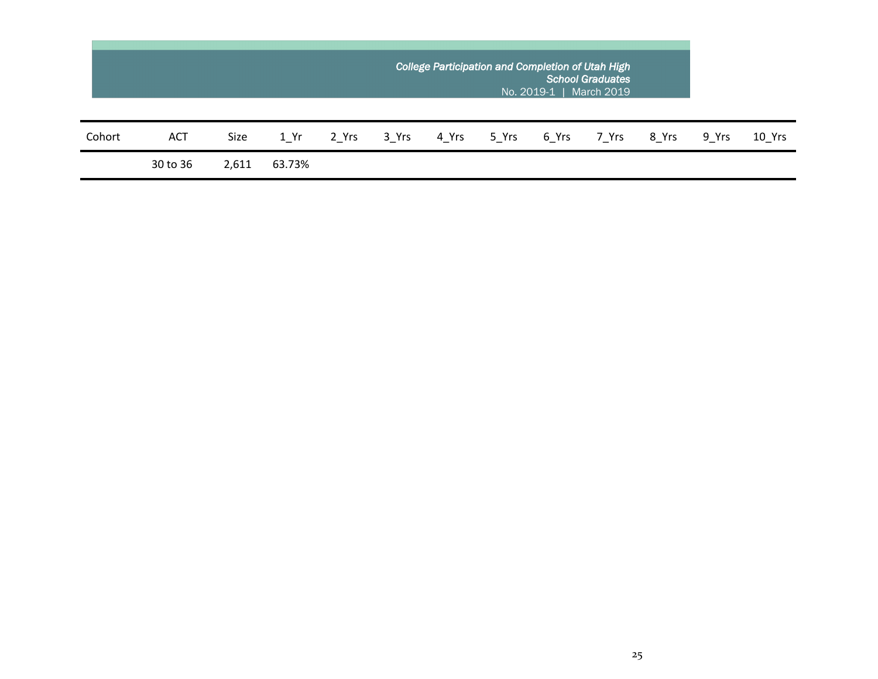| Cohort | ACT | Size | 1_Yr | 2_Yrs | 3_Yrs | 4_Yrs | 5_Yrs | 6_Yrs | 7_Yrs | 8_Yrs | 9_Yrs | 10_Yrs |
|---|---|---|---|---|---|---|---|---|---|---|---|---|
| | 30 to 36 | 2,611 | 63.73% | | | | | | | | | |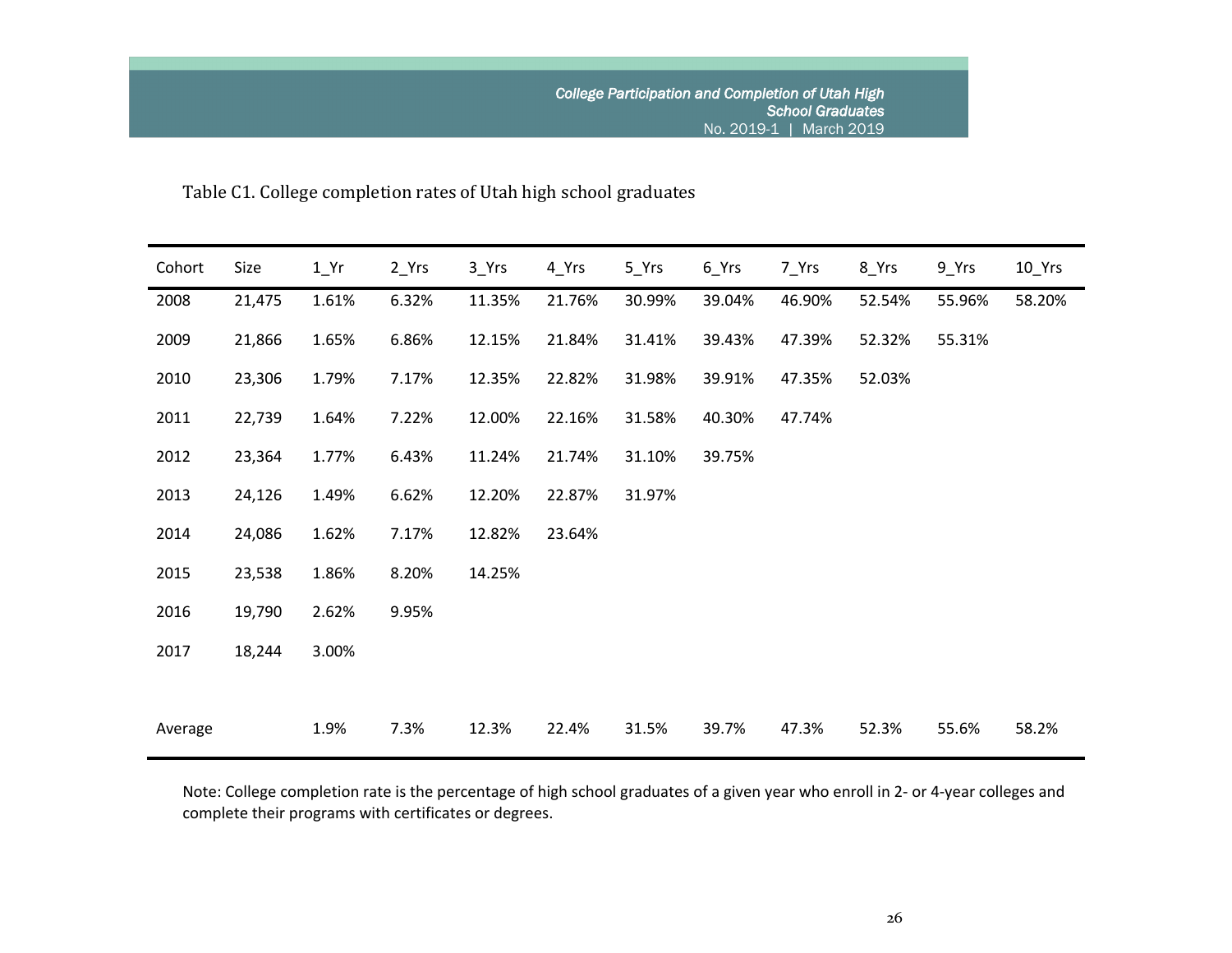Table C1. College completion rates of Utah high school graduates

| Cohort | Size | 1_Yr | 2_Yrs | 3_Yrs | 4_Yrs | 5_Yrs | 6_Yrs | 7_Yrs | 8_Yrs | 9_Yrs | 10_Yrs |
|---|---|---|---|---|---|---|---|---|---|---|---|
| 2008 | 21,475 | 1.61% | 6.32% | 11.35% | 21.76% | 30.99% | 39.04% | 46.90% | 52.54% | 55.96% | 58.20% |
| 2009 | 21,866 | 1.65% | 6.86% | 12.15% | 21.84% | 31.41% | 39.43% | 47.39% | 52.32% | 55.31% | |
| 2010 | 23,306 | 1.79% | 7.17% | 12.35% | 22.82% | 31.98% | 39.91% | 47.35% | 52.03% | | |
| 2011 | 22,739 | 1.64% | 7.22% | 12.00% | 22.16% | 31.58% | 40.30% | 47.74% | | | |
| 2012 | 23,364 | 1.77% | 6.43% | 11.24% | 21.74% | 31.10% | 39.75% | | | | |
| 2013 | 24,126 | 1.49% | 6.62% | 12.20% | 22.87% | 31.97% | | | | | |
| 2014 | 24,086 | 1.62% | 7.17% | 12.82% | 23.64% | | | | | | |
| 2015 | 23,538 | 1.86% | 8.20% | 14.25% | | | | | | | |
| 2016 | 19,790 | 2.62% | 9.95% | | | | | | | | |
| 2017 | 18,244 | 3.00% | | | | | | | | | |
| Average | | 1.9% | 7.3% | 12.3% | 22.4% | 31.5% | 39.7% | 47.3% | 52.3% | 55.6% | 58.2% |

Note: College completion rate is the percentage of high school graduates of a given year who enroll in 2- or 4-year colleges and complete their programs with certificates or degrees.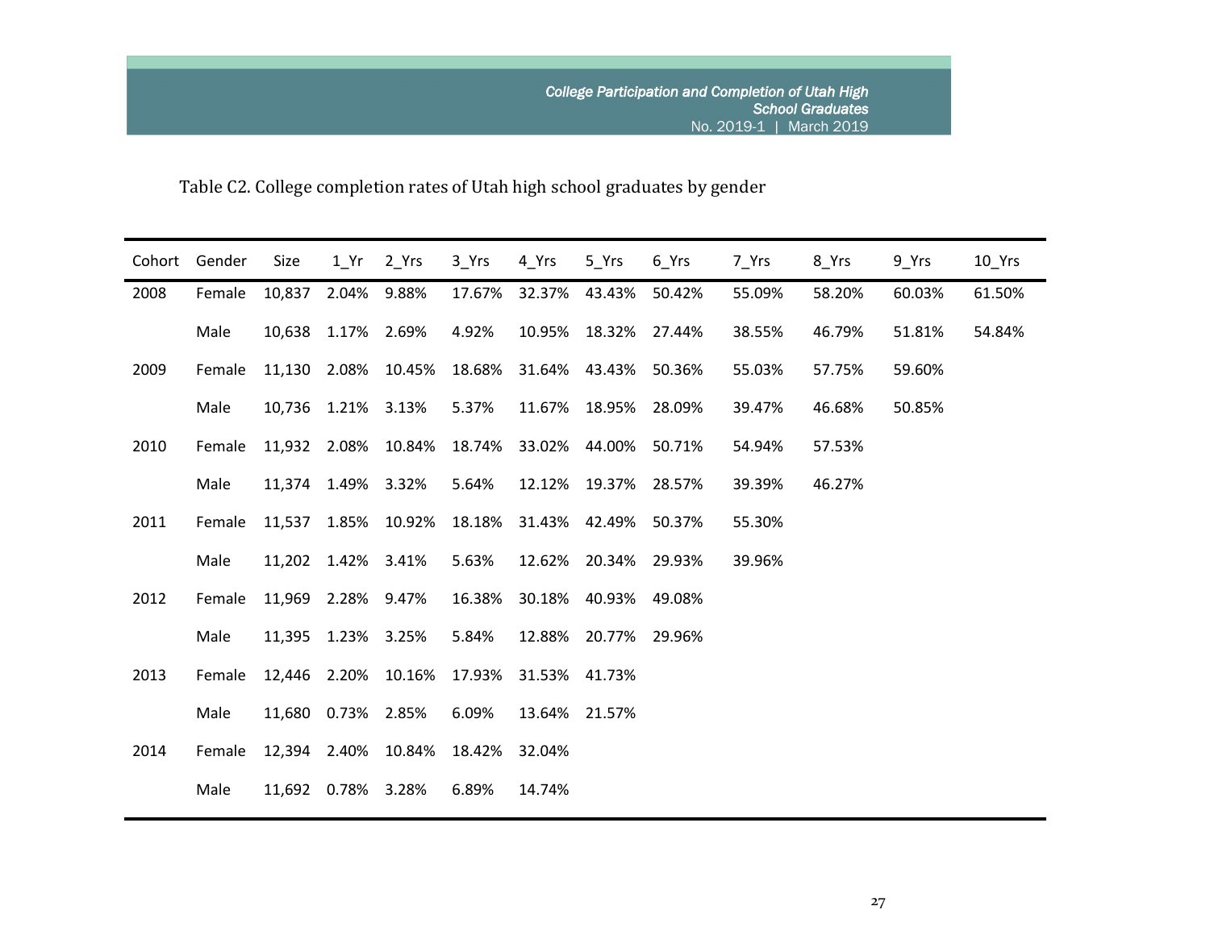Table C2. College completion rates of Utah high school graduates by gender

| Cohort | Gender | Size | 1_Yr | 2_Yrs | 3_Yrs | 4_Yrs | 5_Yrs | 6_Yrs | 7_Yrs | 8_Yrs | 9_Yrs | 10_Yrs |
|---|---|---|---|---|---|---|---|---|---|---|---|---|
| 2008 | Female | 10,837 | 2.04% | 9.88% | 17.67% | 32.37% | 43.43% | 50.42% | 55.09% | 58.20% | 60.03% | 61.50% |
| | Male | 10,638 | 1.17% | 2.69% | 4.92% | 10.95% | 18.32% | 27.44% | 38.55% | 46.79% | 51.81% | 54.84% |
| 2009 | Female | 11,130 | 2.08% | 10.45% | 18.68% | 31.64% | 43.43% | 50.36% | 55.03% | 57.75% | 59.60% | |
| | Male | 10,736 | 1.21% | 3.13% | 5.37% | 11.67% | 18.95% | 28.09% | 39.47% | 46.68% | 50.85% | |
| 2010 | Female | 11,932 | 2.08% | 10.84% | 18.74% | 33.02% | 44.00% | 50.71% | 54.94% | 57.53% | | |
| | Male | 11,374 | 1.49% | 3.32% | 5.64% | 12.12% | 19.37% | 28.57% | 39.39% | 46.27% | | |
| 2011 | Female | 11,537 | 1.85% | 10.92% | 18.18% | 31.43% | 42.49% | 50.37% | 55.30% | | | |
| | Male | 11,202 | 1.42% | 3.41% | 5.63% | 12.62% | 20.34% | 29.93% | 39.96% | | | |
| 2012 | Female | 11,969 | 2.28% | 9.47% | 16.38% | 30.18% | 40.93% | 49.08% | | | | |
| | Male | 11,395 | 1.23% | 3.25% | 5.84% | 12.88% | 20.77% | 29.96% | | | | |
| 2013 | Female | 12,446 | 2.20% | 10.16% | 17.93% | 31.53% | 41.73% | | | | | |
| | Male | 11,680 | 0.73% | 2.85% | 6.09% | 13.64% | 21.57% | | | | | |
| 2014 | Female | 12,394 | 2.40% | 10.84% | 18.42% | 32.04% | | | | | | |
| | Male | 11,692 | 0.78% | 3.28% | 6.89% | 14.74% | | | | | | |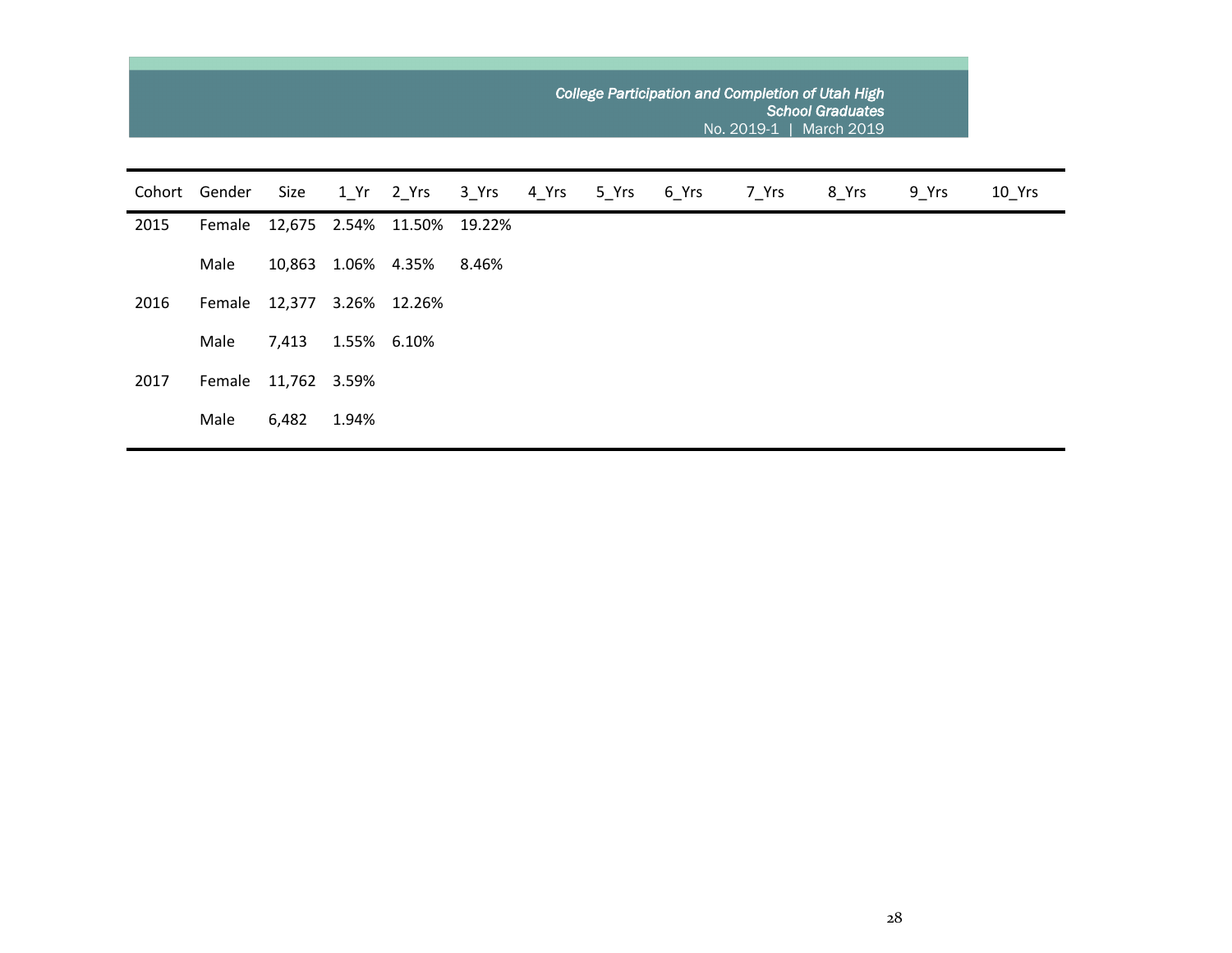| Cohort | Gender | Size | 1_Yr | 2_Yrs | 3_Yrs | 4_Yrs | 5_Yrs | 6_Yrs | 7_Yrs | 8_Yrs | 9_Yrs | 10_Yrs |
|---|---|---|---|---|---|---|---|---|---|---|---|---|
| 2015 | Female | 12,675 | 2.54% | 11.50% | 19.22% | | | | | | | |
| | Male | 10,863 | 1.06% | 4.35% | 8.46% | | | | | | | |
| 2016 | Female | 12,377 | 3.26% | 12.26% | | | | | | | | |
| | Male | 7,413 | 1.55% | 6.10% | | | | | | | | |
| 2017 | Female | 11,762 | 3.59% | | | | | | | | | |
| | Male | 6,482 | 1.94% | | | | | | | | | |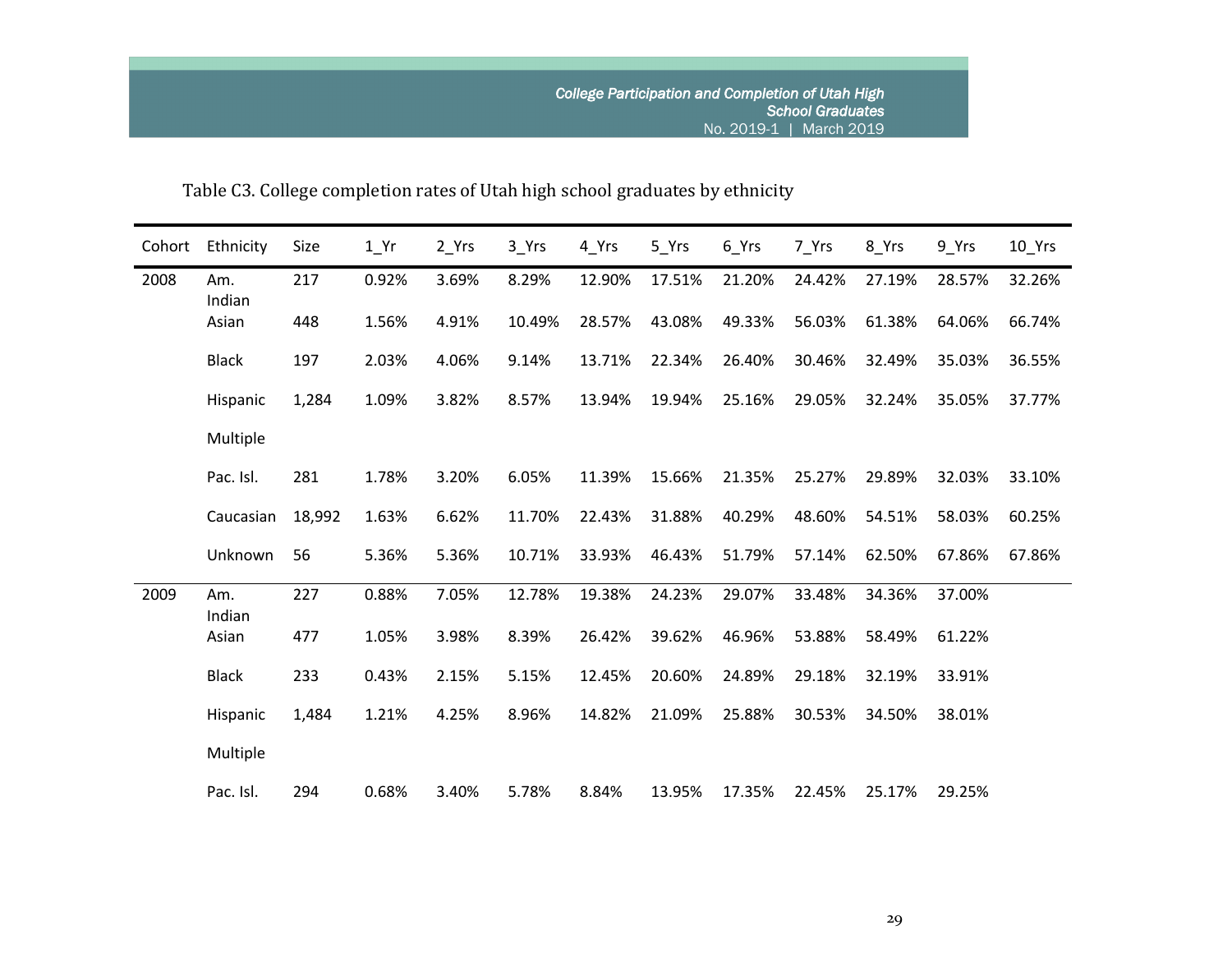Table C3. College completion rates of Utah high school graduates by ethnicity

| Cohort | Ethnicity | Size | 1_Yr | 2_Yrs | 3_Yrs | 4_Yrs | 5_Yrs | 6_Yrs | 7_Yrs | 8_Yrs | 9_Yrs | 10_Yrs |
|---|---|---|---|---|---|---|---|---|---|---|---|---|
| 2008 | Am. Indian | 217 | 0.92% | 3.69% | 8.29% | 12.90% | 17.51% | 21.20% | 24.42% | 27.19% | 28.57% | 32.26% |
| | Asian | 448 | 1.56% | 4.91% | 10.49% | 28.57% | 43.08% | 49.33% | 56.03% | 61.38% | 64.06% | 66.74% |
| | Black | 197 | 2.03% | 4.06% | 9.14% | 13.71% | 22.34% | 26.40% | 30.46% | 32.49% | 35.03% | 36.55% |
| | Hispanic | 1,284 | 1.09% | 3.82% | 8.57% | 13.94% | 19.94% | 25.16% | 29.05% | 32.24% | 35.05% | 37.77% |
| | Multiple | | | | | | | | | | | |
| | Pac. Isl. | 281 | 1.78% | 3.20% | 6.05% | 11.39% | 15.66% | 21.35% | 25.27% | 29.89% | 32.03% | 33.10% |
| | Caucasian | 18,992 | 1.63% | 6.62% | 11.70% | 22.43% | 31.88% | 40.29% | 48.60% | 54.51% | 58.03% | 60.25% |
| | Unknown | 56 | 5.36% | 5.36% | 10.71% | 33.93% | 46.43% | 51.79% | 57.14% | 62.50% | 67.86% | 67.86% |
| 2009 | Am. Indian | 227 | 0.88% | 7.05% | 12.78% | 19.38% | 24.23% | 29.07% | 33.48% | 34.36% | 37.00% | |
| | Asian | 477 | 1.05% | 3.98% | 8.39% | 26.42% | 39.62% | 46.96% | 53.88% | 58.49% | 61.22% | |
| | Black | 233 | 0.43% | 2.15% | 5.15% | 12.45% | 20.60% | 24.89% | 29.18% | 32.19% | 33.91% | |
| | Hispanic | 1,484 | 1.21% | 4.25% | 8.96% | 14.82% | 21.09% | 25.88% | 30.53% | 34.50% | 38.01% | |
| | Multiple | | | | | | | | | | | |
| | Pac. Isl. | 294 | 0.68% | 3.40% | 5.78% | 8.84% | 13.95% | 17.35% | 22.45% | 25.17% | 29.25% | |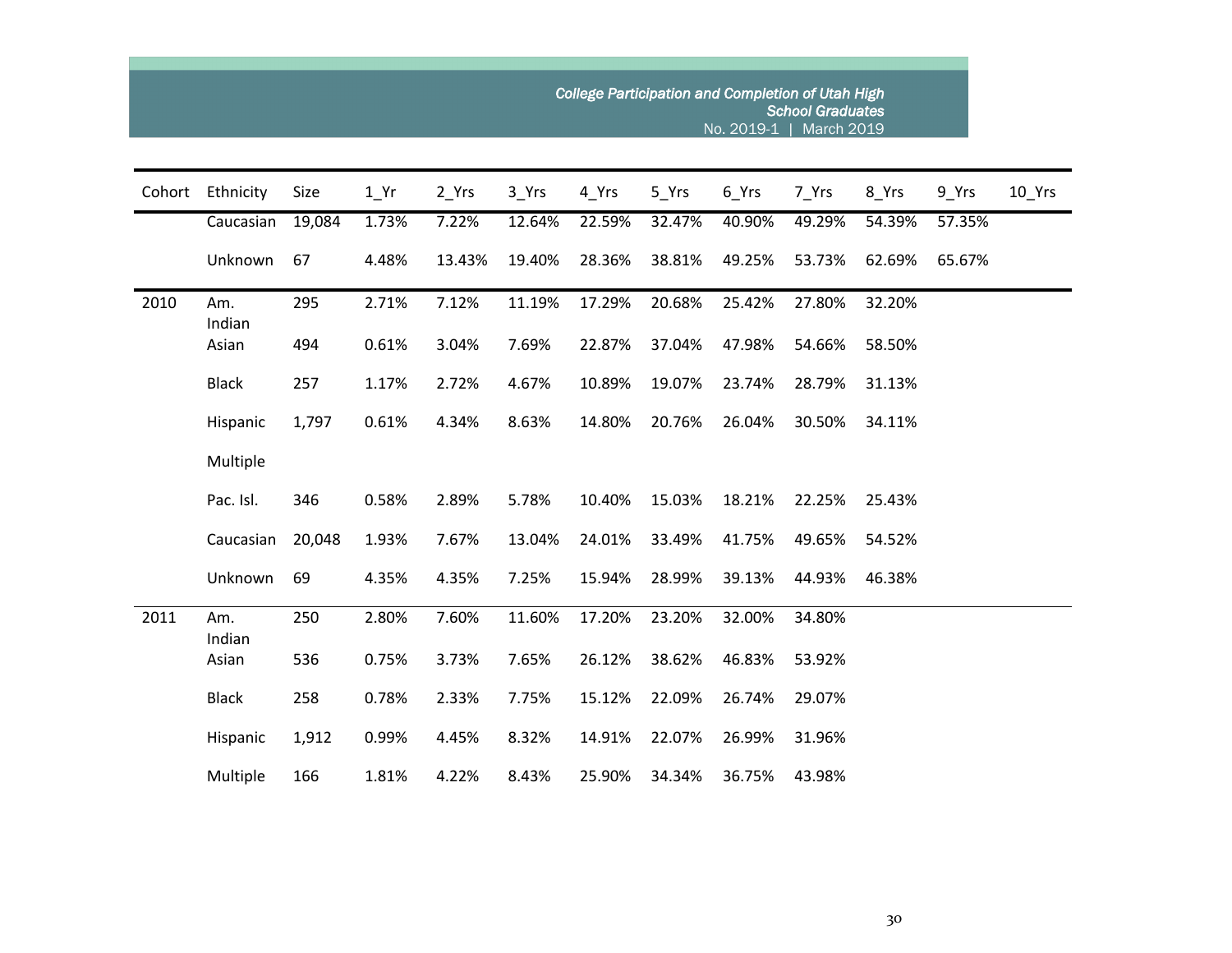| Cohort | Ethnicity | Size | 1_Yr | 2_Yrs | 3_Yrs | 4_Yrs | 5_Yrs | 6_Yrs | 7_Yrs | 8_Yrs | 9_Yrs | 10_Yrs |
|---|---|---|---|---|---|---|---|---|---|---|---|---|
| | Caucasian | 19,084 | 1.73% | 7.22% | 12.64% | 22.59% | 32.47% | 40.90% | 49.29% | 54.39% | 57.35% | |
| | Unknown | 67 | 4.48% | 13.43% | 19.40% | 28.36% | 38.81% | 49.25% | 53.73% | 62.69% | 65.67% | |
| 2010 | Am. Indian | 295 | 2.71% | 7.12% | 11.19% | 17.29% | 20.68% | 25.42% | 27.80% | 32.20% | | |
| | Asian | 494 | 0.61% | 3.04% | 7.69% | 22.87% | 37.04% | 47.98% | 54.66% | 58.50% | | |
| | Black | 257 | 1.17% | 2.72% | 4.67% | 10.89% | 19.07% | 23.74% | 28.79% | 31.13% | | |
| | Hispanic | 1,797 | 0.61% | 4.34% | 8.63% | 14.80% | 20.76% | 26.04% | 30.50% | 34.11% | | |
| | Multiple | | | | | | | | | | | |
| | Pac. Isl. | 346 | 0.58% | 2.89% | 5.78% | 10.40% | 15.03% | 18.21% | 22.25% | 25.43% | | |
| | Caucasian | 20,048 | 1.93% | 7.67% | 13.04% | 24.01% | 33.49% | 41.75% | 49.65% | 54.52% | | |
| | Unknown | 69 | 4.35% | 4.35% | 7.25% | 15.94% | 28.99% | 39.13% | 44.93% | 46.38% | | |
| 2011 | Am. Indian | 250 | 2.80% | 7.60% | 11.60% | 17.20% | 23.20% | 32.00% | 34.80% | | | |
| | Asian | 536 | 0.75% | 3.73% | 7.65% | 26.12% | 38.62% | 46.83% | 53.92% | | | |
| | Black | 258 | 0.78% | 2.33% | 7.75% | 15.12% | 22.09% | 26.74% | 29.07% | | | |
| | Hispanic | 1,912 | 0.99% | 4.45% | 8.32% | 14.91% | 22.07% | 26.99% | 31.96% | | | |
| | Multiple | 166 | 1.81% | 4.22% | 8.43% | 25.90% | 34.34% | 36.75% | 43.98% | | | |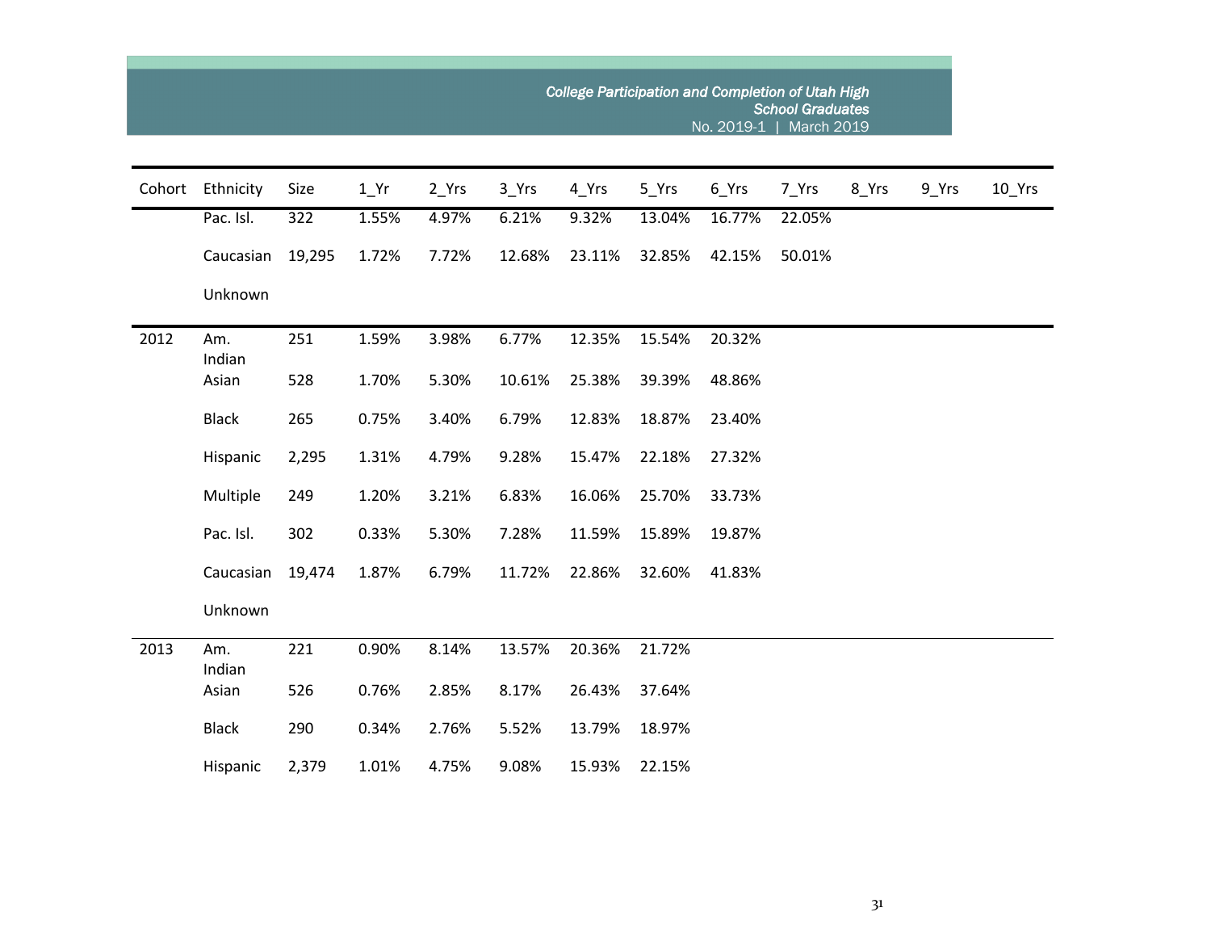| Cohort | Ethnicity | Size | 1_Yr | 2_Yrs | 3_Yrs | 4_Yrs | 5_Yrs | 6_Yrs | 7_Yrs | 8_Yrs | 9_Yrs | 10_Yrs |
|---|---|---|---|---|---|---|---|---|---|---|---|---|
| | Pac. Isl. | 322 | 1.55% | 4.97% | 6.21% | 9.32% | 13.04% | 16.77% | 22.05% | | | |
| | Caucasian | 19,295 | 1.72% | 7.72% | 12.68% | 23.11% | 32.85% | 42.15% | 50.01% | | | |
| | Unknown | | | | | | | | | | | |
| 2012 | Am. Indian | 251 | 1.59% | 3.98% | 6.77% | 12.35% | 15.54% | 20.32% | | | | |
| | Asian | 528 | 1.70% | 5.30% | 10.61% | 25.38% | 39.39% | 48.86% | | | | |
| | Black | 265 | 0.75% | 3.40% | 6.79% | 12.83% | 18.87% | 23.40% | | | | |
| | Hispanic | 2,295 | 1.31% | 4.79% | 9.28% | 15.47% | 22.18% | 27.32% | | | | |
| | Multiple | 249 | 1.20% | 3.21% | 6.83% | 16.06% | 25.70% | 33.73% | | | | |
| | Pac. Isl. | 302 | 0.33% | 5.30% | 7.28% | 11.59% | 15.89% | 19.87% | | | | |
| | Caucasian | 19,474 | 1.87% | 6.79% | 11.72% | 22.86% | 32.60% | 41.83% | | | | |
| | Unknown | | | | | | | | | | | |
| 2013 | Am. Indian | 221 | 0.90% | 8.14% | 13.57% | 20.36% | 21.72% | | | | | |
| | Asian | 526 | 0.76% | 2.85% | 8.17% | 26.43% | 37.64% | | | | | |
| | Black | 290 | 0.34% | 2.76% | 5.52% | 13.79% | 18.97% | | | | | |
| | Hispanic | 2,379 | 1.01% | 4.75% | 9.08% | 15.93% | 22.15% | | | | | |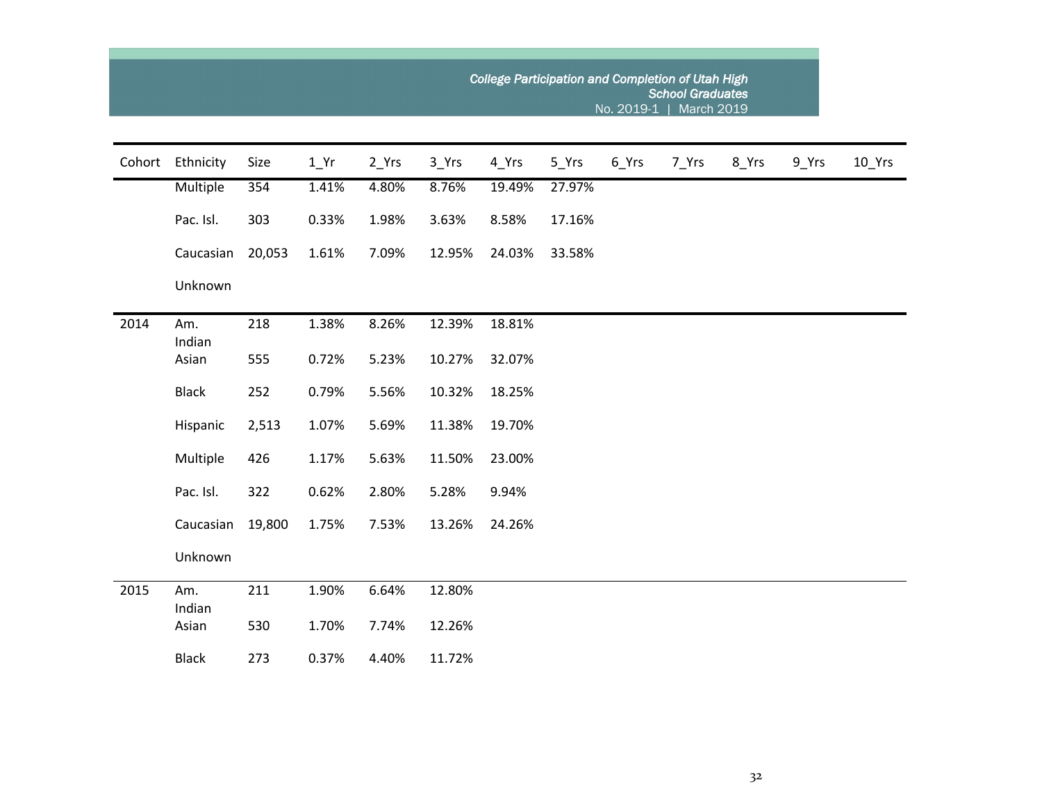| Cohort | Ethnicity | Size | 1_Yr | 2_Yrs | 3_Yrs | 4_Yrs | 5_Yrs | 6_Yrs | 7_Yrs | 8_Yrs | 9_Yrs | 10_Yrs |
|---|---|---|---|---|---|---|---|---|---|---|---|---|
| | Multiple | 354 | 1.41% | 4.80% | 8.76% | 19.49% | 27.97% | | | | | |
| | Pac. Isl. | 303 | 0.33% | 1.98% | 3.63% | 8.58% | 17.16% | | | | | |
| | Caucasian | 20,053 | 1.61% | 7.09% | 12.95% | 24.03% | 33.58% | | | | | |
| | Unknown | | | | | | | | | | | |
| 2014 | Am. Indian | 218 | 1.38% | 8.26% | 12.39% | 18.81% | | | | | | |
| | Asian | 555 | 0.72% | 5.23% | 10.27% | 32.07% | | | | | | |
| | Black | 252 | 0.79% | 5.56% | 10.32% | 18.25% | | | | | | |
| | Hispanic | 2,513 | 1.07% | 5.69% | 11.38% | 19.70% | | | | | | |
| | Multiple | 426 | 1.17% | 5.63% | 11.50% | 23.00% | | | | | | |
| | Pac. Isl. | 322 | 0.62% | 2.80% | 5.28% | 9.94% | | | | | | |
| | Caucasian | 19,800 | 1.75% | 7.53% | 13.26% | 24.26% | | | | | | |
| | Unknown | | | | | | | | | | | |
| 2015 | Am. Indian | 211 | 1.90% | 6.64% | 12.80% | | | | | | | |
| | Asian | 530 | 1.70% | 7.74% | 12.26% | | | | | | | |
| | Black | 273 | 0.37% | 4.40% | 11.72% | | | | | | | |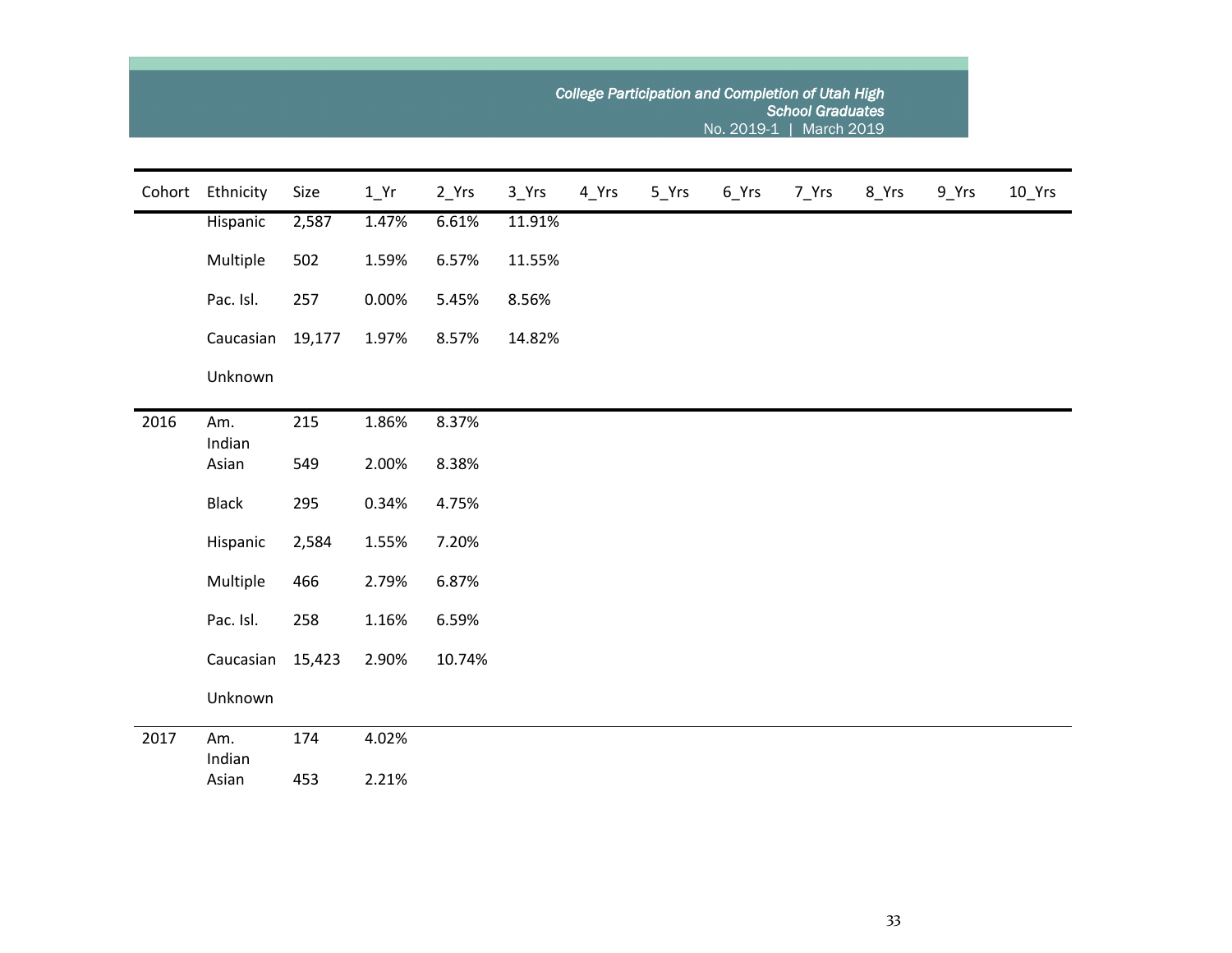| Cohort | Ethnicity | Size | 1_Yr | 2_Yrs | 3_Yrs | 4_Yrs | 5_Yrs | 6_Yrs | 7_Yrs | 8_Yrs | 9_Yrs | 10_Yrs |
|---|---|---|---|---|---|---|---|---|---|---|---|---|
| | Hispanic | 2,587 | 1.47% | 6.61% | 11.91% | | | | | | | |
| | Multiple | 502 | 1.59% | 6.57% | 11.55% | | | | | | | |
| | Pac. Isl. | 257 | 0.00% | 5.45% | 8.56% | | | | | | | |
| | Caucasian | 19,177 | 1.97% | 8.57% | 14.82% | | | | | | | |
| | Unknown | | | | | | | | | | | |
| 2016 | Am. Indian | 215 | 1.86% | 8.37% | | | | | | | | |
| | Asian | 549 | 2.00% | 8.38% | | | | | | | | |
| | Black | 295 | 0.34% | 4.75% | | | | | | | | |
| | Hispanic | 2,584 | 1.55% | 7.20% | | | | | | | | |
| | Multiple | 466 | 2.79% | 6.87% | | | | | | | | |
| | Pac. Isl. | 258 | 1.16% | 6.59% | | | | | | | | |
| | Caucasian | 15,423 | 2.90% | 10.74% | | | | | | | | |
| | Unknown | | | | | | | | | | | |
| 2017 | Am. Indian | 174 | 4.02% | | | | | | | | | |
| | Asian | 453 | 2.21% | | | | | | | | | |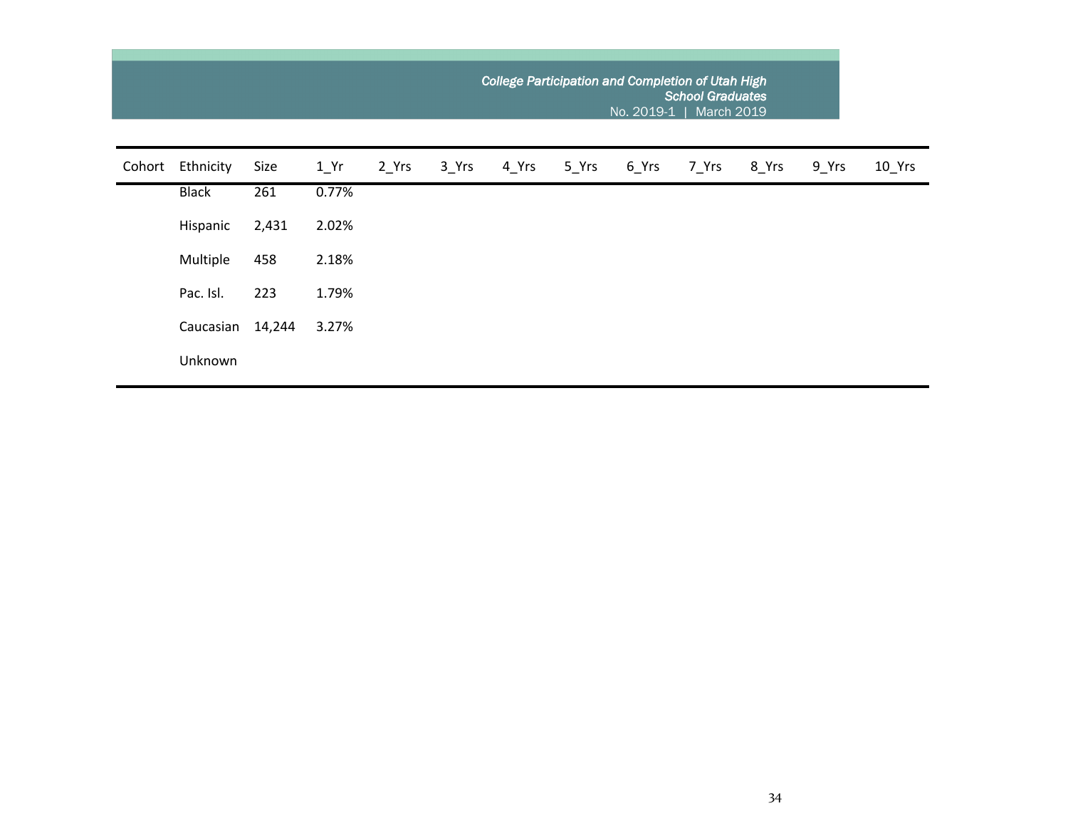| Cohort | Ethnicity | Size | 1_Yr | 2_Yrs | 3_Yrs | 4_Yrs | 5_Yrs | 6_Yrs | 7_Yrs | 8_Yrs | 9_Yrs | 10_Yrs |
|---|---|---|---|---|---|---|---|---|---|---|---|---|
| | Black | 261 | 0.77% | | | | | | | | | |
| | Hispanic | 2,431 | 2.02% | | | | | | | | | |
| | Multiple | 458 | 2.18% | | | | | | | | | |
| | Pac. Isl. | 223 | 1.79% | | | | | | | | | |
| | Caucasian | 14,244 | 3.27% | | | | | | | | | |
| | Unknown | | | | | | | | | | | |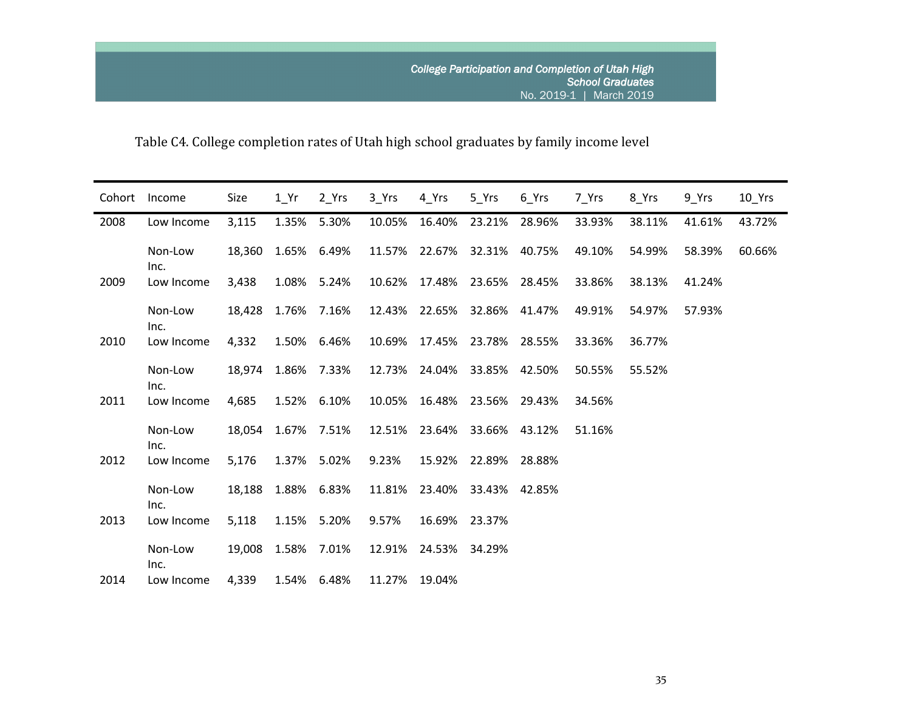Table C4. College completion rates of Utah high school graduates by family income level

| Cohort | Income | Size | 1_Yr | 2_Yrs | 3_Yrs | 4_Yrs | 5_Yrs | 6_Yrs | 7_Yrs | 8_Yrs | 9_Yrs | 10_Yrs |
|---|---|---|---|---|---|---|---|---|---|---|---|---|
| 2008 | Low Income | 3,115 | 1.35% | 5.30% | 10.05% | 16.40% | 23.21% | 28.96% | 33.93% | 38.11% | 41.61% | 43.72% |
| | Non-Low Inc. | 18,360 | 1.65% | 6.49% | 11.57% | 22.67% | 32.31% | 40.75% | 49.10% | 54.99% | 58.39% | 60.66% |
| 2009 | Low Income | 3,438 | 1.08% | 5.24% | 10.62% | 17.48% | 23.65% | 28.45% | 33.86% | 38.13% | 41.24% | |
| | Non-Low Inc. | 18,428 | 1.76% | 7.16% | 12.43% | 22.65% | 32.86% | 41.47% | 49.91% | 54.97% | 57.93% | |
| 2010 | Low Income | 4,332 | 1.50% | 6.46% | 10.69% | 17.45% | 23.78% | 28.55% | 33.36% | 36.77% | | |
| | Non-Low Inc. | 18,974 | 1.86% | 7.33% | 12.73% | 24.04% | 33.85% | 42.50% | 50.55% | 55.52% | | |
| 2011 | Low Income | 4,685 | 1.52% | 6.10% | 10.05% | 16.48% | 23.56% | 29.43% | 34.56% | | | |
| | Non-Low Inc. | 18,054 | 1.67% | 7.51% | 12.51% | 23.64% | 33.66% | 43.12% | 51.16% | | | |
| 2012 | Low Income | 5,176 | 1.37% | 5.02% | 9.23% | 15.92% | 22.89% | 28.88% | | | | |
| | Non-Low Inc. | 18,188 | 1.88% | 6.83% | 11.81% | 23.40% | 33.43% | 42.85% | | | | |
| 2013 | Low Income | 5,118 | 1.15% | 5.20% | 9.57% | 16.69% | 23.37% | | | | | |
| | Non-Low Inc. | 19,008 | 1.58% | 7.01% | 12.91% | 24.53% | 34.29% | | | | | |
| 2014 | Low Income | 4,339 | 1.54% | 6.48% | 11.27% | 19.04% | | | | | | |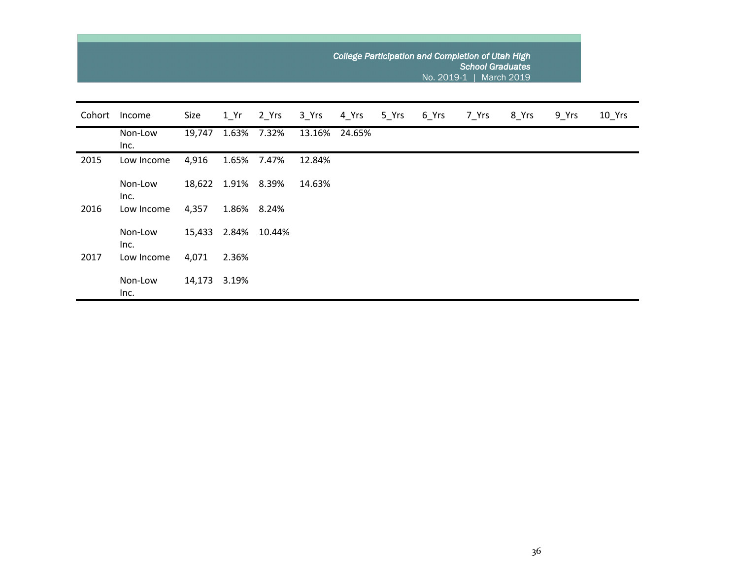| Cohort | Income | Size | 1_Yr | 2_Yrs | 3_Yrs | 4_Yrs | 5_Yrs | 6_Yrs | 7_Yrs | 8_Yrs | 9_Yrs | 10_Yrs |
|---|---|---|---|---|---|---|---|---|---|---|---|---|
| | Non-Low Inc. | 19,747 | 1.63% | 7.32% | 13.16% | 24.65% | | | | | | |
| 2015 | Low Income | 4,916 | 1.65% | 7.47% | 12.84% | | | | | | | |
| | Non-Low Inc. | 18,622 | 1.91% | 8.39% | 14.63% | | | | | | | |
| 2016 | Low Income | 4,357 | 1.86% | 8.24% | | | | | | | | |
| | Non-Low Inc. | 15,433 | 2.84% | 10.44% | | | | | | | | |
| 2017 | Low Income | 4,071 | 2.36% | | | | | | | | | |
| | Non-Low Inc. | 14,173 | 3.19% | | | | | | | | | |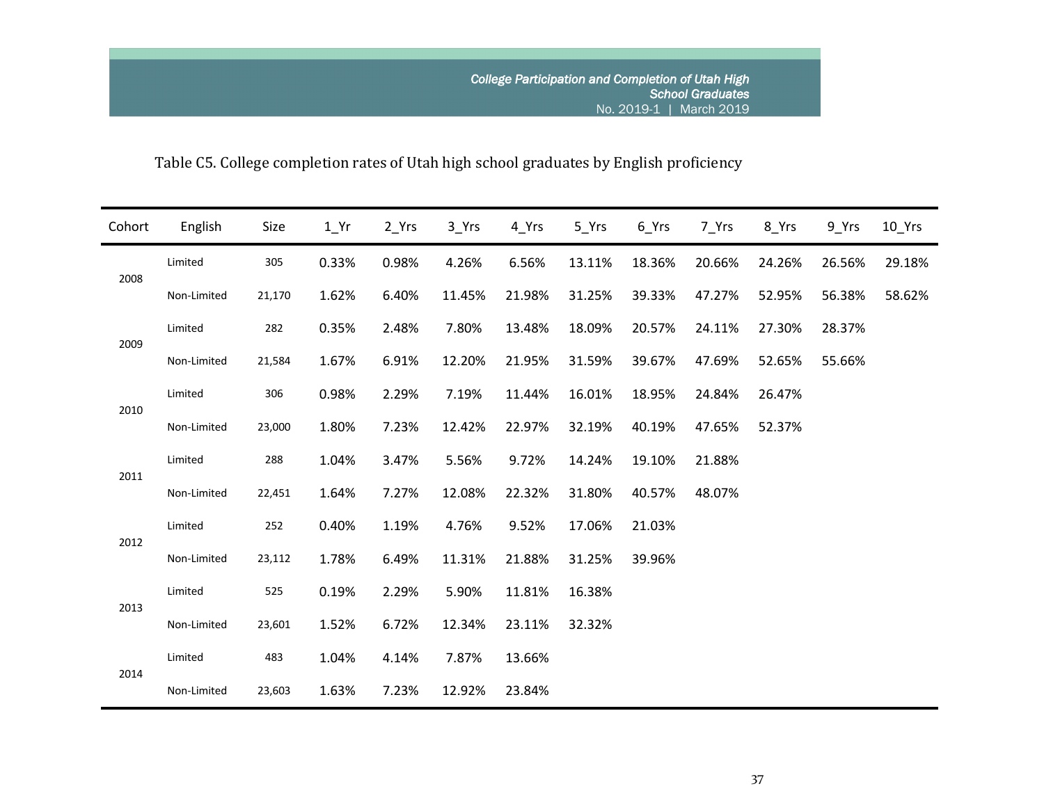Table C5. College completion rates of Utah high school graduates by English proficiency

| Cohort | English | Size | 1_Yr | 2_Yrs | 3_Yrs | 4_Yrs | 5_Yrs | 6_Yrs | 7_Yrs | 8_Yrs | 9_Yrs | 10_Yrs |
|---|---|---|---|---|---|---|---|---|---|---|---|---|
| 2008 | Limited | 305 | 0.33% | 0.98% | 4.26% | 6.56% | 13.11% | 18.36% | 20.66% | 24.26% | 26.56% | 29.18% |
| | Non-Limited | 21,170 | 1.62% | 6.40% | 11.45% | 21.98% | 31.25% | 39.33% | 47.27% | 52.95% | 56.38% | 58.62% |
| 2009 | Limited | 282 | 0.35% | 2.48% | 7.80% | 13.48% | 18.09% | 20.57% | 24.11% | 27.30% | 28.37% | |
| | Non-Limited | 21,584 | 1.67% | 6.91% | 12.20% | 21.95% | 31.59% | 39.67% | 47.69% | 52.65% | 55.66% | |
| 2010 | Limited | 306 | 0.98% | 2.29% | 7.19% | 11.44% | 16.01% | 18.95% | 24.84% | 26.47% | | |
| | Non-Limited | 23,000 | 1.80% | 7.23% | 12.42% | 22.97% | 32.19% | 40.19% | 47.65% | 52.37% | | |
| 2011 | Limited | 288 | 1.04% | 3.47% | 5.56% | 9.72% | 14.24% | 19.10% | 21.88% | | | |
| | Non-Limited | 22,451 | 1.64% | 7.27% | 12.08% | 22.32% | 31.80% | 40.57% | 48.07% | | | |
| 2012 | Limited | 252 | 0.40% | 1.19% | 4.76% | 9.52% | 17.06% | 21.03% | | | | |
| | Non-Limited | 23,112 | 1.78% | 6.49% | 11.31% | 21.88% | 31.25% | 39.96% | | | | |
| 2013 | Limited | 525 | 0.19% | 2.29% | 5.90% | 11.81% | 16.38% | | | | | |
| | Non-Limited | 23,601 | 1.52% | 6.72% | 12.34% | 23.11% | 32.32% | | | | | |
| 2014 | Limited | 483 | 1.04% | 4.14% | 7.87% | 13.66% | | | | | | |
| | Non-Limited | 23,603 | 1.63% | 7.23% | 12.92% | 23.84% | | | | | | |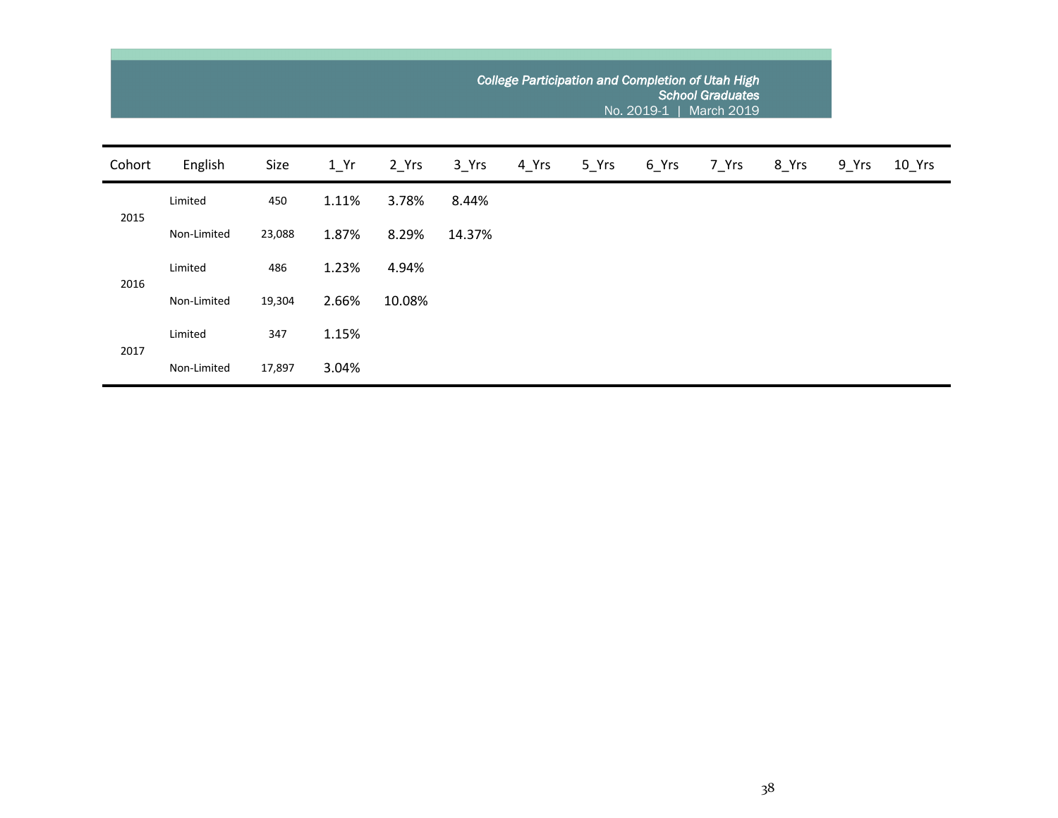| Cohort | English | Size | 1_Yr | 2_Yrs | 3_Yrs | 4_Yrs | 5_Yrs | 6_Yrs | 7_Yrs | 8_Yrs | 9_Yrs | 10_Yrs |
|---|---|---|---|---|---|---|---|---|---|---|---|---|
| 2015 | Limited | 450 | 1.11% | 3.78% | 8.44% | | | | | | | |
| | Non-Limited | 23,088 | 1.87% | 8.29% | 14.37% | | | | | | | |
| 2016 | Limited | 486 | 1.23% | 4.94% | | | | | | | | |
| | Non-Limited | 19,304 | 2.66% | 10.08% | | | | | | | | |
| 2017 | Limited | 347 | 1.15% | | | | | | | | | |
| | Non-Limited | 17,897 | 3.04% | | | | | | | | | |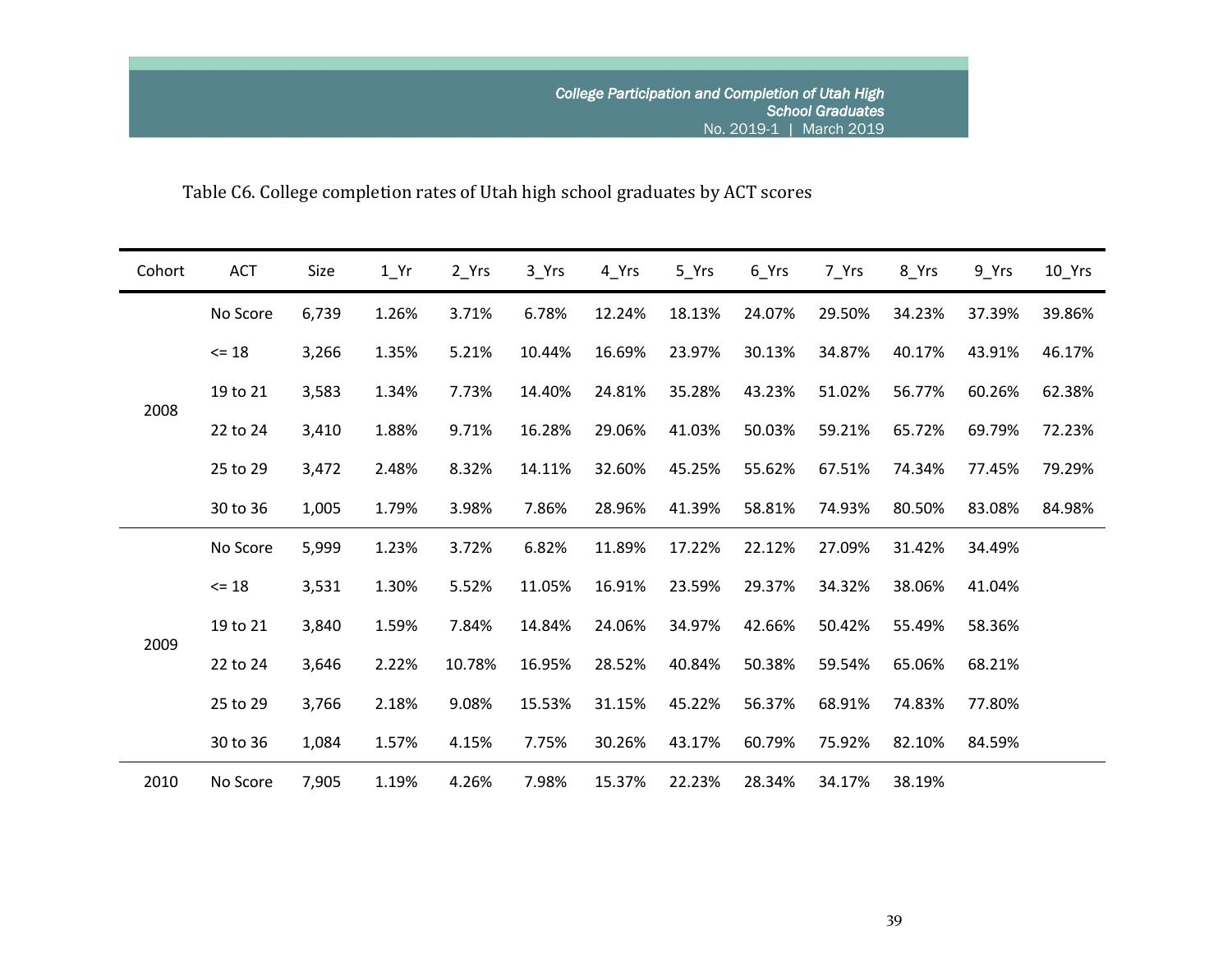Table C6. College completion rates of Utah high school graduates by ACT scores

| Cohort | ACT | Size | 1_Yr | 2_Yrs | 3_Yrs | 4_Yrs | 5_Yrs | 6_Yrs | 7_Yrs | 8_Yrs | 9_Yrs | 10_Yrs |
|---|---|---|---|---|---|---|---|---|---|---|---|---|
| 2008 | No Score | 6,739 | 1.26% | 3.71% | 6.78% | 12.24% | 18.13% | 24.07% | 29.50% | 34.23% | 37.39% | 39.86% |
| | <= 18 | 3,266 | 1.35% | 5.21% | 10.44% | 16.69% | 23.97% | 30.13% | 34.87% | 40.17% | 43.91% | 46.17% |
| | 19 to 21 | 3,583 | 1.34% | 7.73% | 14.40% | 24.81% | 35.28% | 43.23% | 51.02% | 56.77% | 60.26% | 62.38% |
| | 22 to 24 | 3,410 | 1.88% | 9.71% | 16.28% | 29.06% | 41.03% | 50.03% | 59.21% | 65.72% | 69.79% | 72.23% |
| | 25 to 29 | 3,472 | 2.48% | 8.32% | 14.11% | 32.60% | 45.25% | 55.62% | 67.51% | 74.34% | 77.45% | 79.29% |
| | 30 to 36 | 1,005 | 1.79% | 3.98% | 7.86% | 28.96% | 41.39% | 58.81% | 74.93% | 80.50% | 83.08% | 84.98% |
| 2009 | No Score | 5,999 | 1.23% | 3.72% | 6.82% | 11.89% | 17.22% | 22.12% | 27.09% | 31.42% | 34.49% | |
| | <= 18 | 3,531 | 1.30% | 5.52% | 11.05% | 16.91% | 23.59% | 29.37% | 34.32% | 38.06% | 41.04% | |
| | 19 to 21 | 3,840 | 1.59% | 7.84% | 14.84% | 24.06% | 34.97% | 42.66% | 50.42% | 55.49% | 58.36% | |
| | 22 to 24 | 3,646 | 2.22% | 10.78% | 16.95% | 28.52% | 40.84% | 50.38% | 59.54% | 65.06% | 68.21% | |
| | 25 to 29 | 3,766 | 2.18% | 9.08% | 15.53% | 31.15% | 45.22% | 56.37% | 68.91% | 74.83% | 77.80% | |
| | 30 to 36 | 1,084 | 1.57% | 4.15% | 7.75% | 30.26% | 43.17% | 60.79% | 75.92% | 82.10% | 84.59% | |
| 2010 | No Score | 7,905 | 1.19% | 4.26% | 7.98% | 15.37% | 22.23% | 28.34% | 34.17% | 38.19% | | |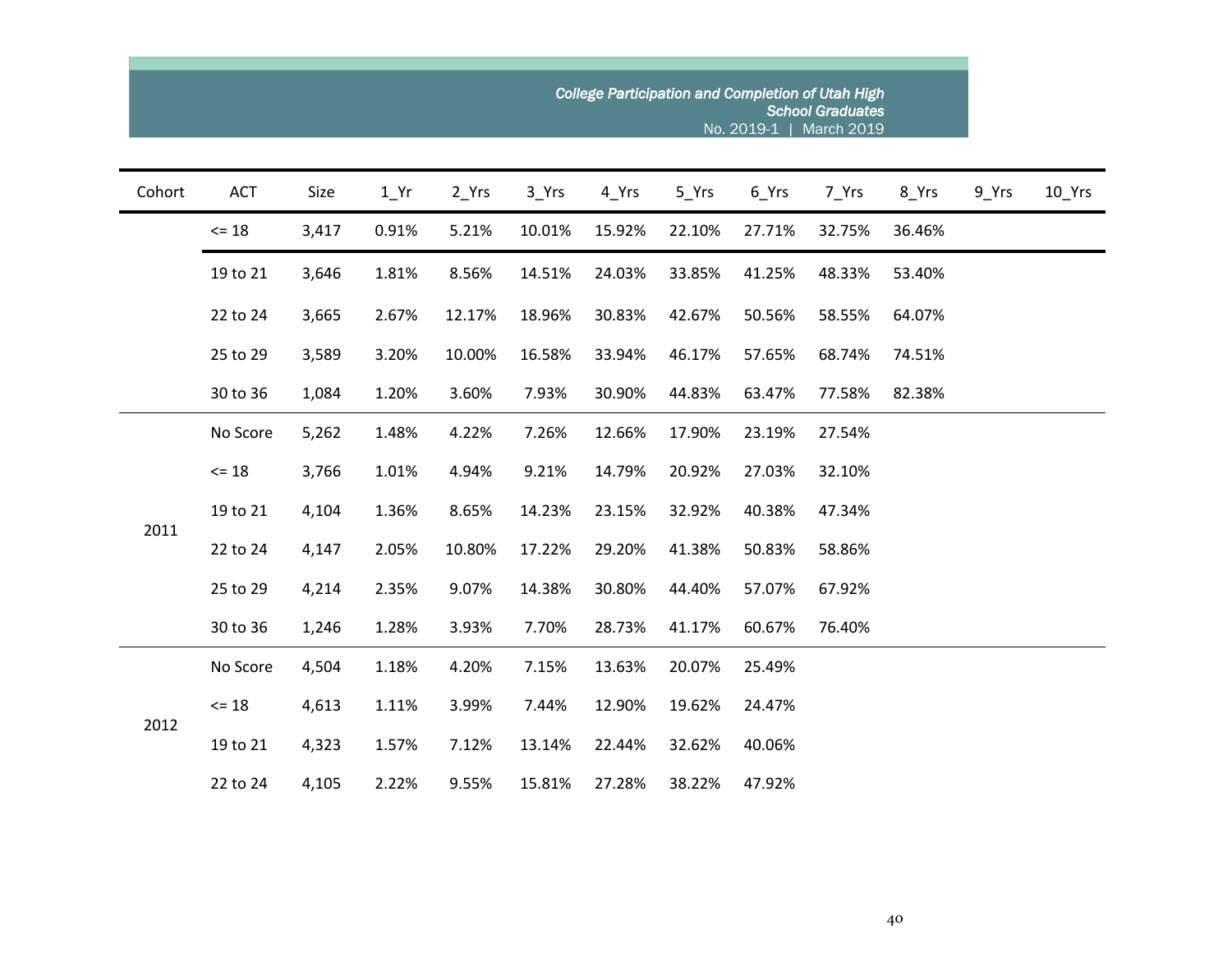| Cohort | ACT | Size | 1_Yr | 2_Yrs | 3_Yrs | 4_Yrs | 5_Yrs | 6_Yrs | 7_Yrs | 8_Yrs | 9_Yrs | 10_Yrs |
|---|---|---|---|---|---|---|---|---|---|---|---|---|
| | <= 18 | 3,417 | 0.91% | 5.21% | 10.01% | 15.92% | 22.10% | 27.71% | 32.75% | 36.46% | | |
| | 19 to 21 | 3,646 | 1.81% | 8.56% | 14.51% | 24.03% | 33.85% | 41.25% | 48.33% | 53.40% | | |
| | 22 to 24 | 3,665 | 2.67% | 12.17% | 18.96% | 30.83% | 42.67% | 50.56% | 58.55% | 64.07% | | |
| | 25 to 29 | 3,589 | 3.20% | 10.00% | 16.58% | 33.94% | 46.17% | 57.65% | 68.74% | 74.51% | | |
| | 30 to 36 | 1,084 | 1.20% | 3.60% | 7.93% | 30.90% | 44.83% | 63.47% | 77.58% | 82.38% | | |
| 2011 | No Score | 5,262 | 1.48% | 4.22% | 7.26% | 12.66% | 17.90% | 23.19% | 27.54% | | | |
| | <= 18 | 3,766 | 1.01% | 4.94% | 9.21% | 14.79% | 20.92% | 27.03% | 32.10% | | | |
| | 19 to 21 | 4,104 | 1.36% | 8.65% | 14.23% | 23.15% | 32.92% | 40.38% | 47.34% | | | |
| | 22 to 24 | 4,147 | 2.05% | 10.80% | 17.22% | 29.20% | 41.38% | 50.83% | 58.86% | | | |
| | 25 to 29 | 4,214 | 2.35% | 9.07% | 14.38% | 30.80% | 44.40% | 57.07% | 67.92% | | | |
| | 30 to 36 | 1,246 | 1.28% | 3.93% | 7.70% | 28.73% | 41.17% | 60.67% | 76.40% | | | |
| 2012 | No Score | 4,504 | 1.18% | 4.20% | 7.15% | 13.63% | 20.07% | 25.49% | | | | |
| | <= 18 | 4,613 | 1.11% | 3.99% | 7.44% | 12.90% | 19.62% | 24.47% | | | | |
| | 19 to 21 | 4,323 | 1.57% | 7.12% | 13.14% | 22.44% | 32.62% | 40.06% | | | | |
| | 22 to 24 | 4,105 | 2.22% | 9.55% | 15.81% | 27.28% | 38.22% | 47.92% | | | | |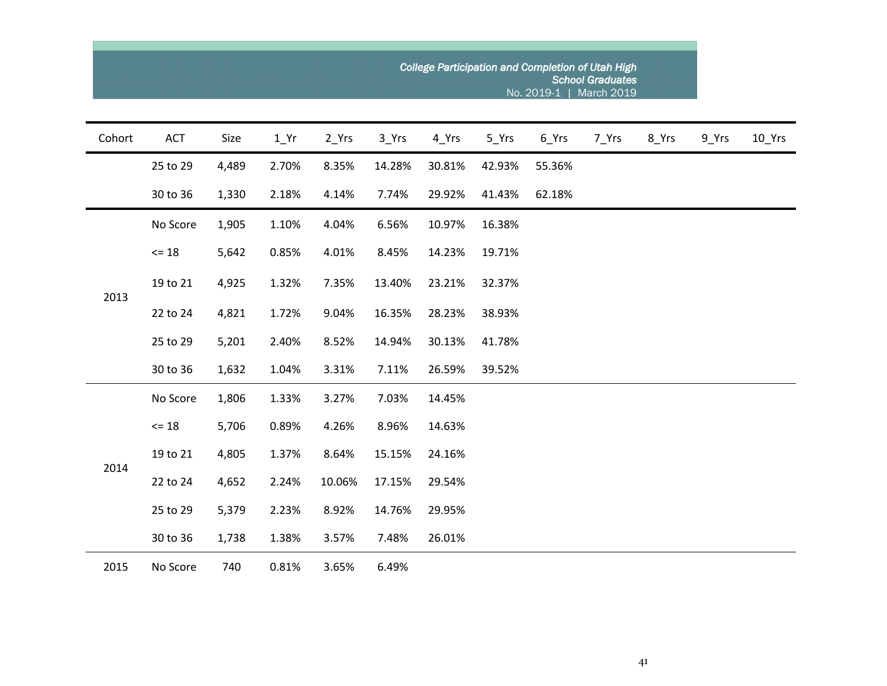| Cohort | ACT | Size | 1_Yr | 2_Yrs | 3_Yrs | 4_Yrs | 5_Yrs | 6_Yrs | 7_Yrs | 8_Yrs | 9_Yrs | 10_Yrs |
|---|---|---|---|---|---|---|---|---|---|---|---|---|
| | 25 to 29 | 4,489 | 2.70% | 8.35% | 14.28% | 30.81% | 42.93% | 55.36% | | | | |
| | 30 to 36 | 1,330 | 2.18% | 4.14% | 7.74% | 29.92% | 41.43% | 62.18% | | | | |
| 2013 | No Score | 1,905 | 1.10% | 4.04% | 6.56% | 10.97% | 16.38% | | | | | |
| | <= 18 | 5,642 | 0.85% | 4.01% | 8.45% | 14.23% | 19.71% | | | | | |
| | 19 to 21 | 4,925 | 1.32% | 7.35% | 13.40% | 23.21% | 32.37% | | | | | |
| | 22 to 24 | 4,821 | 1.72% | 9.04% | 16.35% | 28.23% | 38.93% | | | | | |
| | 25 to 29 | 5,201 | 2.40% | 8.52% | 14.94% | 30.13% | 41.78% | | | | | |
| | 30 to 36 | 1,632 | 1.04% | 3.31% | 7.11% | 26.59% | 39.52% | | | | | |
| 2014 | No Score | 1,806 | 1.33% | 3.27% | 7.03% | 14.45% | | | | | | |
| | <= 18 | 5,706 | 0.89% | 4.26% | 8.96% | 14.63% | | | | | | |
| | 19 to 21 | 4,805 | 1.37% | 8.64% | 15.15% | 24.16% | | | | | | |
| | 22 to 24 | 4,652 | 2.24% | 10.06% | 17.15% | 29.54% | | | | | | |
| | 25 to 29 | 5,379 | 2.23% | 8.92% | 14.76% | 29.95% | | | | | | |
| | 30 to 36 | 1,738 | 1.38% | 3.57% | 7.48% | 26.01% | | | | | | |
| 2015 | No Score | 740 | 0.81% | 3.65% | 6.49% | | | | | | | |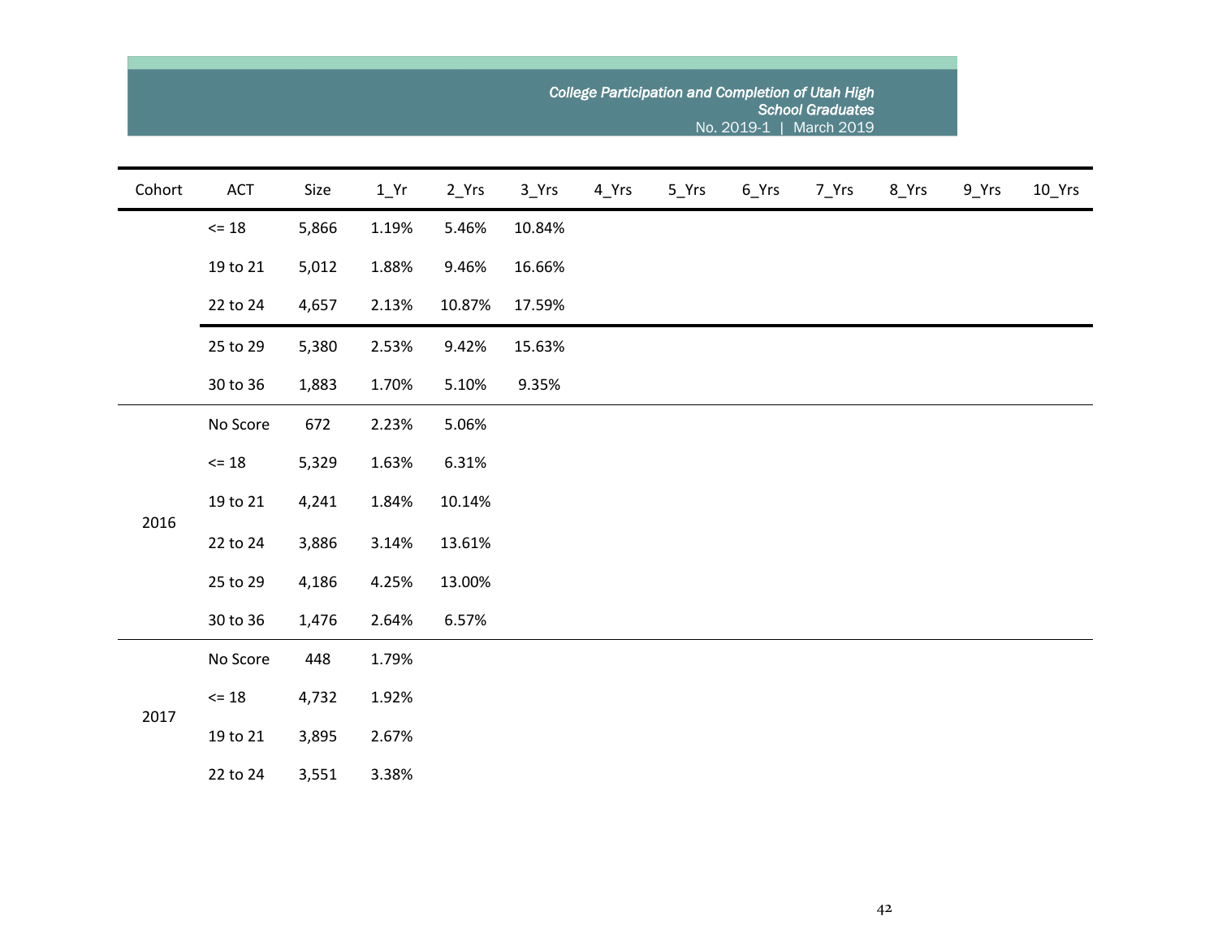| Cohort | ACT | Size | 1_Yr | 2_Yrs | 3_Yrs | 4_Yrs | 5_Yrs | 6_Yrs | 7_Yrs | 8_Yrs | 9_Yrs | 10_Yrs |
|---|---|---|---|---|---|---|---|---|---|---|---|---|
| | <= 18 | 5,866 | 1.19% | 5.46% | 10.84% | | | | | | | |
| | 19 to 21 | 5,012 | 1.88% | 9.46% | 16.66% | | | | | | | |
| | 22 to 24 | 4,657 | 2.13% | 10.87% | 17.59% | | | | | | | |
| | 25 to 29 | 5,380 | 2.53% | 9.42% | 15.63% | | | | | | | |
| | 30 to 36 | 1,883 | 1.70% | 5.10% | 9.35% | | | | | | | |
| 2016 | No Score | 672 | 2.23% | 5.06% | | | | | | | | |
| | <= 18 | 5,329 | 1.63% | 6.31% | | | | | | | | |
| | 19 to 21 | 4,241 | 1.84% | 10.14% | | | | | | | | |
| | 22 to 24 | 3,886 | 3.14% | 13.61% | | | | | | | | |
| | 25 to 29 | 4,186 | 4.25% | 13.00% | | | | | | | | |
| | 30 to 36 | 1,476 | 2.64% | 6.57% | | | | | | | | |
| 2017 | No Score | 448 | 1.79% | | | | | | | | | |
| | <= 18 | 4,732 | 1.92% | | | | | | | | | |
| | 19 to 21 | 3,895 | 2.67% | | | | | | | | | |
| | 22 to 24 | 3,551 | 3.38% | | | | | | | | | |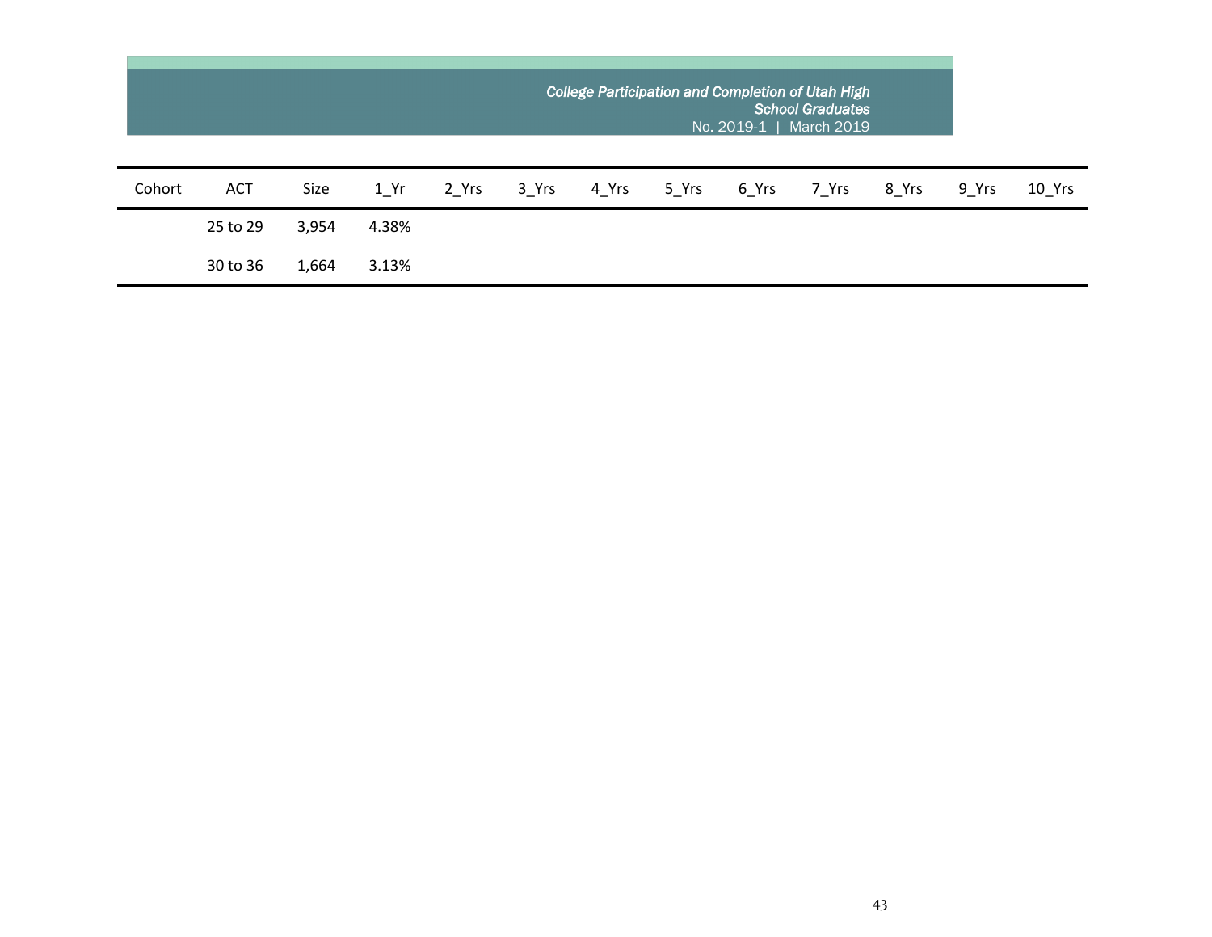| Cohort | ACT | Size | 1_Yr | 2_Yrs | 3_Yrs | 4_Yrs | 5_Yrs | 6_Yrs | 7_Yrs | 8_Yrs | 9_Yrs | 10_Yrs |
|---|---|---|---|---|---|---|---|---|---|---|---|---|
| | 25 to 29 | 3,954 | 4.38% | | | | | | | | | |
| | 30 to 36 | 1,664 | 3.13% | | | | | | | | | |